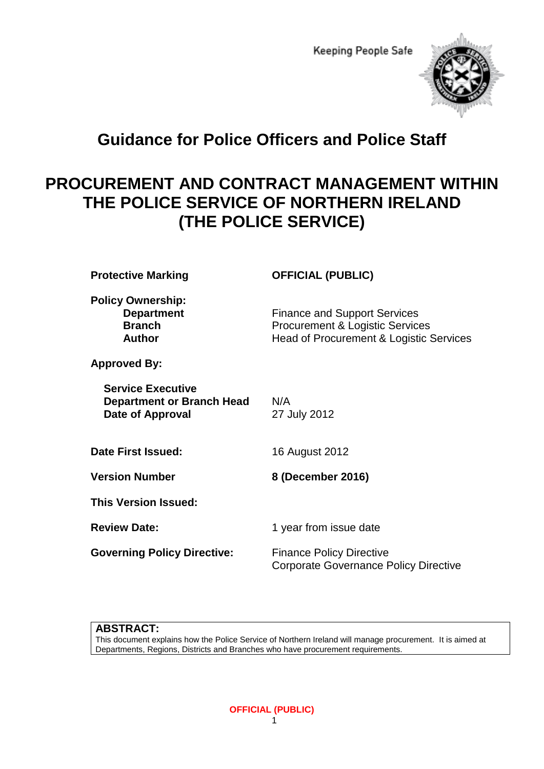Keeping People Safe

# Guidance for Police Officers and Police Staff

# PROCUREMENT AND CONTRACT MANAGEMENT WITHIN THE POLICE SERVICE OF NORTHERN IRELAND (THE POLICE SERVICE)

| | |
|---|---|
| **Protective Marking** | **OFFICIAL (PUBLIC)** |
| **Policy Ownership:** | |
| **Department** | Finance and Support Services |
| **Branch** | Procurement & Logistic Services |
| **Author** | Head of Procurement & Logistic Services |
| **Approved By:** | |
| **Service Executive** | |
| **Department or Branch Head** | N/A |
| **Date of Approval** | 27 July 2012 |
| **Date First Issued:** | 16 August 2012 |
| **Version Number** | **8 (December 2016)** |
| **This Version Issued:** | |
| **Review Date:** | 1 year from issue date |
| **Governing Policy Directive:** | Finance Policy Directive<br>Corporate Governance Policy Directive |

**ABSTRACT:**
This document explains how the Police Service of Northern Ireland will manage procurement. It is aimed at Departments, Regions, Districts and Branches who have procurement requirements.

**OFFICIAL (PUBLIC)**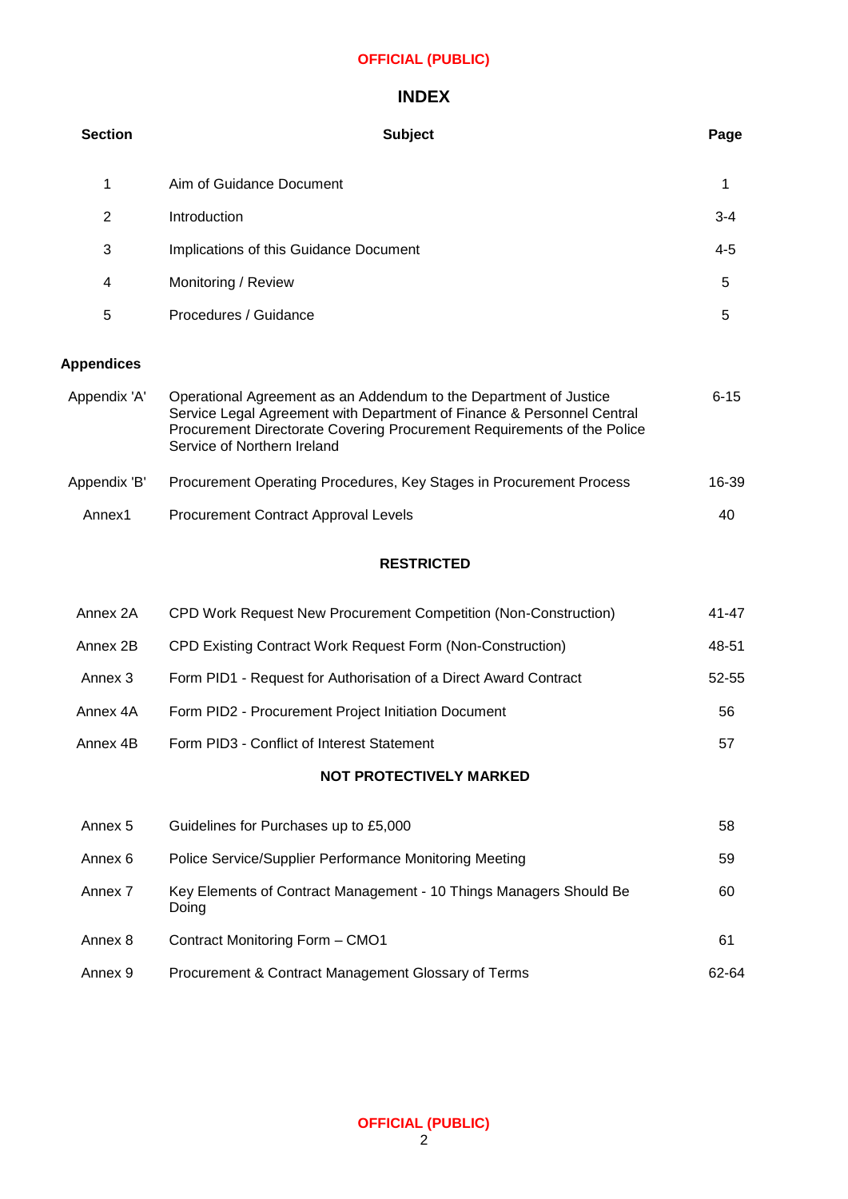# INDEX

| Section | Subject | Page |
|---|---|---|
| 1 | Aim of Guidance Document | 1 |
| 2 | Introduction | 3-4 |
| 3 | Implications of this Guidance Document | 4-5 |
| 4 | Monitoring / Review | 5 |
| 5 | Procedures / Guidance | 5 |
| **Appendices** | | |
| Appendix 'A' | Operational Agreement as an Addendum to the Department of Justice Service Legal Agreement with Department of Finance & Personnel Central Procurement Directorate Covering Procurement Requirements of the Police Service of Northern Ireland | 6-15 |
| Appendix 'B' | Procurement Operating Procedures, Key Stages in Procurement Process | 16-39 |
| Annex1 | Procurement Contract Approval Levels | 40 |
| | **RESTRICTED** | |
| Annex 2A | CPD Work Request New Procurement Competition (Non-Construction) | 41-47 |
| Annex 2B | CPD Existing Contract Work Request Form (Non-Construction) | 48-51 |
| Annex 3 | Form PID1 - Request for Authorisation of a Direct Award Contract | 52-55 |
| Annex 4A | Form PID2 - Procurement Project Initiation Document | 56 |
| Annex 4B | Form PID3 - Conflict of Interest Statement | 57 |
| | **NOT PROTECTIVELY MARKED** | |
| Annex 5 | Guidelines for Purchases up to £5,000 | 58 |
| Annex 6 | Police Service/Supplier Performance Monitoring Meeting | 59 |
| Annex 7 | Key Elements of Contract Management - 10 Things Managers Should Be Doing | 60 |
| Annex 8 | Contract Monitoring Form – CMO1 | 61 |
| Annex 9 | Procurement & Contract Management Glossary of Terms | 62-64 |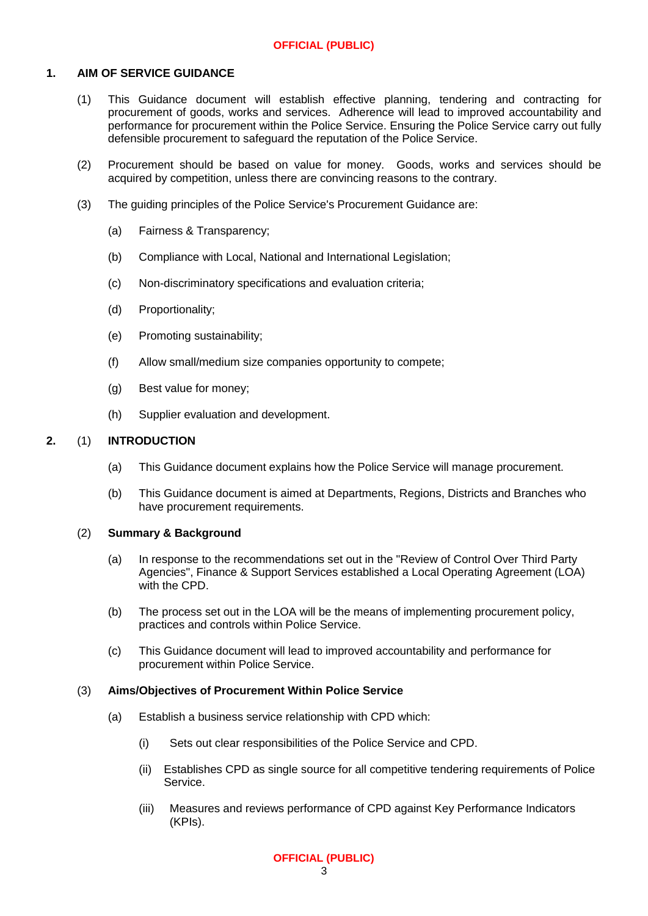## 1. AIM OF SERVICE GUIDANCE

(1) This Guidance document will establish effective planning, tendering and contracting for procurement of goods, works and services. Adherence will lead to improved accountability and performance for procurement within the Police Service. Ensuring the Police Service carry out fully defensible procurement to safeguard the reputation of the Police Service.

(2) Procurement should be based on value for money. Goods, works and services should be acquired by competition, unless there are convincing reasons to the contrary.

(3) The guiding principles of the Police Service's Procurement Guidance are:

- (a) Fairness & Transparency;
- (b) Compliance with Local, National and International Legislation;
- (c) Non-discriminatory specifications and evaluation criteria;
- (d) Proportionality;
- (e) Promoting sustainability;
- (f) Allow small/medium size companies opportunity to compete;
- (g) Best value for money;
- (h) Supplier evaluation and development.

## 2. (1) INTRODUCTION

- (a) This Guidance document explains how the Police Service will manage procurement.
- (b) This Guidance document is aimed at Departments, Regions, Districts and Branches who have procurement requirements.

### (2) Summary & Background

- (a) In response to the recommendations set out in the "Review of Control Over Third Party Agencies", Finance & Support Services established a Local Operating Agreement (LOA) with the CPD.
- (b) The process set out in the LOA will be the means of implementing procurement policy, practices and controls within Police Service.
- (c) This Guidance document will lead to improved accountability and performance for procurement within Police Service.

### (3) Aims/Objectives of Procurement Within Police Service

- (a) Establish a business service relationship with CPD which:
  - (i) Sets out clear responsibilities of the Police Service and CPD.
  - (ii) Establishes CPD as single source for all competitive tendering requirements of Police Service.
  - (iii) Measures and reviews performance of CPD against Key Performance Indicators (KPIs).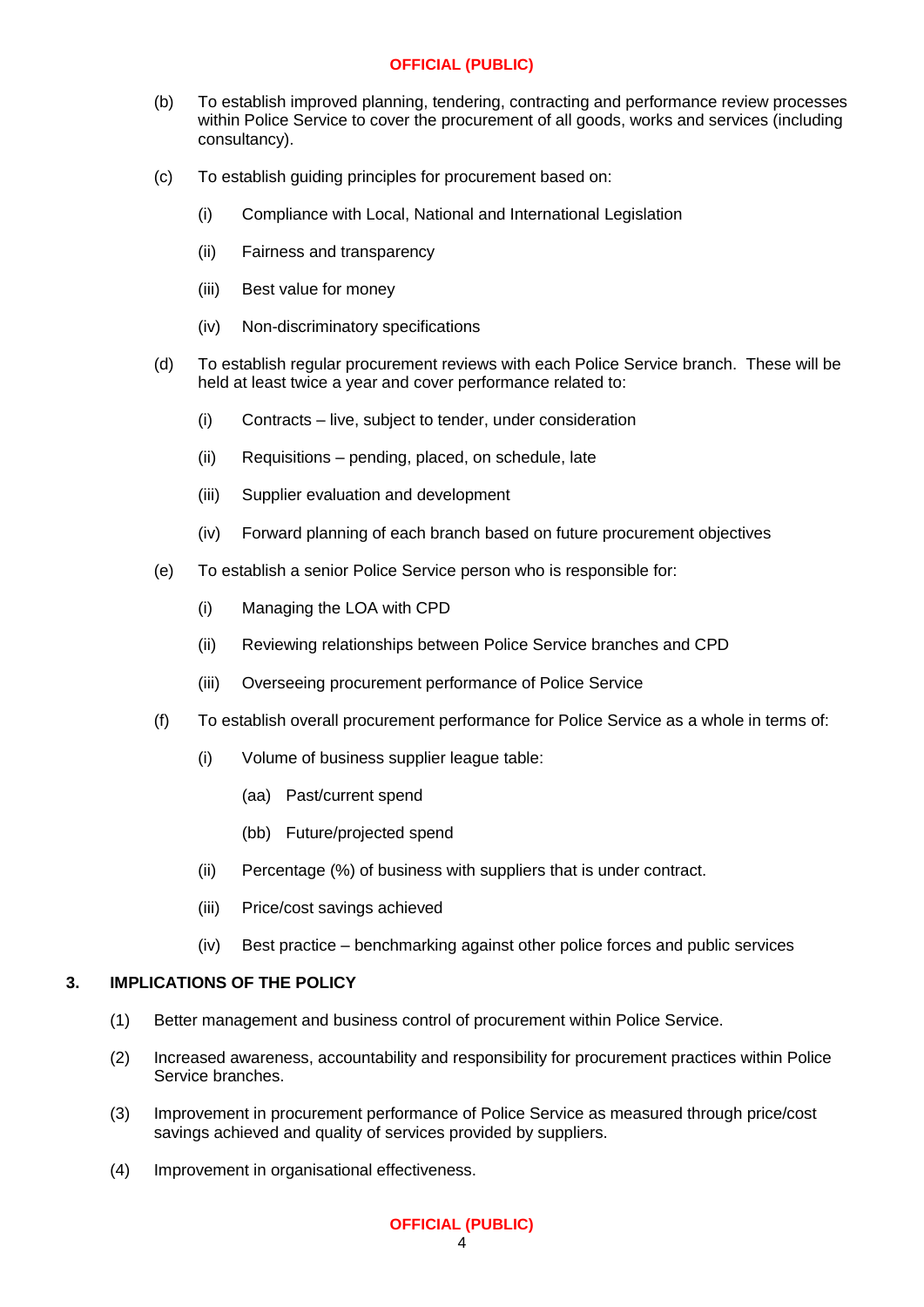(b) To establish improved planning, tendering, contracting and performance review processes within Police Service to cover the procurement of all goods, works and services (including consultancy).

(c) To establish guiding principles for procurement based on:

   (i) Compliance with Local, National and International Legislation

   (ii) Fairness and transparency

   (iii) Best value for money

   (iv) Non-discriminatory specifications

(d) To establish regular procurement reviews with each Police Service branch. These will be held at least twice a year and cover performance related to:

   (i) Contracts – live, subject to tender, under consideration

   (ii) Requisitions – pending, placed, on schedule, late

   (iii) Supplier evaluation and development

   (iv) Forward planning of each branch based on future procurement objectives

(e) To establish a senior Police Service person who is responsible for:

   (i) Managing the LOA with CPD

   (ii) Reviewing relationships between Police Service branches and CPD

   (iii) Overseeing procurement performance of Police Service

(f) To establish overall procurement performance for Police Service as a whole in terms of:

   (i) Volume of business supplier league table:

      (aa) Past/current spend

      (bb) Future/projected spend

   (ii) Percentage (%) of business with suppliers that is under contract.

   (iii) Price/cost savings achieved

   (iv) Best practice – benchmarking against other police forces and public services

## 3. IMPLICATIONS OF THE POLICY

(1) Better management and business control of procurement within Police Service.

(2) Increased awareness, accountability and responsibility for procurement practices within Police Service branches.

(3) Improvement in procurement performance of Police Service as measured through price/cost savings achieved and quality of services provided by suppliers.

(4) Improvement in organisational effectiveness.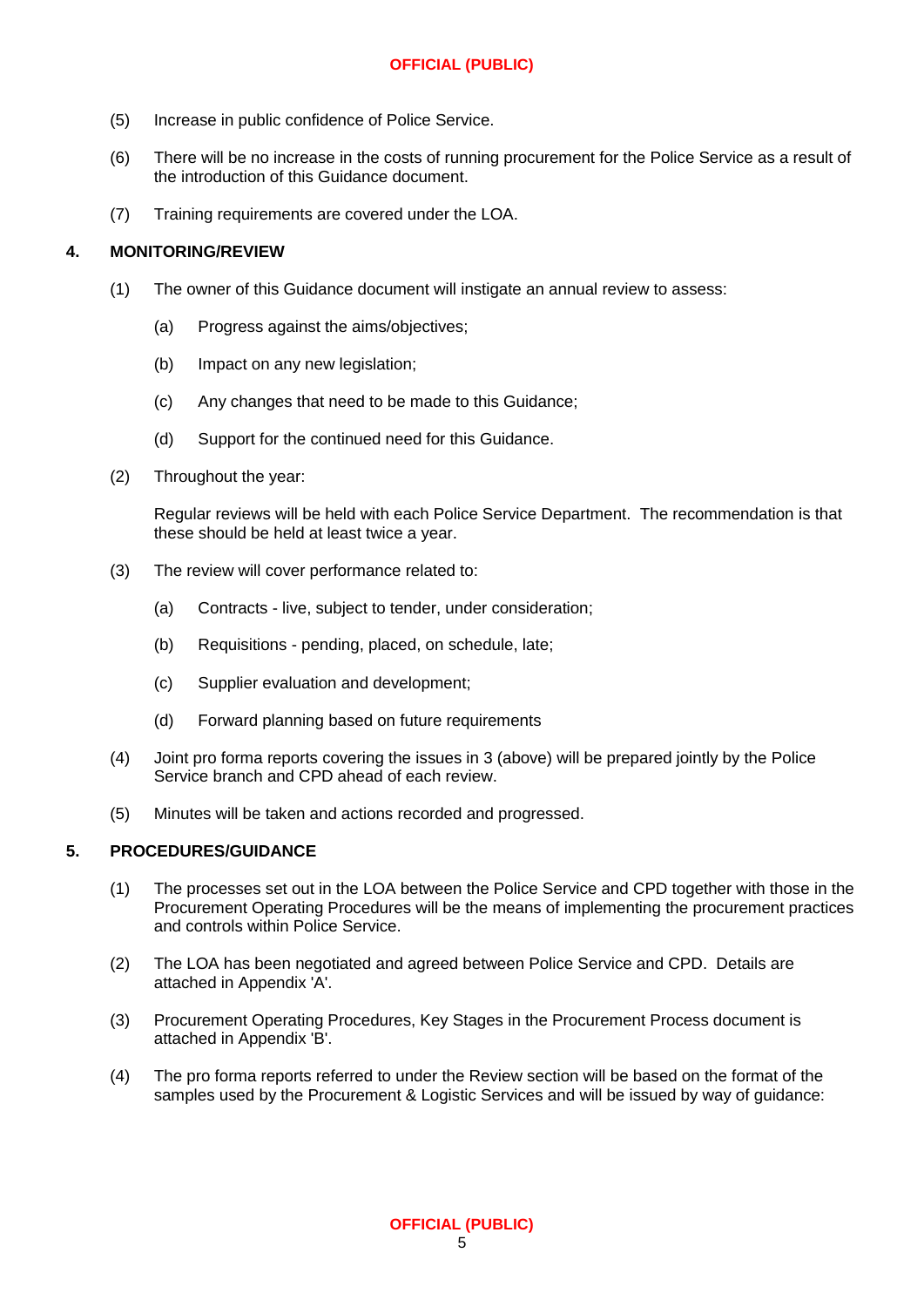(5) Increase in public confidence of Police Service.

(6) There will be no increase in the costs of running procurement for the Police Service as a result of the introduction of this Guidance document.

(7) Training requirements are covered under the LOA.

## 4. MONITORING/REVIEW

(1) The owner of this Guidance document will instigate an annual review to assess:

  (a) Progress against the aims/objectives;

  (b) Impact on any new legislation;

  (c) Any changes that need to be made to this Guidance;

  (d) Support for the continued need for this Guidance.

(2) Throughout the year:

Regular reviews will be held with each Police Service Department. The recommendation is that these should be held at least twice a year.

(3) The review will cover performance related to:

  (a) Contracts - live, subject to tender, under consideration;

  (b) Requisitions - pending, placed, on schedule, late;

  (c) Supplier evaluation and development;

  (d) Forward planning based on future requirements

(4) Joint pro forma reports covering the issues in 3 (above) will be prepared jointly by the Police Service branch and CPD ahead of each review.

(5) Minutes will be taken and actions recorded and progressed.

## 5. PROCEDURES/GUIDANCE

(1) The processes set out in the LOA between the Police Service and CPD together with those in the Procurement Operating Procedures will be the means of implementing the procurement practices and controls within Police Service.

(2) The LOA has been negotiated and agreed between Police Service and CPD. Details are attached in Appendix 'A'.

(3) Procurement Operating Procedures, Key Stages in the Procurement Process document is attached in Appendix 'B'.

(4) The pro forma reports referred to under the Review section will be based on the format of the samples used by the Procurement & Logistic Services and will be issued by way of guidance: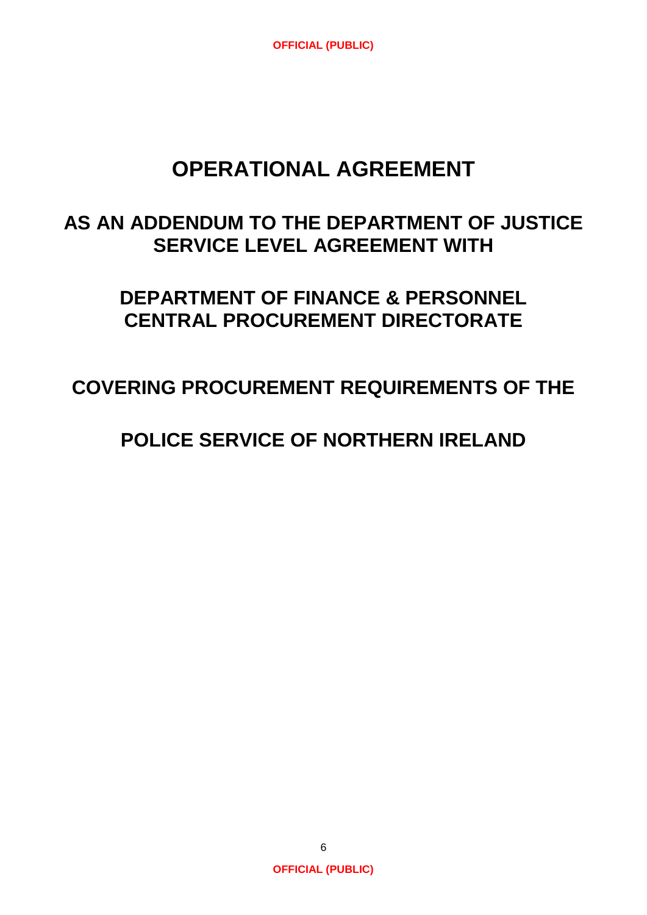# OPERATIONAL AGREEMENT

## AS AN ADDENDUM TO THE DEPARTMENT OF JUSTICE SERVICE LEVEL AGREEMENT WITH

## DEPARTMENT OF FINANCE & PERSONNEL CENTRAL PROCUREMENT DIRECTORATE

## COVERING PROCUREMENT REQUIREMENTS OF THE

## POLICE SERVICE OF NORTHERN IRELAND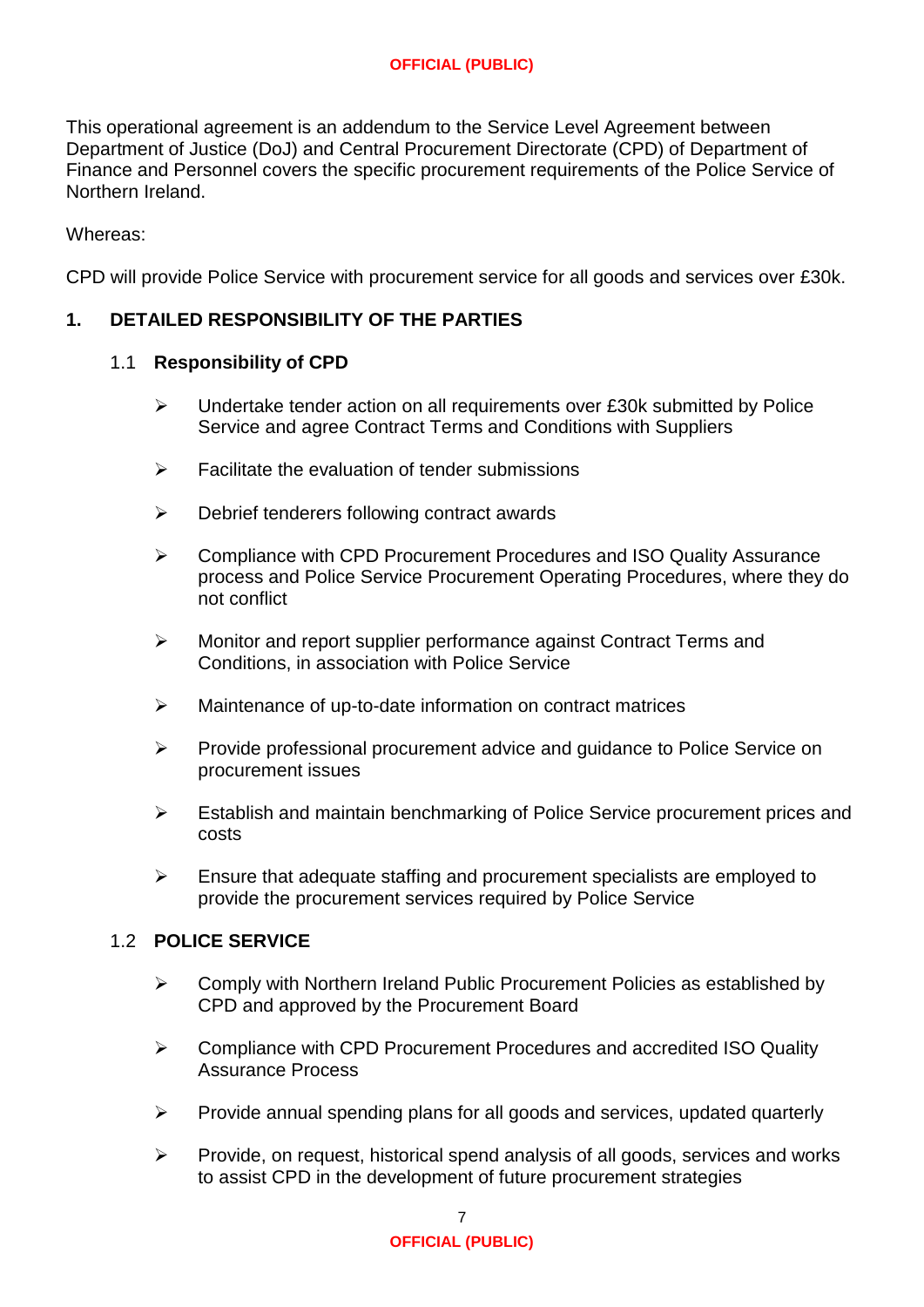This operational agreement is an addendum to the Service Level Agreement between Department of Justice (DoJ) and Central Procurement Directorate (CPD) of Department of Finance and Personnel covers the specific procurement requirements of the Police Service of Northern Ireland.

Whereas:

CPD will provide Police Service with procurement service for all goods and services over £30k.

## 1. DETAILED RESPONSIBILITY OF THE PARTIES

### 1.1 Responsibility of CPD

- Undertake tender action on all requirements over £30k submitted by Police Service and agree Contract Terms and Conditions with Suppliers
- Facilitate the evaluation of tender submissions
- Debrief tenderers following contract awards
- Compliance with CPD Procurement Procedures and ISO Quality Assurance process and Police Service Procurement Operating Procedures, where they do not conflict
- Monitor and report supplier performance against Contract Terms and Conditions, in association with Police Service
- Maintenance of up-to-date information on contract matrices
- Provide professional procurement advice and guidance to Police Service on procurement issues
- Establish and maintain benchmarking of Police Service procurement prices and costs
- Ensure that adequate staffing and procurement specialists are employed to provide the procurement services required by Police Service

### 1.2 POLICE SERVICE

- Comply with Northern Ireland Public Procurement Policies as established by CPD and approved by the Procurement Board
- Compliance with CPD Procurement Procedures and accredited ISO Quality Assurance Process
- Provide annual spending plans for all goods and services, updated quarterly
- Provide, on request, historical spend analysis of all goods, services and works to assist CPD in the development of future procurement strategies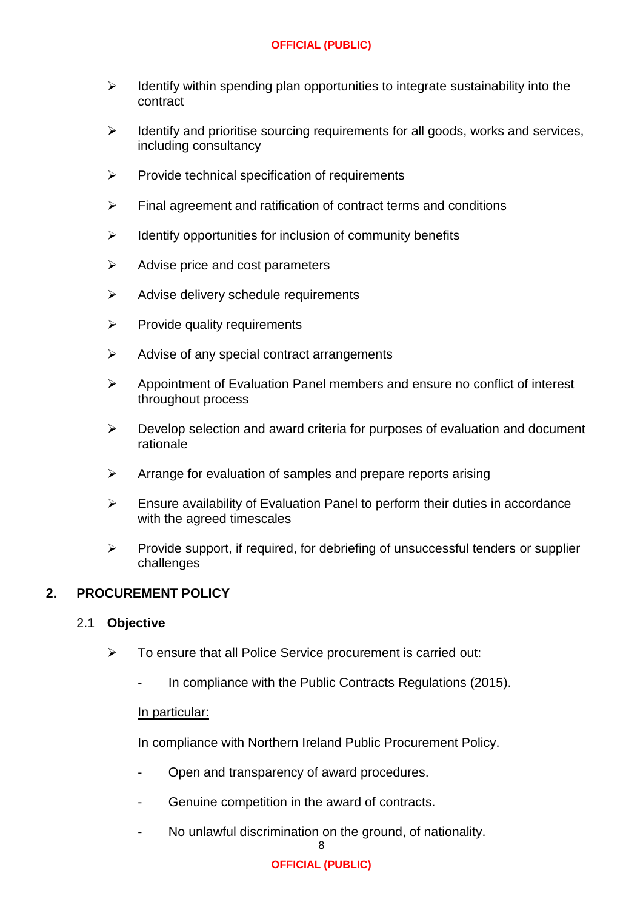- Identify within spending plan opportunities to integrate sustainability into the contract
- Identify and prioritise sourcing requirements for all goods, works and services, including consultancy
- Provide technical specification of requirements
- Final agreement and ratification of contract terms and conditions
- Identify opportunities for inclusion of community benefits
- Advise price and cost parameters
- Advise delivery schedule requirements
- Provide quality requirements
- Advise of any special contract arrangements
- Appointment of Evaluation Panel members and ensure no conflict of interest throughout process
- Develop selection and award criteria for purposes of evaluation and document rationale
- Arrange for evaluation of samples and prepare reports arising
- Ensure availability of Evaluation Panel to perform their duties in accordance with the agreed timescales
- Provide support, if required, for debriefing of unsuccessful tenders or supplier challenges

## 2. PROCUREMENT POLICY

### 2.1 Objective

- To ensure that all Police Service procurement is carried out:
  - In compliance with the Public Contracts Regulations (2015).

  <u>In particular:</u>

  In compliance with Northern Ireland Public Procurement Policy.

  - Open and transparency of award procedures.
  - Genuine competition in the award of contracts.
  - No unlawful discrimination on the ground, of nationality.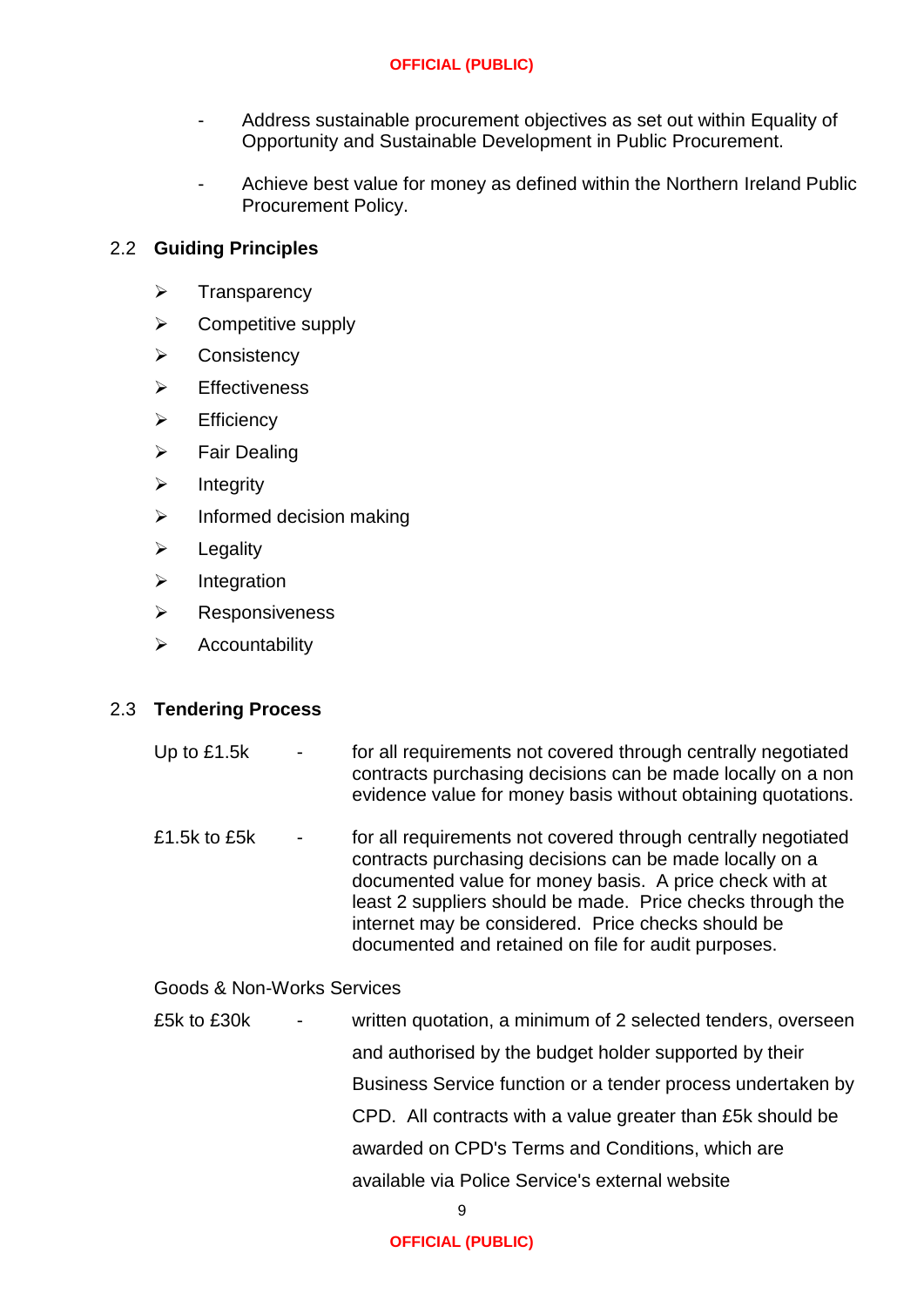- Address sustainable procurement objectives as set out within Equality of Opportunity and Sustainable Development in Public Procurement.

- Achieve best value for money as defined within the Northern Ireland Public Procurement Policy.

## 2.2 Guiding Principles

- Transparency
- Competitive supply
- Consistency
- Effectiveness
- Efficiency
- Fair Dealing
- Integrity
- Informed decision making
- Legality
- Integration
- Responsiveness
- Accountability

## 2.3 Tendering Process

Up to £1.5k - for all requirements not covered through centrally negotiated contracts purchasing decisions can be made locally on a non evidence value for money basis without obtaining quotations.

£1.5k to £5k - for all requirements not covered through centrally negotiated contracts purchasing decisions can be made locally on a documented value for money basis. A price check with at least 2 suppliers should be made. Price checks through the internet may be considered. Price checks should be documented and retained on file for audit purposes.

Goods & Non-Works Services

£5k to £30k - written quotation, a minimum of 2 selected tenders, overseen and authorised by the budget holder supported by their Business Service function or a tender process undertaken by CPD. All contracts with a value greater than £5k should be awarded on CPD's Terms and Conditions, which are available via Police Service's external website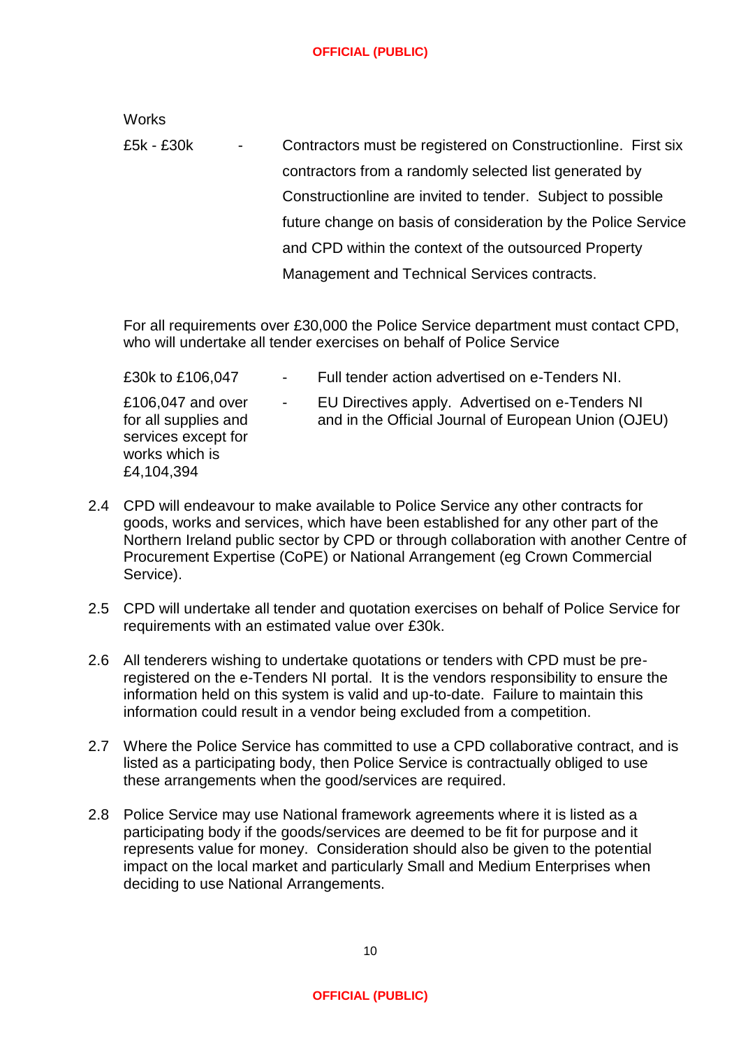Works

| | | |
|---|---|---|
| £5k - £30k | - | Contractors must be registered on Constructionline. First six contractors from a randomly selected list generated by Constructionline are invited to tender. Subject to possible future change on basis of consideration by the Police Service and CPD within the context of the outsourced Property Management and Technical Services contracts. |

For all requirements over £30,000 the Police Service department must contact CPD, who will undertake all tender exercises on behalf of Police Service

| | | |
|---|---|---|
| £30k to £106,047 | - | Full tender action advertised on e-Tenders NI. |
| £106,047 and over for all supplies and services except for works which is £4,104,394 | - | EU Directives apply. Advertised on e-Tenders NI and in the Official Journal of European Union (OJEU) |

2.4 CPD will endeavour to make available to Police Service any other contracts for goods, works and services, which have been established for any other part of the Northern Ireland public sector by CPD or through collaboration with another Centre of Procurement Expertise (CoPE) or National Arrangement (eg Crown Commercial Service).

2.5 CPD will undertake all tender and quotation exercises on behalf of Police Service for requirements with an estimated value over £30k.

2.6 All tenderers wishing to undertake quotations or tenders with CPD must be pre-registered on the e-Tenders NI portal. It is the vendors responsibility to ensure the information held on this system is valid and up-to-date. Failure to maintain this information could result in a vendor being excluded from a competition.

2.7 Where the Police Service has committed to use a CPD collaborative contract, and is listed as a participating body, then Police Service is contractually obliged to use these arrangements when the good/services are required.

2.8 Police Service may use National framework agreements where it is listed as a participating body if the goods/services are deemed to be fit for purpose and it represents value for money. Consideration should also be given to the potential impact on the local market and particularly Small and Medium Enterprises when deciding to use National Arrangements.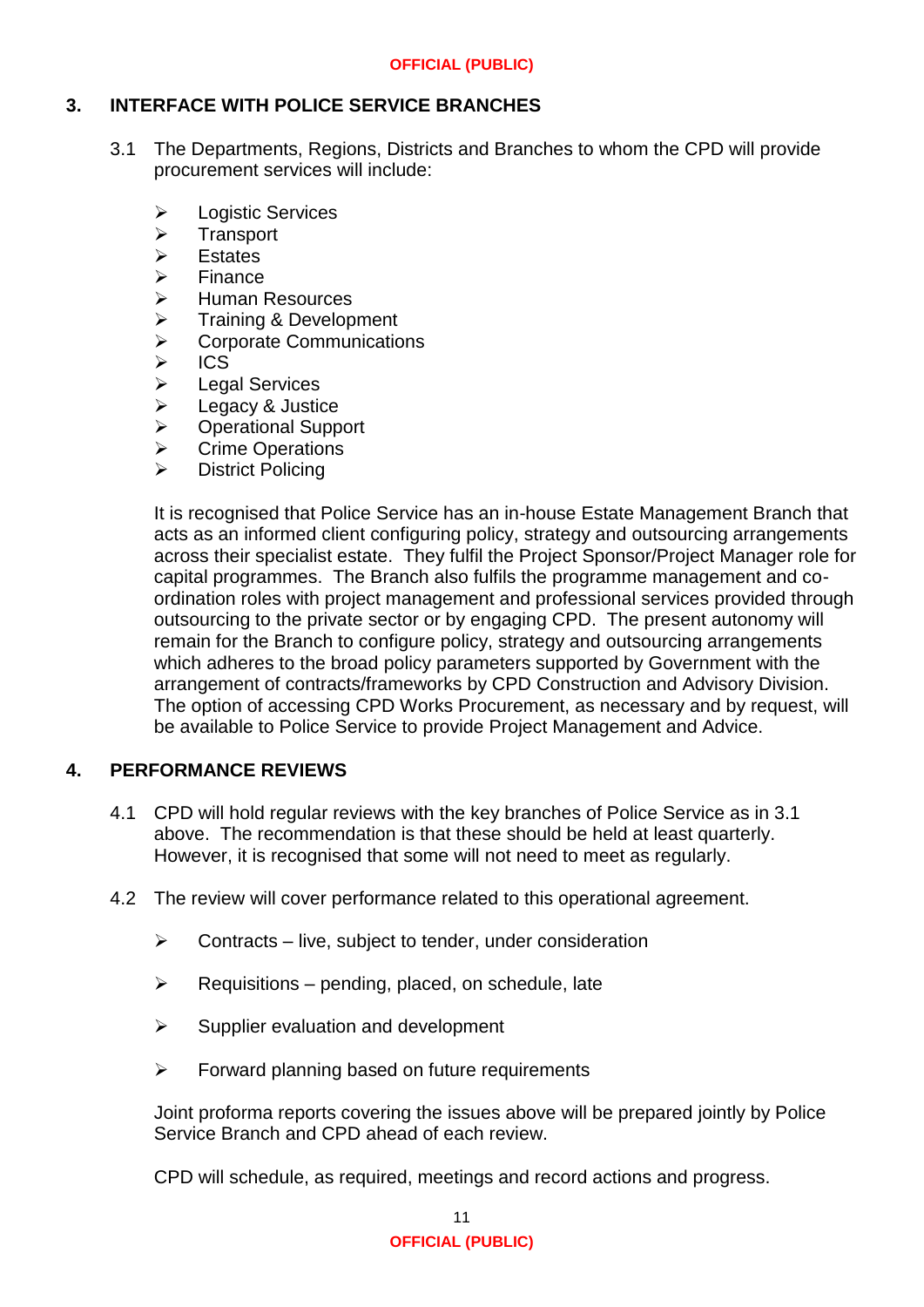## 3. INTERFACE WITH POLICE SERVICE BRANCHES

3.1 The Departments, Regions, Districts and Branches to whom the CPD will provide procurement services will include:

- Logistic Services
- Transport
- Estates
- Finance
- Human Resources
- Training & Development
- Corporate Communications
- ICS
- Legal Services
- Legacy & Justice
- Operational Support
- Crime Operations
- District Policing

It is recognised that Police Service has an in-house Estate Management Branch that acts as an informed client configuring policy, strategy and outsourcing arrangements across their specialist estate. They fulfil the Project Sponsor/Project Manager role for capital programmes. The Branch also fulfils the programme management and co-ordination roles with project management and professional services provided through outsourcing to the private sector or by engaging CPD. The present autonomy will remain for the Branch to configure policy, strategy and outsourcing arrangements which adheres to the broad policy parameters supported by Government with the arrangement of contracts/frameworks by CPD Construction and Advisory Division. The option of accessing CPD Works Procurement, as necessary and by request, will be available to Police Service to provide Project Management and Advice.

## 4. PERFORMANCE REVIEWS

4.1 CPD will hold regular reviews with the key branches of Police Service as in 3.1 above. The recommendation is that these should be held at least quarterly. However, it is recognised that some will not need to meet as regularly.

4.2 The review will cover performance related to this operational agreement.

- Contracts – live, subject to tender, under consideration
- Requisitions – pending, placed, on schedule, late
- Supplier evaluation and development
- Forward planning based on future requirements

Joint proforma reports covering the issues above will be prepared jointly by Police Service Branch and CPD ahead of each review.

CPD will schedule, as required, meetings and record actions and progress.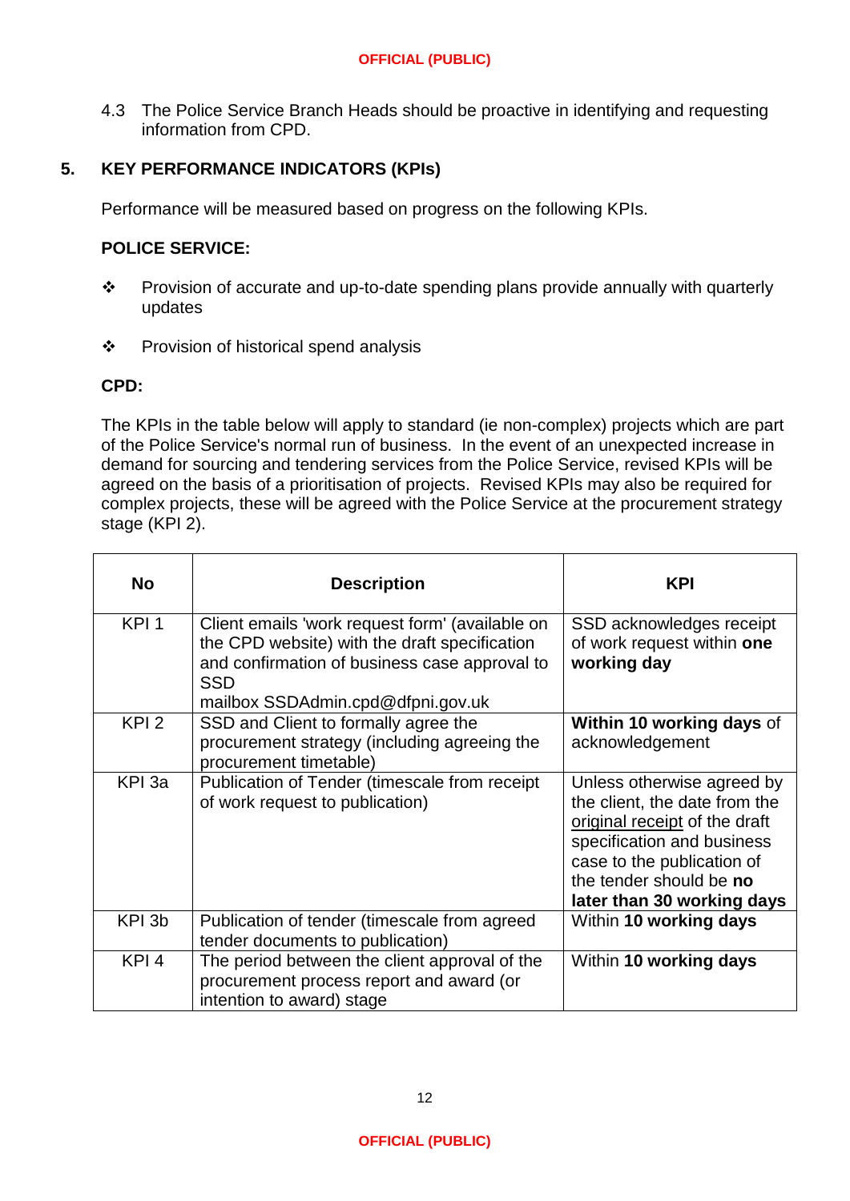4.3 The Police Service Branch Heads should be proactive in identifying and requesting information from CPD.

## 5. KEY PERFORMANCE INDICATORS (KPIs)

Performance will be measured based on progress on the following KPIs.

**POLICE SERVICE:**

- Provision of accurate and up-to-date spending plans provide annually with quarterly updates
- Provision of historical spend analysis

**CPD:**

The KPIs in the table below will apply to standard (ie non-complex) projects which are part of the Police Service's normal run of business. In the event of an unexpected increase in demand for sourcing and tendering services from the Police Service, revised KPIs will be agreed on the basis of a prioritisation of projects. Revised KPIs may also be required for complex projects, these will be agreed with the Police Service at the procurement strategy stage (KPI 2).

| No | Description | KPI |
|---|---|---|
| KPI 1 | Client emails 'work request form' (available on the CPD website) with the draft specification and confirmation of business case approval to SSD mailbox SSDAdmin.cpd@dfpni.gov.uk | SSD acknowledges receipt of work request within **one working day** |
| KPI 2 | SSD and Client to formally agree the procurement strategy (including agreeing the procurement timetable) | **Within 10 working days** of acknowledgement |
| KPI 3a | Publication of Tender (timescale from receipt of work request to publication) | Unless otherwise agreed by the client, the date from the original receipt of the draft specification and business case to the publication of the tender should be **no later than 30 working days** |
| KPI 3b | Publication of tender (timescale from agreed tender documents to publication) | Within **10 working days** |
| KPI 4 | The period between the client approval of the procurement process report and award (or intention to award) stage | Within **10 working days** |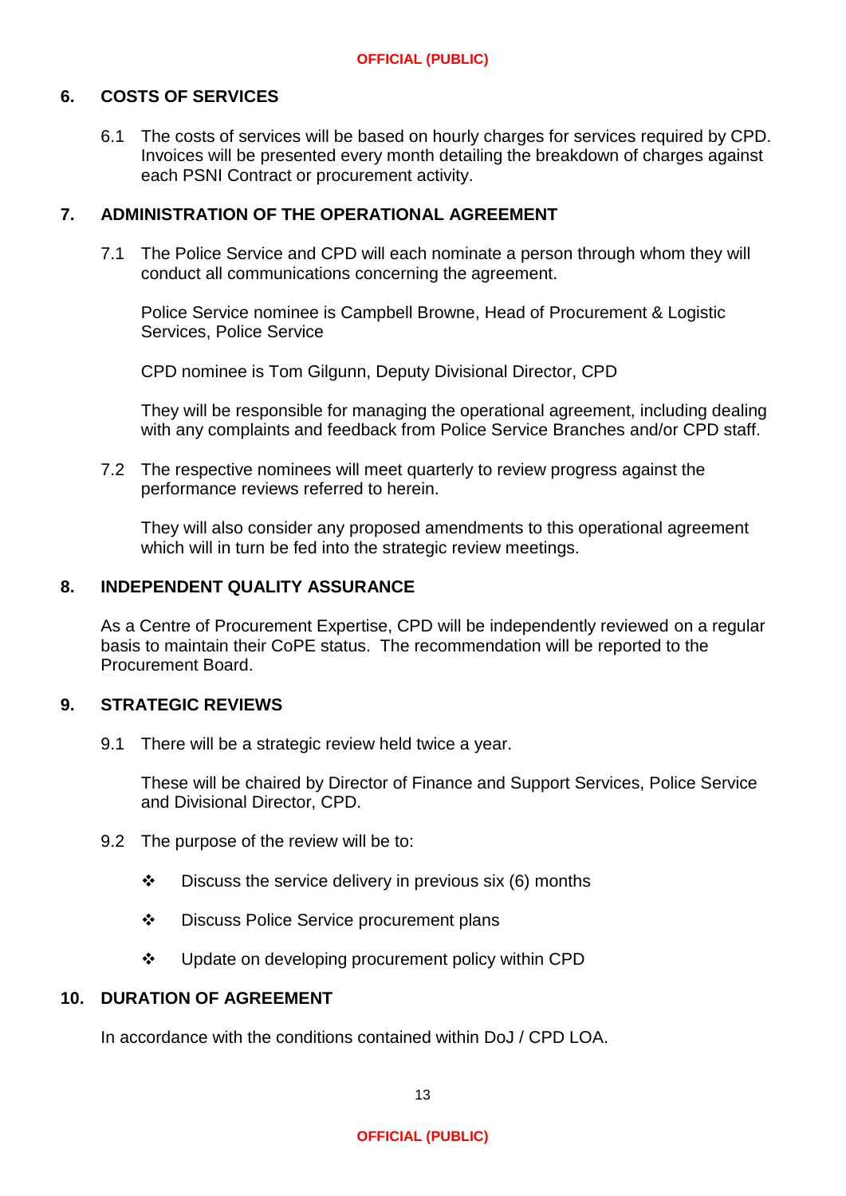## 6. COSTS OF SERVICES

6.1 The costs of services will be based on hourly charges for services required by CPD. Invoices will be presented every month detailing the breakdown of charges against each PSNI Contract or procurement activity.

## 7. ADMINISTRATION OF THE OPERATIONAL AGREEMENT

7.1 The Police Service and CPD will each nominate a person through whom they will conduct all communications concerning the agreement.

Police Service nominee is Campbell Browne, Head of Procurement & Logistic Services, Police Service

CPD nominee is Tom Gilgunn, Deputy Divisional Director, CPD

They will be responsible for managing the operational agreement, including dealing with any complaints and feedback from Police Service Branches and/or CPD staff.

7.2 The respective nominees will meet quarterly to review progress against the performance reviews referred to herein.

They will also consider any proposed amendments to this operational agreement which will in turn be fed into the strategic review meetings.

## 8. INDEPENDENT QUALITY ASSURANCE

As a Centre of Procurement Expertise, CPD will be independently reviewed on a regular basis to maintain their CoPE status. The recommendation will be reported to the Procurement Board.

## 9. STRATEGIC REVIEWS

9.1 There will be a strategic review held twice a year.

These will be chaired by Director of Finance and Support Services, Police Service and Divisional Director, CPD.

9.2 The purpose of the review will be to:

- Discuss the service delivery in previous six (6) months
- Discuss Police Service procurement plans
- Update on developing procurement policy within CPD

## 10. DURATION OF AGREEMENT

In accordance with the conditions contained within DoJ / CPD LOA.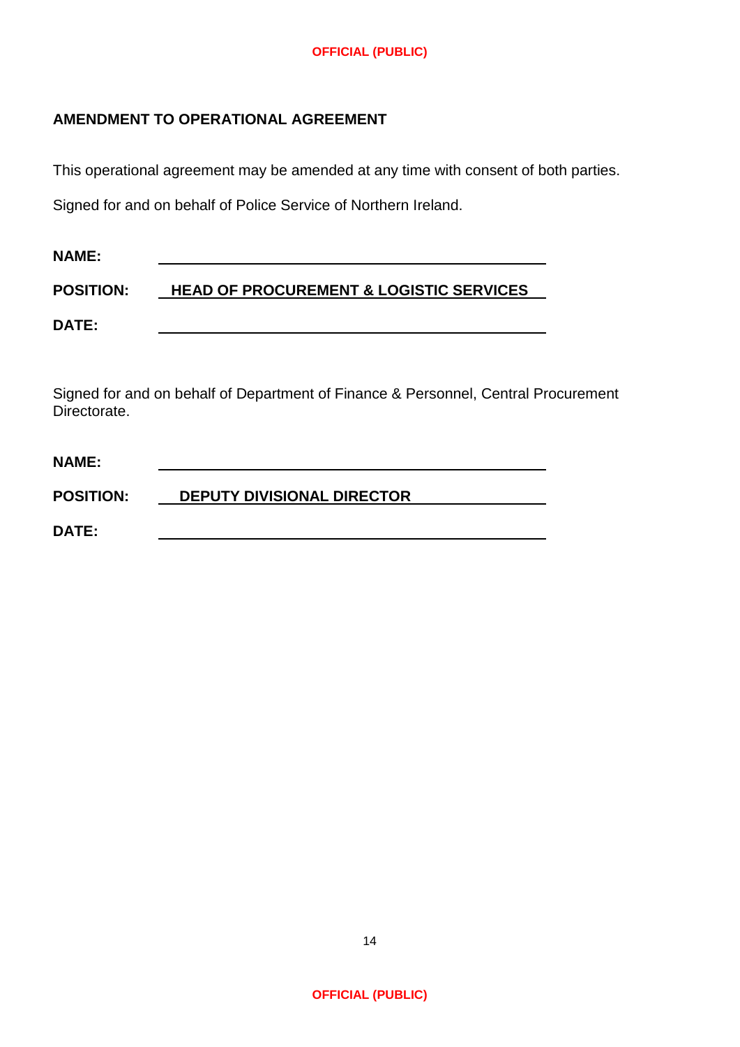**AMENDMENT TO OPERATIONAL AGREEMENT**

This operational agreement may be amended at any time with consent of both parties.

Signed for and on behalf of Police Service of Northern Ireland.

**NAME:** ______________________________

**POSITION:** **HEAD OF PROCUREMENT & LOGISTIC SERVICES**

**DATE:** ______________________________

Signed for and on behalf of Department of Finance & Personnel, Central Procurement Directorate.

**NAME:** ______________________________

**POSITION:** **DEPUTY DIVISIONAL DIRECTOR**

**DATE:** ______________________________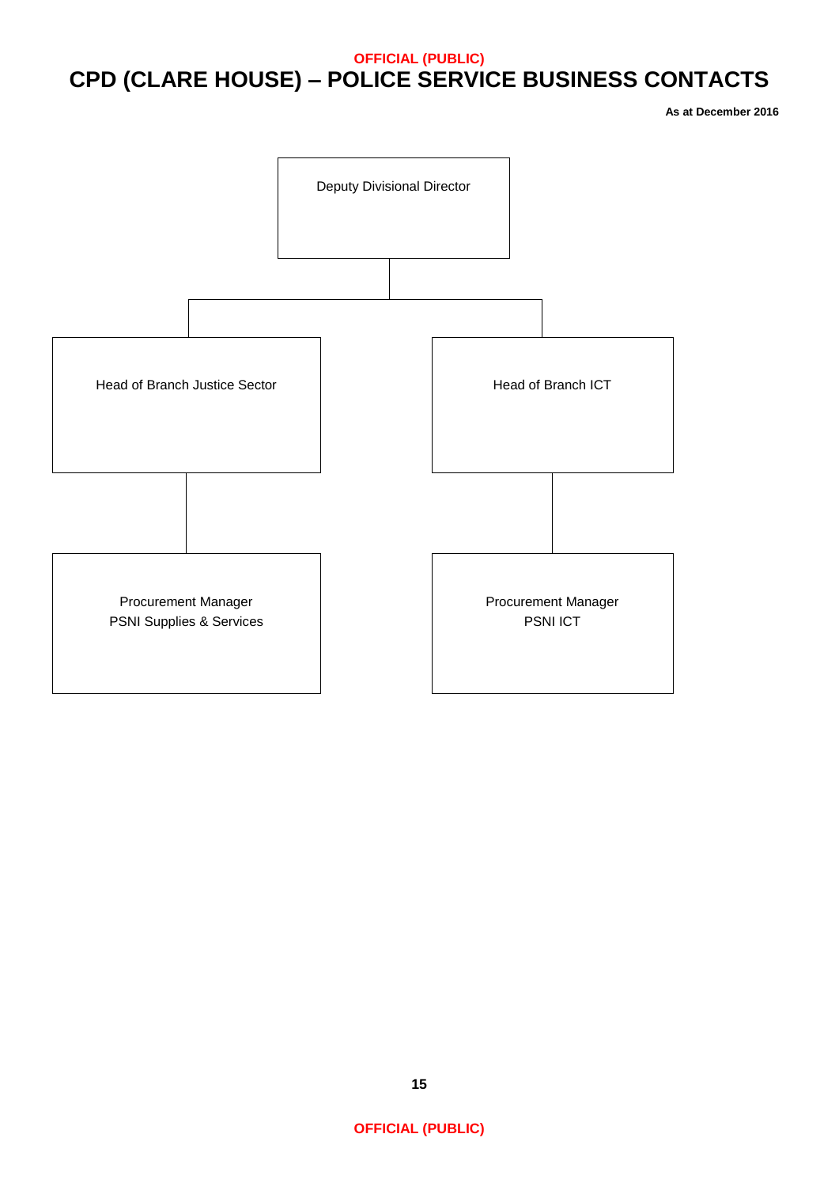OFFICIAL (PUBLIC)

# CPD (CLARE HOUSE) – POLICE SERVICE BUSINESS CONTACTS

**As at December 2016**

- Deputy Divisional Director
  - Head of Branch Justice Sector
    - Procurement Manager PSNI Supplies & Services
  - Head of Branch ICT
    - Procurement Manager PSNI ICT

OFFICIAL (PUBLIC)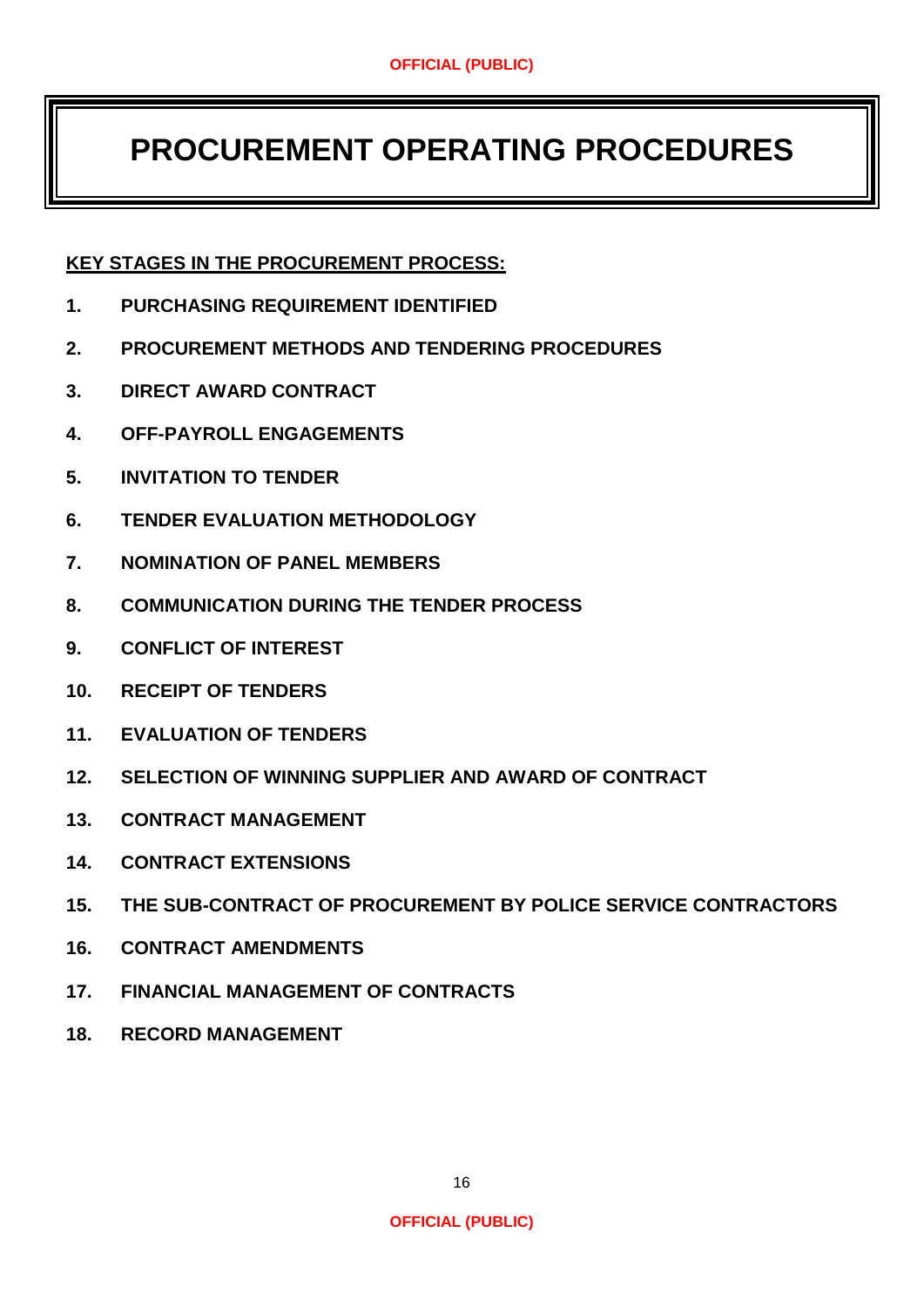# PROCUREMENT OPERATING PROCEDURES

**KEY STAGES IN THE PROCUREMENT PROCESS:**

1. **PURCHASING REQUIREMENT IDENTIFIED**
2. **PROCUREMENT METHODS AND TENDERING PROCEDURES**
3. **DIRECT AWARD CONTRACT**
4. **OFF-PAYROLL ENGAGEMENTS**
5. **INVITATION TO TENDER**
6. **TENDER EVALUATION METHODOLOGY**
7. **NOMINATION OF PANEL MEMBERS**
8. **COMMUNICATION DURING THE TENDER PROCESS**
9. **CONFLICT OF INTEREST**
10. **RECEIPT OF TENDERS**
11. **EVALUATION OF TENDERS**
12. **SELECTION OF WINNING SUPPLIER AND AWARD OF CONTRACT**
13. **CONTRACT MANAGEMENT**
14. **CONTRACT EXTENSIONS**
15. **THE SUB-CONTRACT OF PROCUREMENT BY POLICE SERVICE CONTRACTORS**
16. **CONTRACT AMENDMENTS**
17. **FINANCIAL MANAGEMENT OF CONTRACTS**
18. **RECORD MANAGEMENT**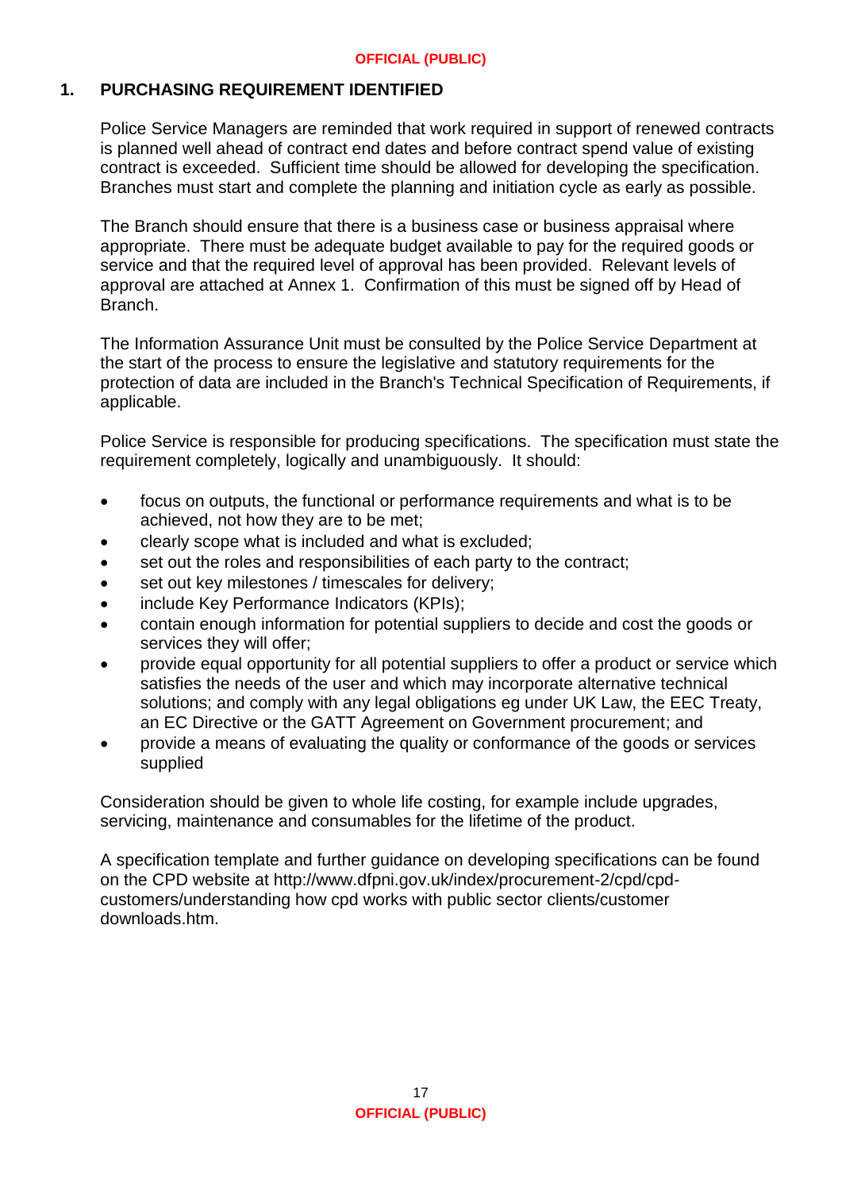## 1. PURCHASING REQUIREMENT IDENTIFIED

Police Service Managers are reminded that work required in support of renewed contracts is planned well ahead of contract end dates and before contract spend value of existing contract is exceeded. Sufficient time should be allowed for developing the specification. Branches must start and complete the planning and initiation cycle as early as possible.

The Branch should ensure that there is a business case or business appraisal where appropriate. There must be adequate budget available to pay for the required goods or service and that the required level of approval has been provided. Relevant levels of approval are attached at Annex 1. Confirmation of this must be signed off by Head of Branch.

The Information Assurance Unit must be consulted by the Police Service Department at the start of the process to ensure the legislative and statutory requirements for the protection of data are included in the Branch's Technical Specification of Requirements, if applicable.

Police Service is responsible for producing specifications. The specification must state the requirement completely, logically and unambiguously. It should:

- focus on outputs, the functional or performance requirements and what is to be achieved, not how they are to be met;
- clearly scope what is included and what is excluded;
- set out the roles and responsibilities of each party to the contract;
- set out key milestones / timescales for delivery;
- include Key Performance Indicators (KPIs);
- contain enough information for potential suppliers to decide and cost the goods or services they will offer;
- provide equal opportunity for all potential suppliers to offer a product or service which satisfies the needs of the user and which may incorporate alternative technical solutions; and comply with any legal obligations eg under UK Law, the EEC Treaty, an EC Directive or the GATT Agreement on Government procurement; and
- provide a means of evaluating the quality or conformance of the goods or services supplied

Consideration should be given to whole life costing, for example include upgrades, servicing, maintenance and consumables for the lifetime of the product.

A specification template and further guidance on developing specifications can be found on the CPD website at http://www.dfpni.gov.uk/index/procurement-2/cpd/cpd-customers/understanding how cpd works with public sector clients/customer downloads.htm.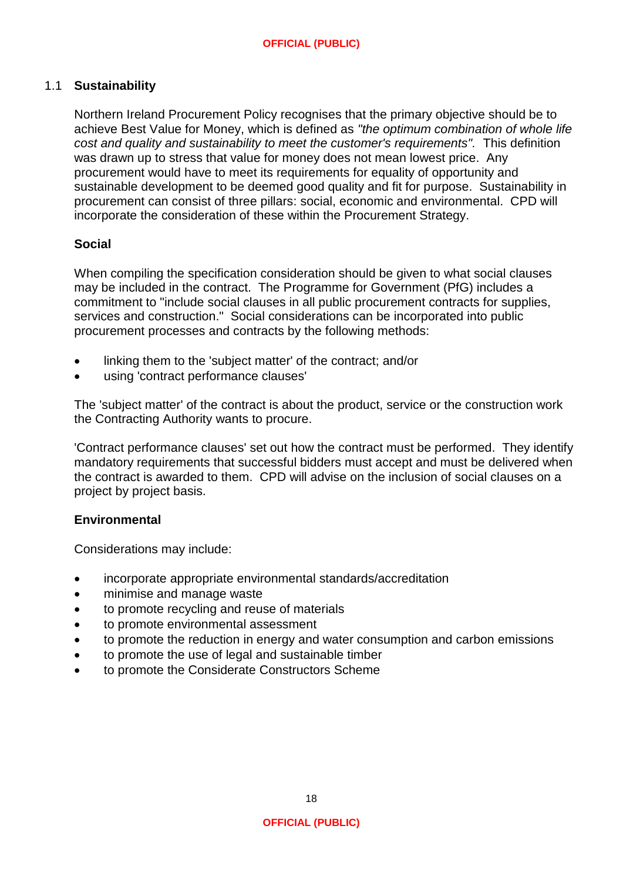## 1.1 Sustainability

Northern Ireland Procurement Policy recognises that the primary objective should be to achieve Best Value for Money, which is defined as *"the optimum combination of whole life cost and quality and sustainability to meet the customer's requirements".* This definition was drawn up to stress that value for money does not mean lowest price. Any procurement would have to meet its requirements for equality of opportunity and sustainable development to be deemed good quality and fit for purpose. Sustainability in procurement can consist of three pillars: social, economic and environmental. CPD will incorporate the consideration of these within the Procurement Strategy.

### Social

When compiling the specification consideration should be given to what social clauses may be included in the contract. The Programme for Government (PfG) includes a commitment to "include social clauses in all public procurement contracts for supplies, services and construction." Social considerations can be incorporated into public procurement processes and contracts by the following methods:

- linking them to the 'subject matter' of the contract; and/or
- using 'contract performance clauses'

The 'subject matter' of the contract is about the product, service or the construction work the Contracting Authority wants to procure.

'Contract performance clauses' set out how the contract must be performed. They identify mandatory requirements that successful bidders must accept and must be delivered when the contract is awarded to them. CPD will advise on the inclusion of social clauses on a project by project basis.

### Environmental

Considerations may include:

- incorporate appropriate environmental standards/accreditation
- minimise and manage waste
- to promote recycling and reuse of materials
- to promote environmental assessment
- to promote the reduction in energy and water consumption and carbon emissions
- to promote the use of legal and sustainable timber
- to promote the Considerate Constructors Scheme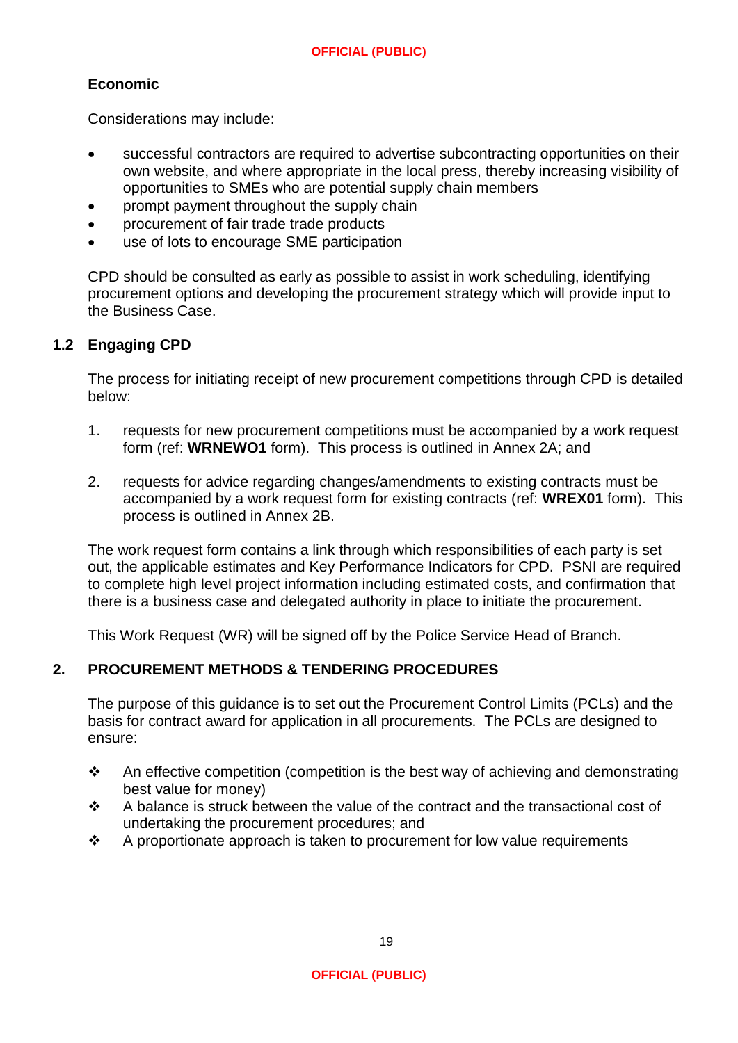**Economic**

Considerations may include:

- successful contractors are required to advertise subcontracting opportunities on their own website, and where appropriate in the local press, thereby increasing visibility of opportunities to SMEs who are potential supply chain members
- prompt payment throughout the supply chain
- procurement of fair trade trade products
- use of lots to encourage SME participation

CPD should be consulted as early as possible to assist in work scheduling, identifying procurement options and developing the procurement strategy which will provide input to the Business Case.

## 1.2 Engaging CPD

The process for initiating receipt of new procurement competitions through CPD is detailed below:

1. requests for new procurement competitions must be accompanied by a work request form (ref: **WRNEWO1** form). This process is outlined in Annex 2A; and

2. requests for advice regarding changes/amendments to existing contracts must be accompanied by a work request form for existing contracts (ref: **WREX01** form). This process is outlined in Annex 2B.

The work request form contains a link through which responsibilities of each party is set out, the applicable estimates and Key Performance Indicators for CPD. PSNI are required to complete high level project information including estimated costs, and confirmation that there is a business case and delegated authority in place to initiate the procurement.

This Work Request (WR) will be signed off by the Police Service Head of Branch.

## 2. PROCUREMENT METHODS & TENDERING PROCEDURES

The purpose of this guidance is to set out the Procurement Control Limits (PCLs) and the basis for contract award for application in all procurements. The PCLs are designed to ensure:

- An effective competition (competition is the best way of achieving and demonstrating best value for money)
- A balance is struck between the value of the contract and the transactional cost of undertaking the procurement procedures; and
- A proportionate approach is taken to procurement for low value requirements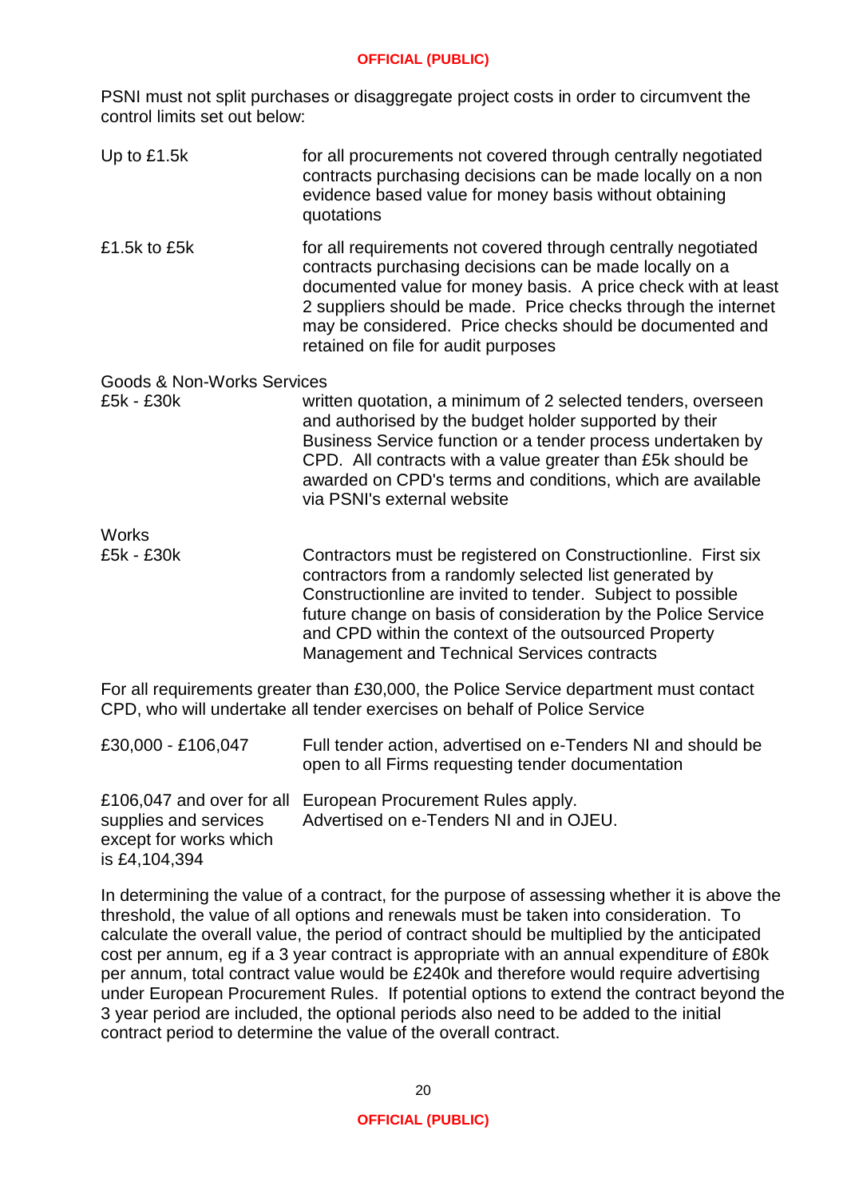PSNI must not split purchases or disaggregate project costs in order to circumvent the control limits set out below:

| | |
|---|---|
| Up to £1.5k | for all procurements not covered through centrally negotiated contracts purchasing decisions can be made locally on a non evidence based value for money basis without obtaining quotations |
| £1.5k to £5k | for all requirements not covered through centrally negotiated contracts purchasing decisions can be made locally on a documented value for money basis. A price check with at least 2 suppliers should be made. Price checks through the internet may be considered. Price checks should be documented and retained on file for audit purposes |
| Goods & Non-Works Services £5k - £30k | written quotation, a minimum of 2 selected tenders, overseen and authorised by the budget holder supported by their Business Service function or a tender process undertaken by CPD. All contracts with a value greater than £5k should be awarded on CPD's terms and conditions, which are available via PSNI's external website |
| Works £5k - £30k | Contractors must be registered on Constructionline. First six contractors from a randomly selected list generated by Constructionline are invited to tender. Subject to possible future change on basis of consideration by the Police Service and CPD within the context of the outsourced Property Management and Technical Services contracts |

For all requirements greater than £30,000, the Police Service department must contact CPD, who will undertake all tender exercises on behalf of Police Service

| | |
|---|---|
| £30,000 - £106,047 | Full tender action, advertised on e-Tenders NI and should be open to all Firms requesting tender documentation |
| £106,047 and over for all supplies and services except for works which is £4,104,394 | European Procurement Rules apply. Advertised on e-Tenders NI and in OJEU. |

In determining the value of a contract, for the purpose of assessing whether it is above the threshold, the value of all options and renewals must be taken into consideration. To calculate the overall value, the period of contract should be multiplied by the anticipated cost per annum, eg if a 3 year contract is appropriate with an annual expenditure of £80k per annum, total contract value would be £240k and therefore would require advertising under European Procurement Rules. If potential options to extend the contract beyond the 3 year period are included, the optional periods also need to be added to the initial contract period to determine the value of the overall contract.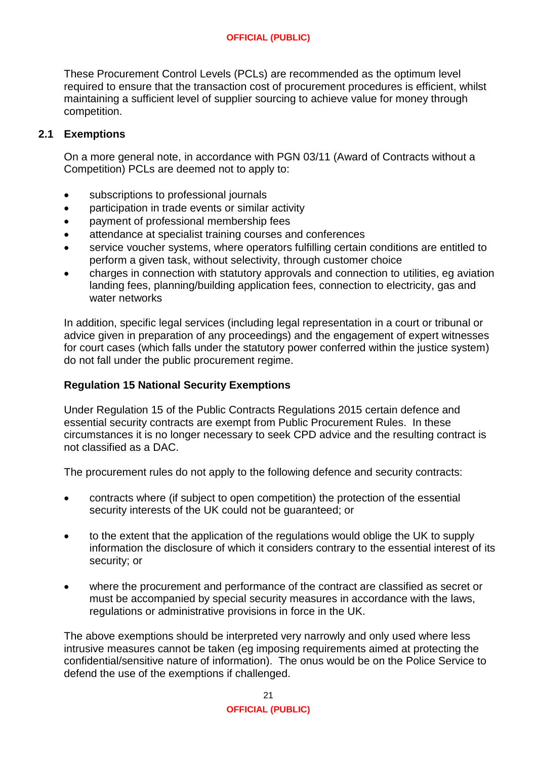These Procurement Control Levels (PCLs) are recommended as the optimum level required to ensure that the transaction cost of procurement procedures is efficient, whilst maintaining a sufficient level of supplier sourcing to achieve value for money through competition.

## 2.1 Exemptions

On a more general note, in accordance with PGN 03/11 (Award of Contracts without a Competition) PCLs are deemed not to apply to:

- subscriptions to professional journals
- participation in trade events or similar activity
- payment of professional membership fees
- attendance at specialist training courses and conferences
- service voucher systems, where operators fulfilling certain conditions are entitled to perform a given task, without selectivity, through customer choice
- charges in connection with statutory approvals and connection to utilities, eg aviation landing fees, planning/building application fees, connection to electricity, gas and water networks

In addition, specific legal services (including legal representation in a court or tribunal or advice given in preparation of any proceedings) and the engagement of expert witnesses for court cases (which falls under the statutory power conferred within the justice system) do not fall under the public procurement regime.

**Regulation 15 National Security Exemptions**

Under Regulation 15 of the Public Contracts Regulations 2015 certain defence and essential security contracts are exempt from Public Procurement Rules. In these circumstances it is no longer necessary to seek CPD advice and the resulting contract is not classified as a DAC.

The procurement rules do not apply to the following defence and security contracts:

- contracts where (if subject to open competition) the protection of the essential security interests of the UK could not be guaranteed; or

- to the extent that the application of the regulations would oblige the UK to supply information the disclosure of which it considers contrary to the essential interest of its security; or

- where the procurement and performance of the contract are classified as secret or must be accompanied by special security measures in accordance with the laws, regulations or administrative provisions in force in the UK.

The above exemptions should be interpreted very narrowly and only used where less intrusive measures cannot be taken (eg imposing requirements aimed at protecting the confidential/sensitive nature of information). The onus would be on the Police Service to defend the use of the exemptions if challenged.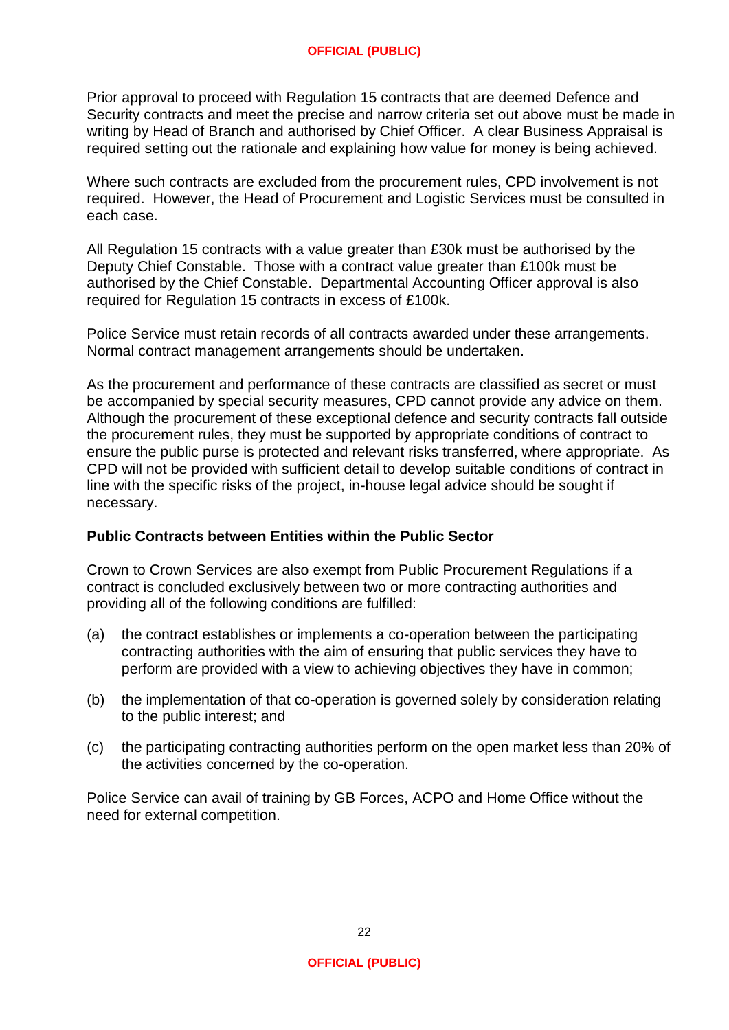Prior approval to proceed with Regulation 15 contracts that are deemed Defence and Security contracts and meet the precise and narrow criteria set out above must be made in writing by Head of Branch and authorised by Chief Officer. A clear Business Appraisal is required setting out the rationale and explaining how value for money is being achieved.

Where such contracts are excluded from the procurement rules, CPD involvement is not required. However, the Head of Procurement and Logistic Services must be consulted in each case.

All Regulation 15 contracts with a value greater than £30k must be authorised by the Deputy Chief Constable. Those with a contract value greater than £100k must be authorised by the Chief Constable. Departmental Accounting Officer approval is also required for Regulation 15 contracts in excess of £100k.

Police Service must retain records of all contracts awarded under these arrangements. Normal contract management arrangements should be undertaken.

As the procurement and performance of these contracts are classified as secret or must be accompanied by special security measures, CPD cannot provide any advice on them. Although the procurement of these exceptional defence and security contracts fall outside the procurement rules, they must be supported by appropriate conditions of contract to ensure the public purse is protected and relevant risks transferred, where appropriate. As CPD will not be provided with sufficient detail to develop suitable conditions of contract in line with the specific risks of the project, in-house legal advice should be sought if necessary.

**Public Contracts between Entities within the Public Sector**

Crown to Crown Services are also exempt from Public Procurement Regulations if a contract is concluded exclusively between two or more contracting authorities and providing all of the following conditions are fulfilled:

(a) the contract establishes or implements a co-operation between the participating contracting authorities with the aim of ensuring that public services they have to perform are provided with a view to achieving objectives they have in common;

(b) the implementation of that co-operation is governed solely by consideration relating to the public interest; and

(c) the participating contracting authorities perform on the open market less than 20% of the activities concerned by the co-operation.

Police Service can avail of training by GB Forces, ACPO and Home Office without the need for external competition.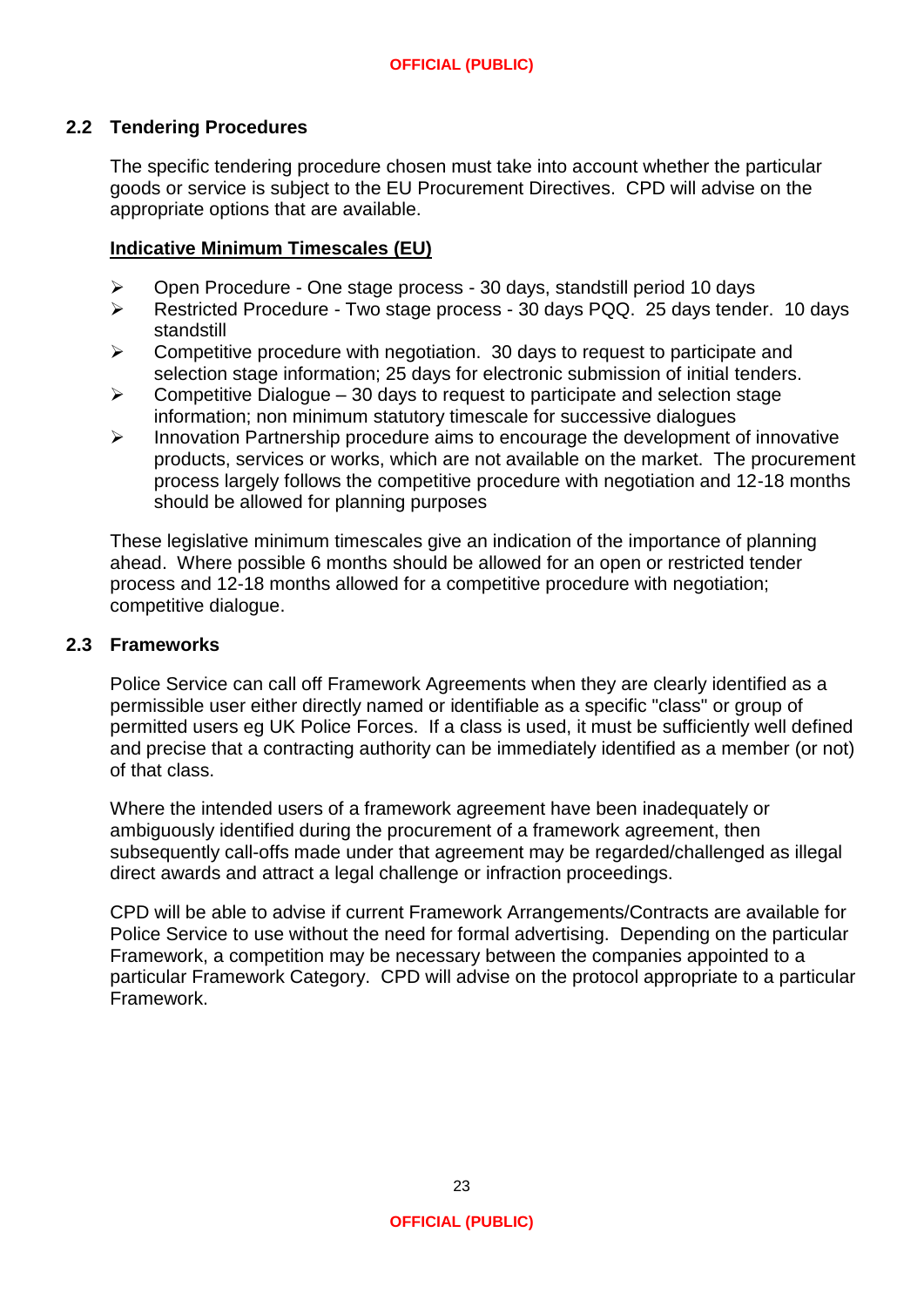## 2.2 Tendering Procedures

The specific tendering procedure chosen must take into account whether the particular goods or service is subject to the EU Procurement Directives. CPD will advise on the appropriate options that are available.

**Indicative Minimum Timescales (EU)**

- Open Procedure - One stage process - 30 days, standstill period 10 days
- Restricted Procedure - Two stage process - 30 days PQQ. 25 days tender. 10 days standstill
- Competitive procedure with negotiation. 30 days to request to participate and selection stage information; 25 days for electronic submission of initial tenders.
- Competitive Dialogue – 30 days to request to participate and selection stage information; non minimum statutory timescale for successive dialogues
- Innovation Partnership procedure aims to encourage the development of innovative products, services or works, which are not available on the market. The procurement process largely follows the competitive procedure with negotiation and 12-18 months should be allowed for planning purposes

These legislative minimum timescales give an indication of the importance of planning ahead. Where possible 6 months should be allowed for an open or restricted tender process and 12-18 months allowed for a competitive procedure with negotiation; competitive dialogue.

## 2.3 Frameworks

Police Service can call off Framework Agreements when they are clearly identified as a permissible user either directly named or identifiable as a specific "class" or group of permitted users eg UK Police Forces. If a class is used, it must be sufficiently well defined and precise that a contracting authority can be immediately identified as a member (or not) of that class.

Where the intended users of a framework agreement have been inadequately or ambiguously identified during the procurement of a framework agreement, then subsequently call-offs made under that agreement may be regarded/challenged as illegal direct awards and attract a legal challenge or infraction proceedings.

CPD will be able to advise if current Framework Arrangements/Contracts are available for Police Service to use without the need for formal advertising. Depending on the particular Framework, a competition may be necessary between the companies appointed to a particular Framework Category. CPD will advise on the protocol appropriate to a particular Framework.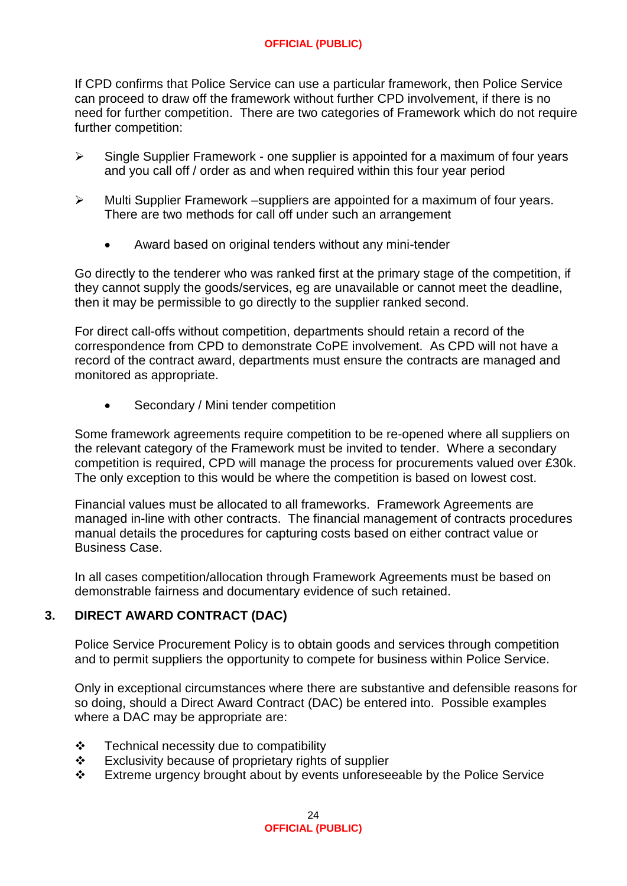If CPD confirms that Police Service can use a particular framework, then Police Service can proceed to draw off the framework without further CPD involvement, if there is no need for further competition. There are two categories of Framework which do not require further competition:

- Single Supplier Framework - one supplier is appointed for a maximum of four years and you call off / order as and when required within this four year period

- Multi Supplier Framework –suppliers are appointed for a maximum of four years. There are two methods for call off under such an arrangement

  - Award based on original tenders without any mini-tender

Go directly to the tenderer who was ranked first at the primary stage of the competition, if they cannot supply the goods/services, eg are unavailable or cannot meet the deadline, then it may be permissible to go directly to the supplier ranked second.

For direct call-offs without competition, departments should retain a record of the correspondence from CPD to demonstrate CoPE involvement. As CPD will not have a record of the contract award, departments must ensure the contracts are managed and monitored as appropriate.

  - Secondary / Mini tender competition

Some framework agreements require competition to be re-opened where all suppliers on the relevant category of the Framework must be invited to tender. Where a secondary competition is required, CPD will manage the process for procurements valued over £30k. The only exception to this would be where the competition is based on lowest cost.

Financial values must be allocated to all frameworks. Framework Agreements are managed in-line with other contracts. The financial management of contracts procedures manual details the procedures for capturing costs based on either contract value or Business Case.

In all cases competition/allocation through Framework Agreements must be based on demonstrable fairness and documentary evidence of such retained.

## 3. DIRECT AWARD CONTRACT (DAC)

Police Service Procurement Policy is to obtain goods and services through competition and to permit suppliers the opportunity to compete for business within Police Service.

Only in exceptional circumstances where there are substantive and defensible reasons for so doing, should a Direct Award Contract (DAC) be entered into. Possible examples where a DAC may be appropriate are:

- Technical necessity due to compatibility
- Exclusivity because of proprietary rights of supplier
- Extreme urgency brought about by events unforeseeable by the Police Service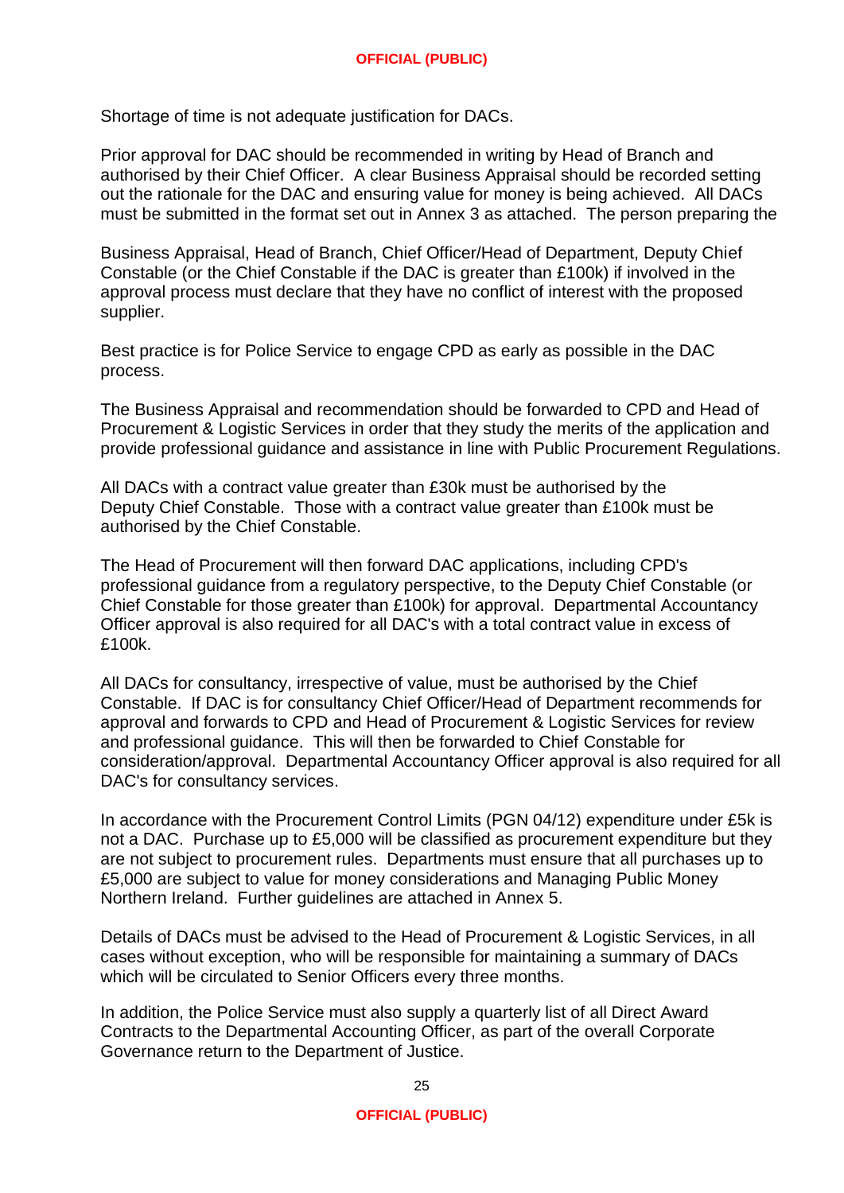Shortage of time is not adequate justification for DACs.

Prior approval for DAC should be recommended in writing by Head of Branch and authorised by their Chief Officer. A clear Business Appraisal should be recorded setting out the rationale for the DAC and ensuring value for money is being achieved. All DACs must be submitted in the format set out in Annex 3 as attached. The person preparing the

Business Appraisal, Head of Branch, Chief Officer/Head of Department, Deputy Chief Constable (or the Chief Constable if the DAC is greater than £100k) if involved in the approval process must declare that they have no conflict of interest with the proposed supplier.

Best practice is for Police Service to engage CPD as early as possible in the DAC process.

The Business Appraisal and recommendation should be forwarded to CPD and Head of Procurement & Logistic Services in order that they study the merits of the application and provide professional guidance and assistance in line with Public Procurement Regulations.

All DACs with a contract value greater than £30k must be authorised by the Deputy Chief Constable. Those with a contract value greater than £100k must be authorised by the Chief Constable.

The Head of Procurement will then forward DAC applications, including CPD's professional guidance from a regulatory perspective, to the Deputy Chief Constable (or Chief Constable for those greater than £100k) for approval. Departmental Accountancy Officer approval is also required for all DAC's with a total contract value in excess of £100k.

All DACs for consultancy, irrespective of value, must be authorised by the Chief Constable. If DAC is for consultancy Chief Officer/Head of Department recommends for approval and forwards to CPD and Head of Procurement & Logistic Services for review and professional guidance. This will then be forwarded to Chief Constable for consideration/approval. Departmental Accountancy Officer approval is also required for all DAC's for consultancy services.

In accordance with the Procurement Control Limits (PGN 04/12) expenditure under £5k is not a DAC. Purchase up to £5,000 will be classified as procurement expenditure but they are not subject to procurement rules. Departments must ensure that all purchases up to £5,000 are subject to value for money considerations and Managing Public Money Northern Ireland. Further guidelines are attached in Annex 5.

Details of DACs must be advised to the Head of Procurement & Logistic Services, in all cases without exception, who will be responsible for maintaining a summary of DACs which will be circulated to Senior Officers every three months.

In addition, the Police Service must also supply a quarterly list of all Direct Award Contracts to the Departmental Accounting Officer, as part of the overall Corporate Governance return to the Department of Justice.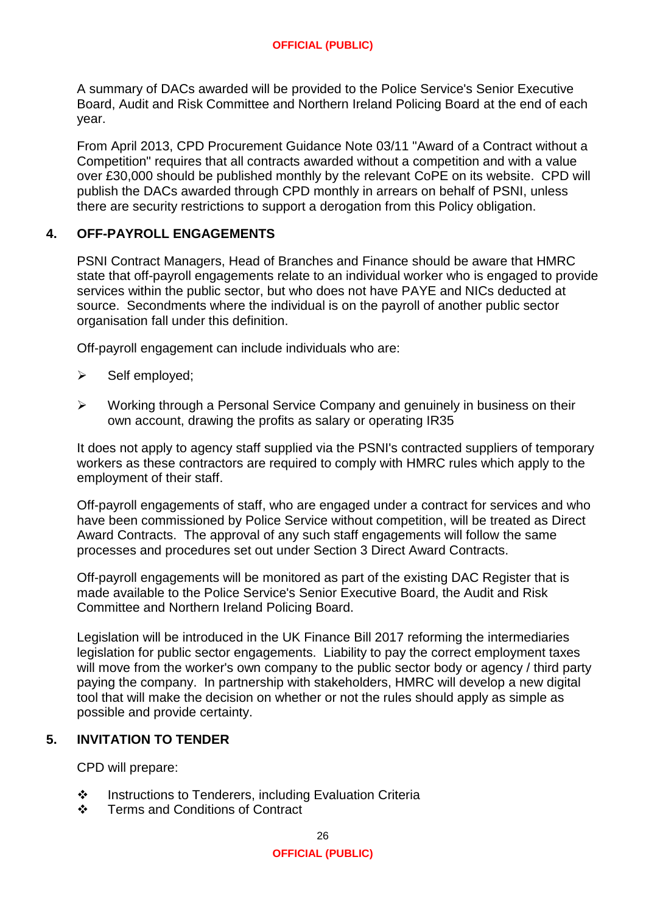A summary of DACs awarded will be provided to the Police Service's Senior Executive Board, Audit and Risk Committee and Northern Ireland Policing Board at the end of each year.

From April 2013, CPD Procurement Guidance Note 03/11 "Award of a Contract without a Competition" requires that all contracts awarded without a competition and with a value over £30,000 should be published monthly by the relevant CoPE on its website. CPD will publish the DACs awarded through CPD monthly in arrears on behalf of PSNI, unless there are security restrictions to support a derogation from this Policy obligation.

## 4. OFF-PAYROLL ENGAGEMENTS

PSNI Contract Managers, Head of Branches and Finance should be aware that HMRC state that off-payroll engagements relate to an individual worker who is engaged to provide services within the public sector, but who does not have PAYE and NICs deducted at source. Secondments where the individual is on the payroll of another public sector organisation fall under this definition.

Off-payroll engagement can include individuals who are:

- Self employed;
- Working through a Personal Service Company and genuinely in business on their own account, drawing the profits as salary or operating IR35

It does not apply to agency staff supplied via the PSNI's contracted suppliers of temporary workers as these contractors are required to comply with HMRC rules which apply to the employment of their staff.

Off-payroll engagements of staff, who are engaged under a contract for services and who have been commissioned by Police Service without competition, will be treated as Direct Award Contracts. The approval of any such staff engagements will follow the same processes and procedures set out under Section 3 Direct Award Contracts.

Off-payroll engagements will be monitored as part of the existing DAC Register that is made available to the Police Service's Senior Executive Board, the Audit and Risk Committee and Northern Ireland Policing Board.

Legislation will be introduced in the UK Finance Bill 2017 reforming the intermediaries legislation for public sector engagements. Liability to pay the correct employment taxes will move from the worker's own company to the public sector body or agency / third party paying the company. In partnership with stakeholders, HMRC will develop a new digital tool that will make the decision on whether or not the rules should apply as simple as possible and provide certainty.

## 5. INVITATION TO TENDER

CPD will prepare:

- Instructions to Tenderers, including Evaluation Criteria
- Terms and Conditions of Contract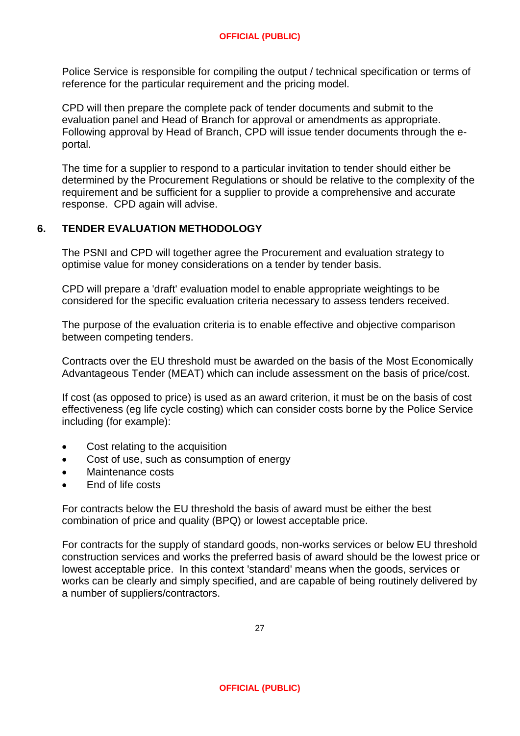Police Service is responsible for compiling the output / technical specification or terms of reference for the particular requirement and the pricing model.

CPD will then prepare the complete pack of tender documents and submit to the evaluation panel and Head of Branch for approval or amendments as appropriate. Following approval by Head of Branch, CPD will issue tender documents through the e-portal.

The time for a supplier to respond to a particular invitation to tender should either be determined by the Procurement Regulations or should be relative to the complexity of the requirement and be sufficient for a supplier to provide a comprehensive and accurate response. CPD again will advise.

## 6. TENDER EVALUATION METHODOLOGY

The PSNI and CPD will together agree the Procurement and evaluation strategy to optimise value for money considerations on a tender by tender basis.

CPD will prepare a 'draft' evaluation model to enable appropriate weightings to be considered for the specific evaluation criteria necessary to assess tenders received.

The purpose of the evaluation criteria is to enable effective and objective comparison between competing tenders.

Contracts over the EU threshold must be awarded on the basis of the Most Economically Advantageous Tender (MEAT) which can include assessment on the basis of price/cost.

If cost (as opposed to price) is used as an award criterion, it must be on the basis of cost effectiveness (eg life cycle costing) which can consider costs borne by the Police Service including (for example):

- Cost relating to the acquisition
- Cost of use, such as consumption of energy
- Maintenance costs
- End of life costs

For contracts below the EU threshold the basis of award must be either the best combination of price and quality (BPQ) or lowest acceptable price.

For contracts for the supply of standard goods, non-works services or below EU threshold construction services and works the preferred basis of award should be the lowest price or lowest acceptable price. In this context 'standard' means when the goods, services or works can be clearly and simply specified, and are capable of being routinely delivered by a number of suppliers/contractors.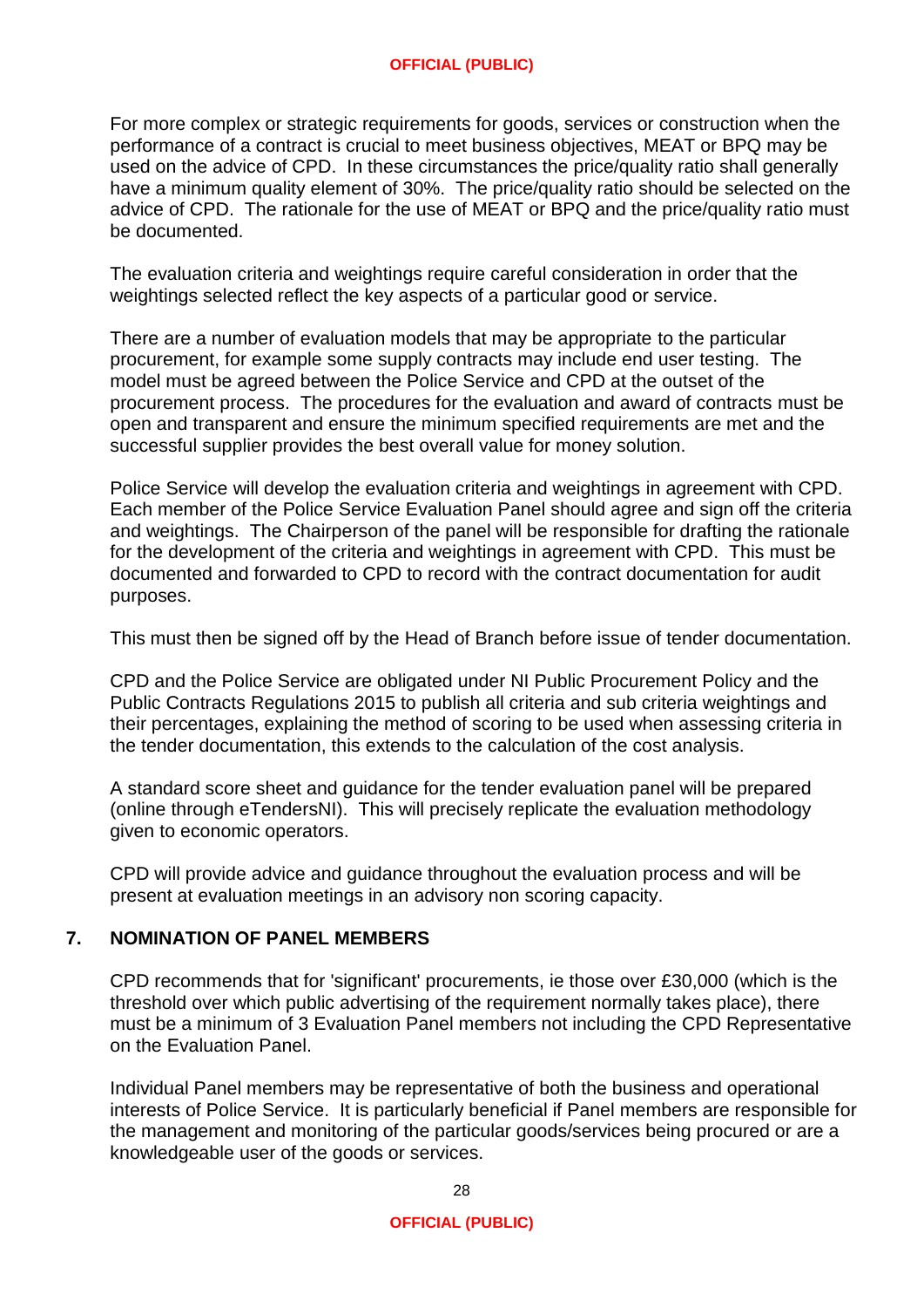For more complex or strategic requirements for goods, services or construction when the performance of a contract is crucial to meet business objectives, MEAT or BPQ may be used on the advice of CPD. In these circumstances the price/quality ratio shall generally have a minimum quality element of 30%. The price/quality ratio should be selected on the advice of CPD. The rationale for the use of MEAT or BPQ and the price/quality ratio must be documented.

The evaluation criteria and weightings require careful consideration in order that the weightings selected reflect the key aspects of a particular good or service.

There are a number of evaluation models that may be appropriate to the particular procurement, for example some supply contracts may include end user testing. The model must be agreed between the Police Service and CPD at the outset of the procurement process. The procedures for the evaluation and award of contracts must be open and transparent and ensure the minimum specified requirements are met and the successful supplier provides the best overall value for money solution.

Police Service will develop the evaluation criteria and weightings in agreement with CPD. Each member of the Police Service Evaluation Panel should agree and sign off the criteria and weightings. The Chairperson of the panel will be responsible for drafting the rationale for the development of the criteria and weightings in agreement with CPD. This must be documented and forwarded to CPD to record with the contract documentation for audit purposes.

This must then be signed off by the Head of Branch before issue of tender documentation.

CPD and the Police Service are obligated under NI Public Procurement Policy and the Public Contracts Regulations 2015 to publish all criteria and sub criteria weightings and their percentages, explaining the method of scoring to be used when assessing criteria in the tender documentation, this extends to the calculation of the cost analysis.

A standard score sheet and guidance for the tender evaluation panel will be prepared (online through eTendersNI). This will precisely replicate the evaluation methodology given to economic operators.

CPD will provide advice and guidance throughout the evaluation process and will be present at evaluation meetings in an advisory non scoring capacity.

## 7. NOMINATION OF PANEL MEMBERS

CPD recommends that for 'significant' procurements, ie those over £30,000 (which is the threshold over which public advertising of the requirement normally takes place), there must be a minimum of 3 Evaluation Panel members not including the CPD Representative on the Evaluation Panel.

Individual Panel members may be representative of both the business and operational interests of Police Service. It is particularly beneficial if Panel members are responsible for the management and monitoring of the particular goods/services being procured or are a knowledgeable user of the goods or services.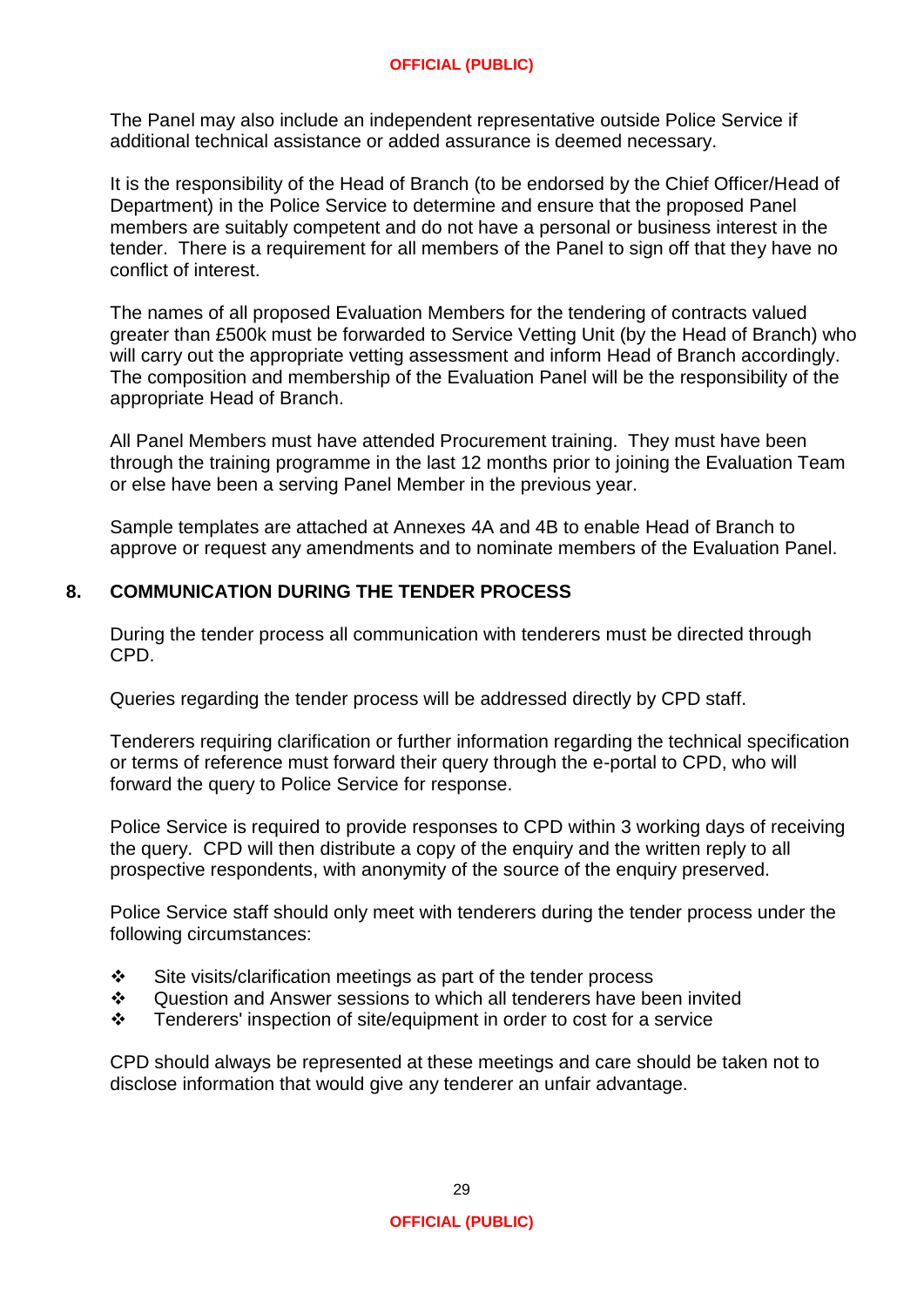The Panel may also include an independent representative outside Police Service if additional technical assistance or added assurance is deemed necessary.

It is the responsibility of the Head of Branch (to be endorsed by the Chief Officer/Head of Department) in the Police Service to determine and ensure that the proposed Panel members are suitably competent and do not have a personal or business interest in the tender. There is a requirement for all members of the Panel to sign off that they have no conflict of interest.

The names of all proposed Evaluation Members for the tendering of contracts valued greater than £500k must be forwarded to Service Vetting Unit (by the Head of Branch) who will carry out the appropriate vetting assessment and inform Head of Branch accordingly. The composition and membership of the Evaluation Panel will be the responsibility of the appropriate Head of Branch.

All Panel Members must have attended Procurement training. They must have been through the training programme in the last 12 months prior to joining the Evaluation Team or else have been a serving Panel Member in the previous year.

Sample templates are attached at Annexes 4A and 4B to enable Head of Branch to approve or request any amendments and to nominate members of the Evaluation Panel.

## 8. COMMUNICATION DURING THE TENDER PROCESS

During the tender process all communication with tenderers must be directed through CPD.

Queries regarding the tender process will be addressed directly by CPD staff.

Tenderers requiring clarification or further information regarding the technical specification or terms of reference must forward their query through the e-portal to CPD, who will forward the query to Police Service for response.

Police Service is required to provide responses to CPD within 3 working days of receiving the query. CPD will then distribute a copy of the enquiry and the written reply to all prospective respondents, with anonymity of the source of the enquiry preserved.

Police Service staff should only meet with tenderers during the tender process under the following circumstances:

- Site visits/clarification meetings as part of the tender process
- Question and Answer sessions to which all tenderers have been invited
- Tenderers' inspection of site/equipment in order to cost for a service

CPD should always be represented at these meetings and care should be taken not to disclose information that would give any tenderer an unfair advantage.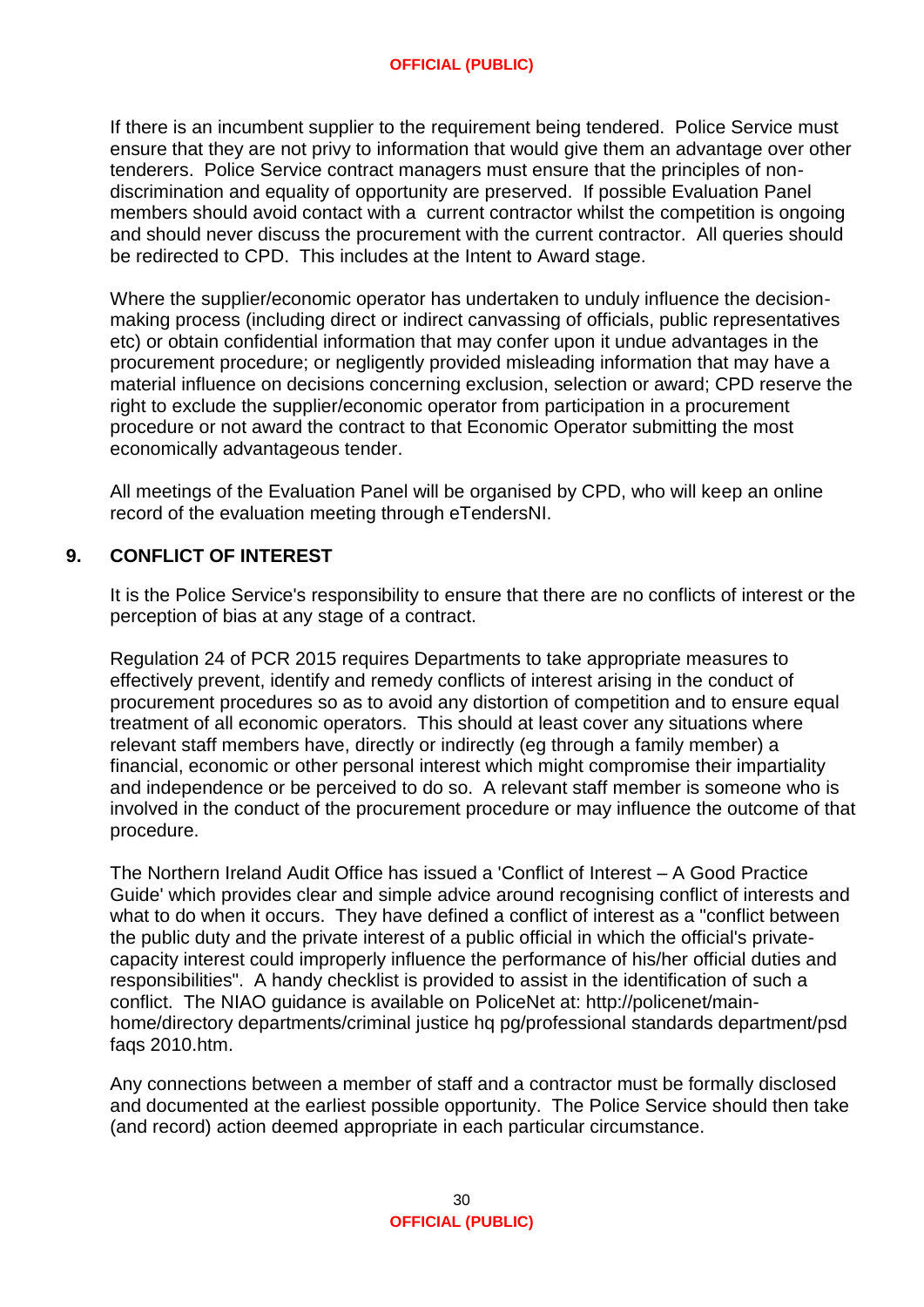If there is an incumbent supplier to the requirement being tendered. Police Service must ensure that they are not privy to information that would give them an advantage over other tenderers. Police Service contract managers must ensure that the principles of non-discrimination and equality of opportunity are preserved. If possible Evaluation Panel members should avoid contact with a current contractor whilst the competition is ongoing and should never discuss the procurement with the current contractor. All queries should be redirected to CPD. This includes at the Intent to Award stage.

Where the supplier/economic operator has undertaken to unduly influence the decision-making process (including direct or indirect canvassing of officials, public representatives etc) or obtain confidential information that may confer upon it undue advantages in the procurement procedure; or negligently provided misleading information that may have a material influence on decisions concerning exclusion, selection or award; CPD reserve the right to exclude the supplier/economic operator from participation in a procurement procedure or not award the contract to that Economic Operator submitting the most economically advantageous tender.

All meetings of the Evaluation Panel will be organised by CPD, who will keep an online record of the evaluation meeting through eTendersNI.

## 9. CONFLICT OF INTEREST

It is the Police Service's responsibility to ensure that there are no conflicts of interest or the perception of bias at any stage of a contract.

Regulation 24 of PCR 2015 requires Departments to take appropriate measures to effectively prevent, identify and remedy conflicts of interest arising in the conduct of procurement procedures so as to avoid any distortion of competition and to ensure equal treatment of all economic operators. This should at least cover any situations where relevant staff members have, directly or indirectly (eg through a family member) a financial, economic or other personal interest which might compromise their impartiality and independence or be perceived to do so. A relevant staff member is someone who is involved in the conduct of the procurement procedure or may influence the outcome of that procedure.

The Northern Ireland Audit Office has issued a 'Conflict of Interest – A Good Practice Guide' which provides clear and simple advice around recognising conflict of interests and what to do when it occurs. They have defined a conflict of interest as a "conflict between the public duty and the private interest of a public official in which the official's private-capacity interest could improperly influence the performance of his/her official duties and responsibilities". A handy checklist is provided to assist in the identification of such a conflict. The NIAO guidance is available on PoliceNet at: http://policenet/main-home/directory departments/criminal justice hq pg/professional standards department/psd faqs 2010.htm.

Any connections between a member of staff and a contractor must be formally disclosed and documented at the earliest possible opportunity. The Police Service should then take (and record) action deemed appropriate in each particular circumstance.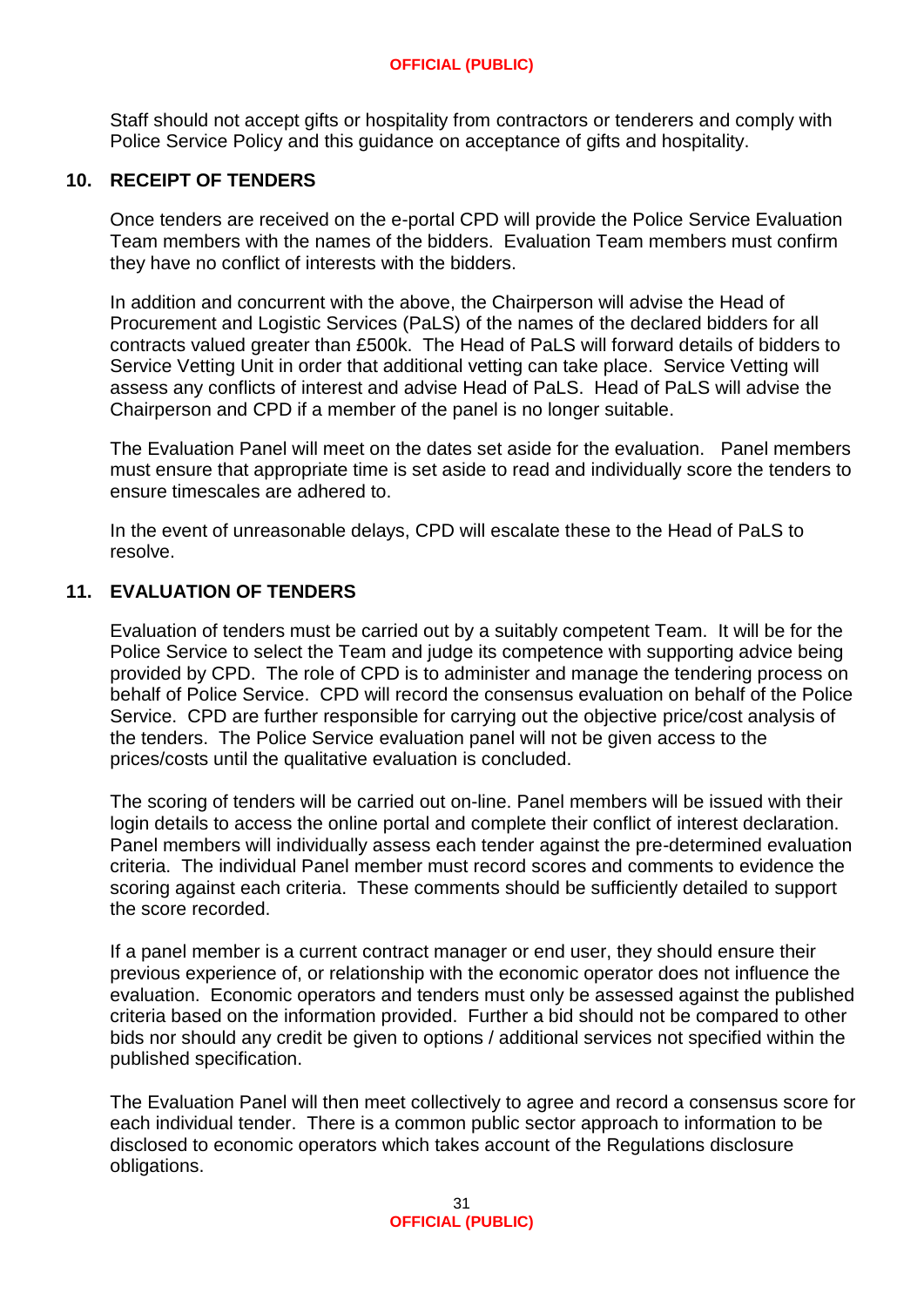Staff should not accept gifts or hospitality from contractors or tenderers and comply with Police Service Policy and this guidance on acceptance of gifts and hospitality.

## 10. RECEIPT OF TENDERS

Once tenders are received on the e-portal CPD will provide the Police Service Evaluation Team members with the names of the bidders. Evaluation Team members must confirm they have no conflict of interests with the bidders.

In addition and concurrent with the above, the Chairperson will advise the Head of Procurement and Logistic Services (PaLS) of the names of the declared bidders for all contracts valued greater than £500k. The Head of PaLS will forward details of bidders to Service Vetting Unit in order that additional vetting can take place. Service Vetting will assess any conflicts of interest and advise Head of PaLS. Head of PaLS will advise the Chairperson and CPD if a member of the panel is no longer suitable.

The Evaluation Panel will meet on the dates set aside for the evaluation. Panel members must ensure that appropriate time is set aside to read and individually score the tenders to ensure timescales are adhered to.

In the event of unreasonable delays, CPD will escalate these to the Head of PaLS to resolve.

## 11. EVALUATION OF TENDERS

Evaluation of tenders must be carried out by a suitably competent Team. It will be for the Police Service to select the Team and judge its competence with supporting advice being provided by CPD. The role of CPD is to administer and manage the tendering process on behalf of Police Service. CPD will record the consensus evaluation on behalf of the Police Service. CPD are further responsible for carrying out the objective price/cost analysis of the tenders. The Police Service evaluation panel will not be given access to the prices/costs until the qualitative evaluation is concluded.

The scoring of tenders will be carried out on-line. Panel members will be issued with their login details to access the online portal and complete their conflict of interest declaration. Panel members will individually assess each tender against the pre-determined evaluation criteria. The individual Panel member must record scores and comments to evidence the scoring against each criteria. These comments should be sufficiently detailed to support the score recorded.

If a panel member is a current contract manager or end user, they should ensure their previous experience of, or relationship with the economic operator does not influence the evaluation. Economic operators and tenders must only be assessed against the published criteria based on the information provided. Further a bid should not be compared to other bids nor should any credit be given to options / additional services not specified within the published specification.

The Evaluation Panel will then meet collectively to agree and record a consensus score for each individual tender. There is a common public sector approach to information to be disclosed to economic operators which takes account of the Regulations disclosure obligations.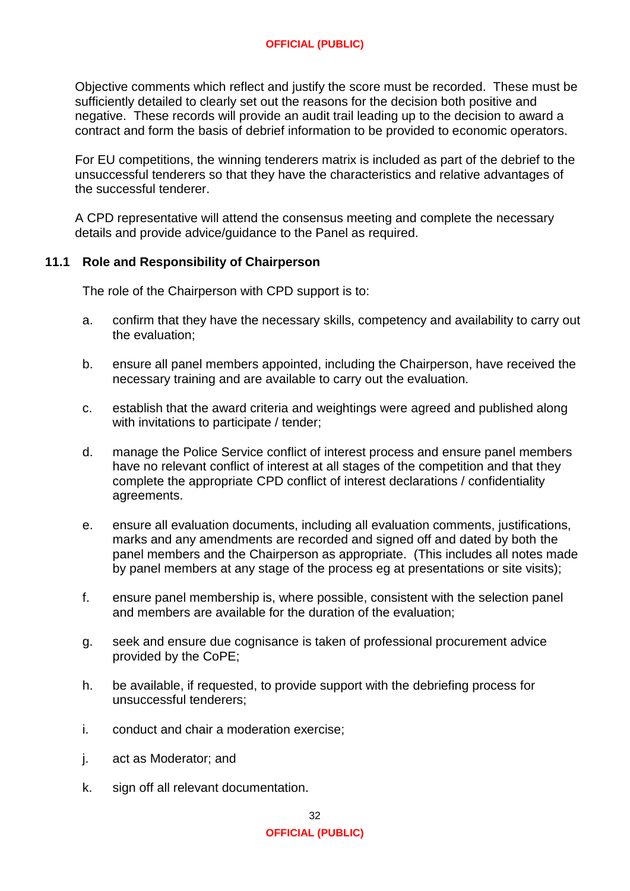Objective comments which reflect and justify the score must be recorded. These must be sufficiently detailed to clearly set out the reasons for the decision both positive and negative. These records will provide an audit trail leading up to the decision to award a contract and form the basis of debrief information to be provided to economic operators.

For EU competitions, the winning tenderers matrix is included as part of the debrief to the unsuccessful tenderers so that they have the characteristics and relative advantages of the successful tenderer.

A CPD representative will attend the consensus meeting and complete the necessary details and provide advice/guidance to the Panel as required.

### 11.1 Role and Responsibility of Chairperson

The role of the Chairperson with CPD support is to:

a. confirm that they have the necessary skills, competency and availability to carry out the evaluation;

b. ensure all panel members appointed, including the Chairperson, have received the necessary training and are available to carry out the evaluation.

c. establish that the award criteria and weightings were agreed and published along with invitations to participate / tender;

d. manage the Police Service conflict of interest process and ensure panel members have no relevant conflict of interest at all stages of the competition and that they complete the appropriate CPD conflict of interest declarations / confidentiality agreements.

e. ensure all evaluation documents, including all evaluation comments, justifications, marks and any amendments are recorded and signed off and dated by both the panel members and the Chairperson as appropriate. (This includes all notes made by panel members at any stage of the process eg at presentations or site visits);

f. ensure panel membership is, where possible, consistent with the selection panel and members are available for the duration of the evaluation;

g. seek and ensure due cognisance is taken of professional procurement advice provided by the CoPE;

h. be available, if requested, to provide support with the debriefing process for unsuccessful tenderers;

i. conduct and chair a moderation exercise;

j. act as Moderator; and

k. sign off all relevant documentation.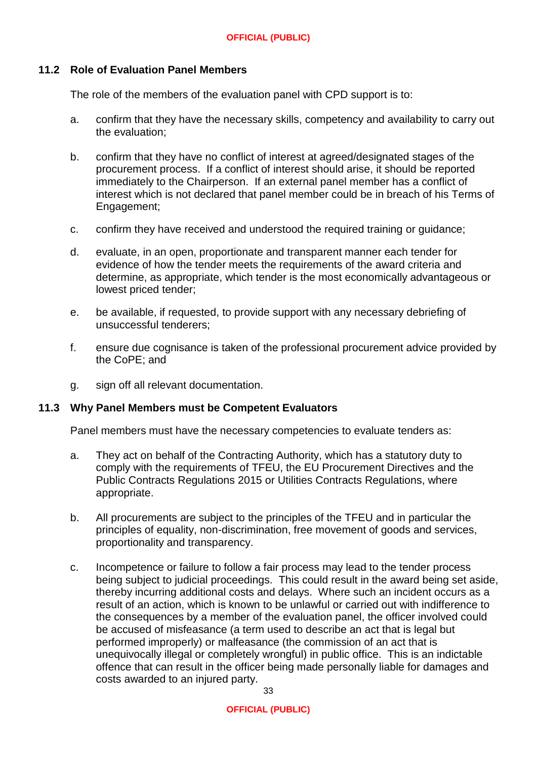### 11.2 Role of Evaluation Panel Members

The role of the members of the evaluation panel with CPD support is to:

a. confirm that they have the necessary skills, competency and availability to carry out the evaluation;

b. confirm that they have no conflict of interest at agreed/designated stages of the procurement process. If a conflict of interest should arise, it should be reported immediately to the Chairperson. If an external panel member has a conflict of interest which is not declared that panel member could be in breach of his Terms of Engagement;

c. confirm they have received and understood the required training or guidance;

d. evaluate, in an open, proportionate and transparent manner each tender for evidence of how the tender meets the requirements of the award criteria and determine, as appropriate, which tender is the most economically advantageous or lowest priced tender;

e. be available, if requested, to provide support with any necessary debriefing of unsuccessful tenderers;

f. ensure due cognisance is taken of the professional procurement advice provided by the CoPE; and

g. sign off all relevant documentation.

### 11.3 Why Panel Members must be Competent Evaluators

Panel members must have the necessary competencies to evaluate tenders as:

a. They act on behalf of the Contracting Authority, which has a statutory duty to comply with the requirements of TFEU, the EU Procurement Directives and the Public Contracts Regulations 2015 or Utilities Contracts Regulations, where appropriate.

b. All procurements are subject to the principles of the TFEU and in particular the principles of equality, non-discrimination, free movement of goods and services, proportionality and transparency.

c. Incompetence or failure to follow a fair process may lead to the tender process being subject to judicial proceedings. This could result in the award being set aside, thereby incurring additional costs and delays. Where such an incident occurs as a result of an action, which is known to be unlawful or carried out with indifference to the consequences by a member of the evaluation panel, the officer involved could be accused of misfeasance (a term used to describe an act that is legal but performed improperly) or malfeasance (the commission of an act that is unequivocally illegal or completely wrongful) in public office. This is an indictable offence that can result in the officer being made personally liable for damages and costs awarded to an injured party.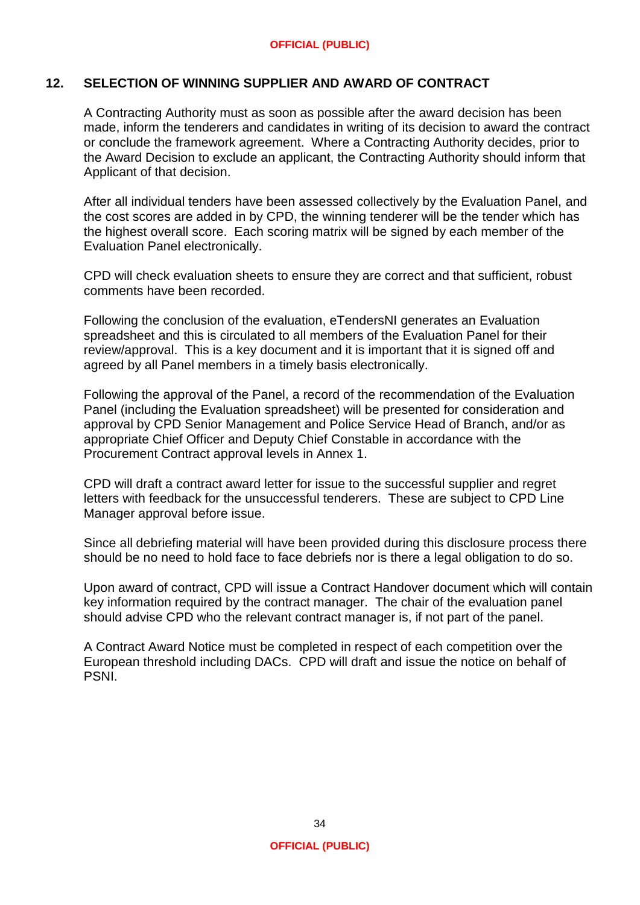## 12. SELECTION OF WINNING SUPPLIER AND AWARD OF CONTRACT

A Contracting Authority must as soon as possible after the award decision has been made, inform the tenderers and candidates in writing of its decision to award the contract or conclude the framework agreement. Where a Contracting Authority decides, prior to the Award Decision to exclude an applicant, the Contracting Authority should inform that Applicant of that decision.

After all individual tenders have been assessed collectively by the Evaluation Panel, and the cost scores are added in by CPD, the winning tenderer will be the tender which has the highest overall score. Each scoring matrix will be signed by each member of the Evaluation Panel electronically.

CPD will check evaluation sheets to ensure they are correct and that sufficient, robust comments have been recorded.

Following the conclusion of the evaluation, eTendersNI generates an Evaluation spreadsheet and this is circulated to all members of the Evaluation Panel for their review/approval. This is a key document and it is important that it is signed off and agreed by all Panel members in a timely basis electronically.

Following the approval of the Panel, a record of the recommendation of the Evaluation Panel (including the Evaluation spreadsheet) will be presented for consideration and approval by CPD Senior Management and Police Service Head of Branch, and/or as appropriate Chief Officer and Deputy Chief Constable in accordance with the Procurement Contract approval levels in Annex 1.

CPD will draft a contract award letter for issue to the successful supplier and regret letters with feedback for the unsuccessful tenderers. These are subject to CPD Line Manager approval before issue.

Since all debriefing material will have been provided during this disclosure process there should be no need to hold face to face debriefs nor is there a legal obligation to do so.

Upon award of contract, CPD will issue a Contract Handover document which will contain key information required by the contract manager. The chair of the evaluation panel should advise CPD who the relevant contract manager is, if not part of the panel.

A Contract Award Notice must be completed in respect of each competition over the European threshold including DACs. CPD will draft and issue the notice on behalf of PSNI.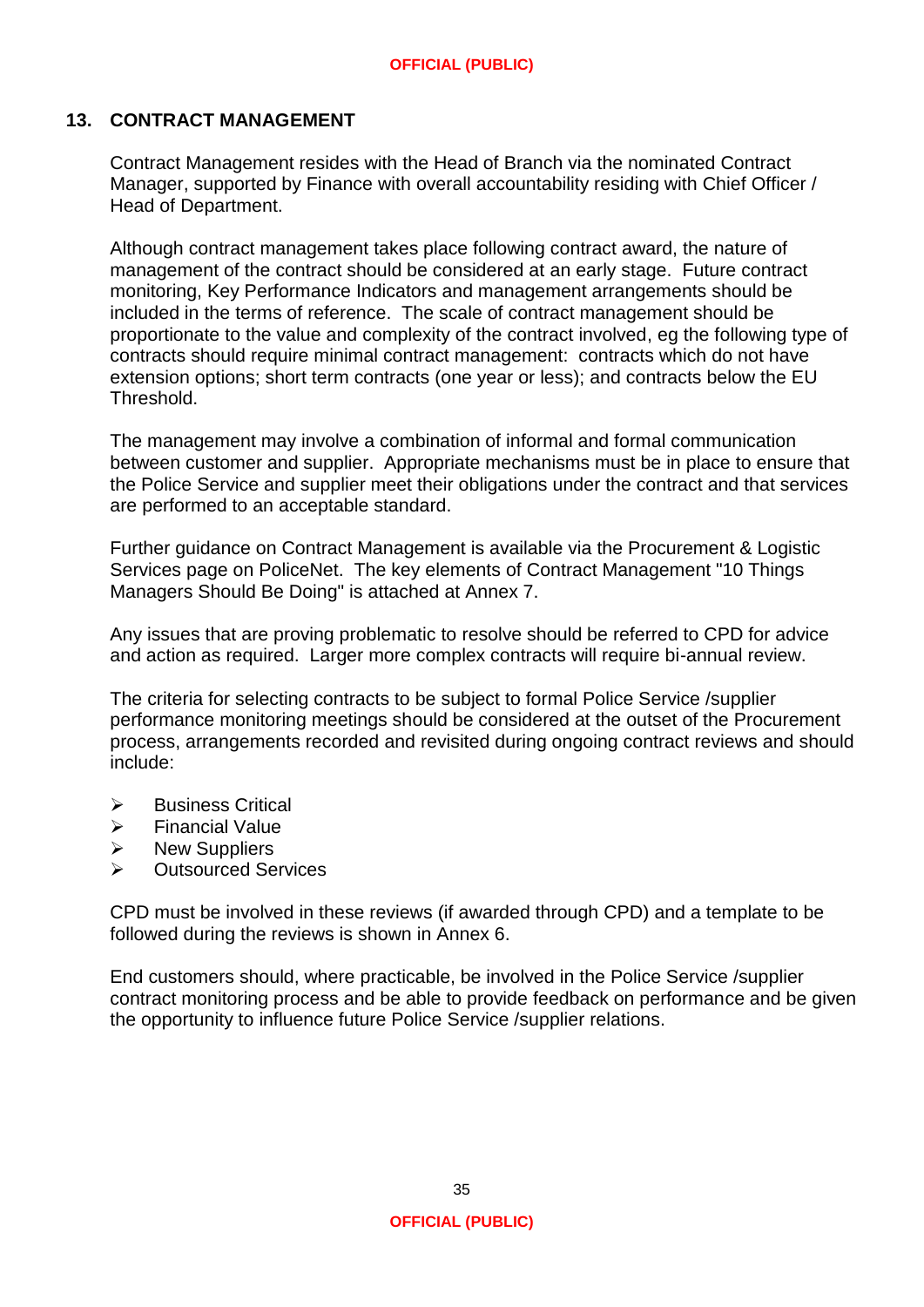## 13. CONTRACT MANAGEMENT

Contract Management resides with the Head of Branch via the nominated Contract Manager, supported by Finance with overall accountability residing with Chief Officer / Head of Department.

Although contract management takes place following contract award, the nature of management of the contract should be considered at an early stage. Future contract monitoring, Key Performance Indicators and management arrangements should be included in the terms of reference. The scale of contract management should be proportionate to the value and complexity of the contract involved, eg the following type of contracts should require minimal contract management: contracts which do not have extension options; short term contracts (one year or less); and contracts below the EU Threshold.

The management may involve a combination of informal and formal communication between customer and supplier. Appropriate mechanisms must be in place to ensure that the Police Service and supplier meet their obligations under the contract and that services are performed to an acceptable standard.

Further guidance on Contract Management is available via the Procurement & Logistic Services page on PoliceNet. The key elements of Contract Management "10 Things Managers Should Be Doing" is attached at Annex 7.

Any issues that are proving problematic to resolve should be referred to CPD for advice and action as required. Larger more complex contracts will require bi-annual review.

The criteria for selecting contracts to be subject to formal Police Service /supplier performance monitoring meetings should be considered at the outset of the Procurement process, arrangements recorded and revisited during ongoing contract reviews and should include:

- Business Critical
- Financial Value
- New Suppliers
- Outsourced Services

CPD must be involved in these reviews (if awarded through CPD) and a template to be followed during the reviews is shown in Annex 6.

End customers should, where practicable, be involved in the Police Service /supplier contract monitoring process and be able to provide feedback on performance and be given the opportunity to influence future Police Service /supplier relations.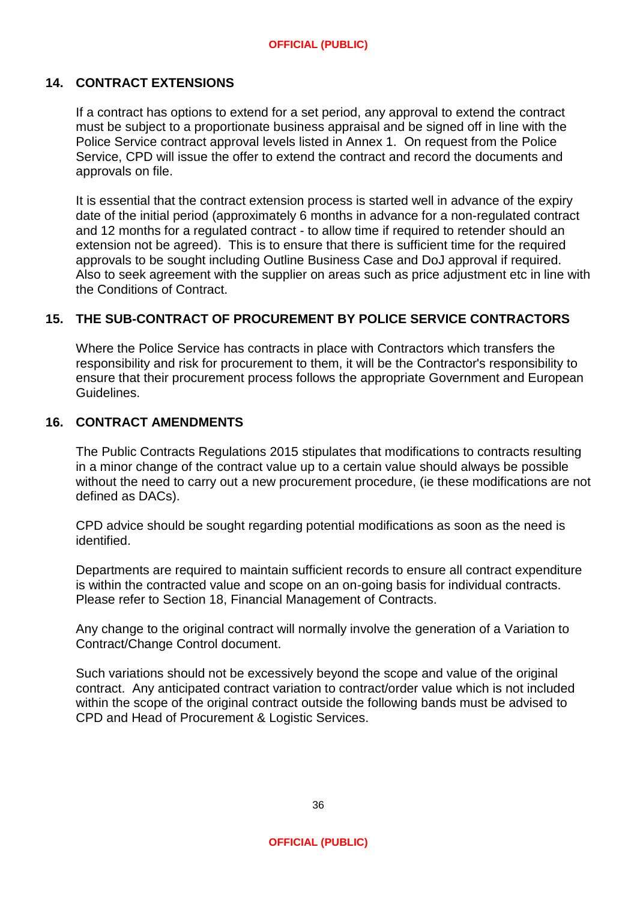## 14. CONTRACT EXTENSIONS

If a contract has options to extend for a set period, any approval to extend the contract must be subject to a proportionate business appraisal and be signed off in line with the Police Service contract approval levels listed in Annex 1. On request from the Police Service, CPD will issue the offer to extend the contract and record the documents and approvals on file.

It is essential that the contract extension process is started well in advance of the expiry date of the initial period (approximately 6 months in advance for a non-regulated contract and 12 months for a regulated contract - to allow time if required to retender should an extension not be agreed). This is to ensure that there is sufficient time for the required approvals to be sought including Outline Business Case and DoJ approval if required. Also to seek agreement with the supplier on areas such as price adjustment etc in line with the Conditions of Contract.

## 15. THE SUB-CONTRACT OF PROCUREMENT BY POLICE SERVICE CONTRACTORS

Where the Police Service has contracts in place with Contractors which transfers the responsibility and risk for procurement to them, it will be the Contractor's responsibility to ensure that their procurement process follows the appropriate Government and European Guidelines.

## 16. CONTRACT AMENDMENTS

The Public Contracts Regulations 2015 stipulates that modifications to contracts resulting in a minor change of the contract value up to a certain value should always be possible without the need to carry out a new procurement procedure, (ie these modifications are not defined as DACs).

CPD advice should be sought regarding potential modifications as soon as the need is identified.

Departments are required to maintain sufficient records to ensure all contract expenditure is within the contracted value and scope on an on-going basis for individual contracts. Please refer to Section 18, Financial Management of Contracts.

Any change to the original contract will normally involve the generation of a Variation to Contract/Change Control document.

Such variations should not be excessively beyond the scope and value of the original contract. Any anticipated contract variation to contract/order value which is not included within the scope of the original contract outside the following bands must be advised to CPD and Head of Procurement & Logistic Services.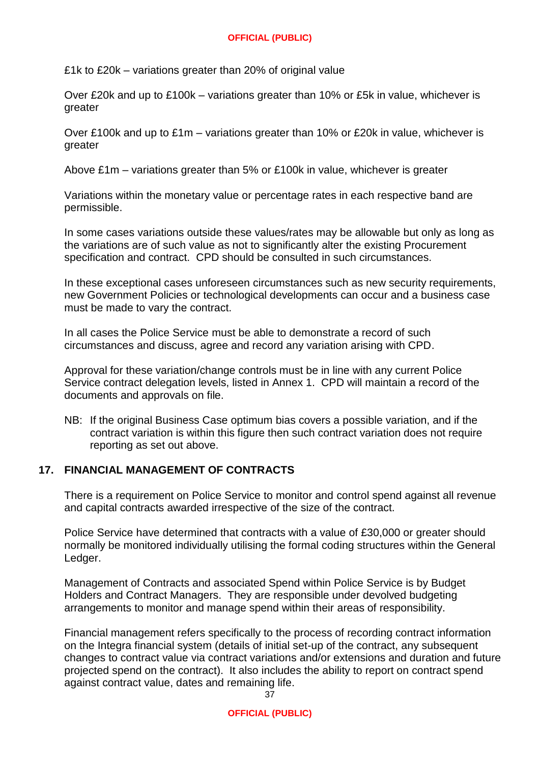£1k to £20k – variations greater than 20% of original value

Over £20k and up to £100k – variations greater than 10% or £5k in value, whichever is greater

Over £100k and up to £1m – variations greater than 10% or £20k in value, whichever is greater

Above £1m – variations greater than 5% or £100k in value, whichever is greater

Variations within the monetary value or percentage rates in each respective band are permissible.

In some cases variations outside these values/rates may be allowable but only as long as the variations are of such value as not to significantly alter the existing Procurement specification and contract. CPD should be consulted in such circumstances.

In these exceptional cases unforeseen circumstances such as new security requirements, new Government Policies or technological developments can occur and a business case must be made to vary the contract.

In all cases the Police Service must be able to demonstrate a record of such circumstances and discuss, agree and record any variation arising with CPD.

Approval for these variation/change controls must be in line with any current Police Service contract delegation levels, listed in Annex 1. CPD will maintain a record of the documents and approvals on file.

NB: If the original Business Case optimum bias covers a possible variation, and if the contract variation is within this figure then such contract variation does not require reporting as set out above.

## 17. FINANCIAL MANAGEMENT OF CONTRACTS

There is a requirement on Police Service to monitor and control spend against all revenue and capital contracts awarded irrespective of the size of the contract.

Police Service have determined that contracts with a value of £30,000 or greater should normally be monitored individually utilising the formal coding structures within the General Ledger.

Management of Contracts and associated Spend within Police Service is by Budget Holders and Contract Managers. They are responsible under devolved budgeting arrangements to monitor and manage spend within their areas of responsibility.

Financial management refers specifically to the process of recording contract information on the Integra financial system (details of initial set-up of the contract, any subsequent changes to contract value via contract variations and/or extensions and duration and future projected spend on the contract). It also includes the ability to report on contract spend against contract value, dates and remaining life.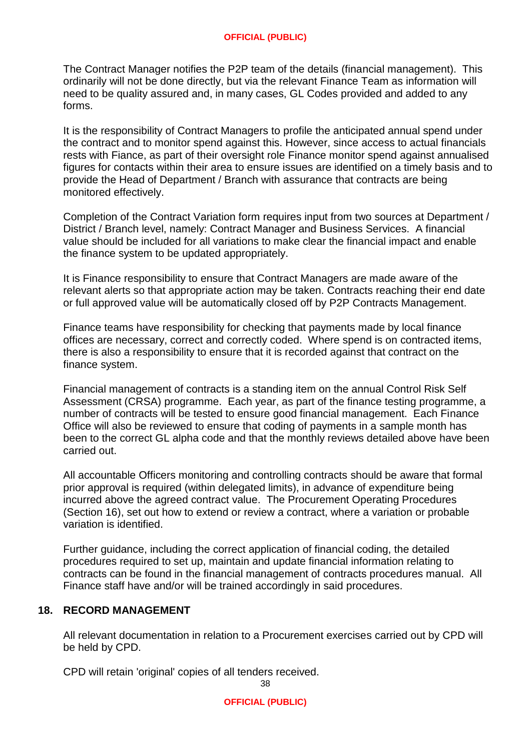The Contract Manager notifies the P2P team of the details (financial management). This ordinarily will not be done directly, but via the relevant Finance Team as information will need to be quality assured and, in many cases, GL Codes provided and added to any forms.

It is the responsibility of Contract Managers to profile the anticipated annual spend under the contract and to monitor spend against this. However, since access to actual financials rests with Fiance, as part of their oversight role Finance monitor spend against annualised figures for contacts within their area to ensure issues are identified on a timely basis and to provide the Head of Department / Branch with assurance that contracts are being monitored effectively.

Completion of the Contract Variation form requires input from two sources at Department / District / Branch level, namely: Contract Manager and Business Services. A financial value should be included for all variations to make clear the financial impact and enable the finance system to be updated appropriately.

It is Finance responsibility to ensure that Contract Managers are made aware of the relevant alerts so that appropriate action may be taken. Contracts reaching their end date or full approved value will be automatically closed off by P2P Contracts Management.

Finance teams have responsibility for checking that payments made by local finance offices are necessary, correct and correctly coded. Where spend is on contracted items, there is also a responsibility to ensure that it is recorded against that contract on the finance system.

Financial management of contracts is a standing item on the annual Control Risk Self Assessment (CRSA) programme. Each year, as part of the finance testing programme, a number of contracts will be tested to ensure good financial management. Each Finance Office will also be reviewed to ensure that coding of payments in a sample month has been to the correct GL alpha code and that the monthly reviews detailed above have been carried out.

All accountable Officers monitoring and controlling contracts should be aware that formal prior approval is required (within delegated limits), in advance of expenditure being incurred above the agreed contract value. The Procurement Operating Procedures (Section 16), set out how to extend or review a contract, where a variation or probable variation is identified.

Further guidance, including the correct application of financial coding, the detailed procedures required to set up, maintain and update financial information relating to contracts can be found in the financial management of contracts procedures manual. All Finance staff have and/or will be trained accordingly in said procedures.

## 18. RECORD MANAGEMENT

All relevant documentation in relation to a Procurement exercises carried out by CPD will be held by CPD.

CPD will retain 'original' copies of all tenders received.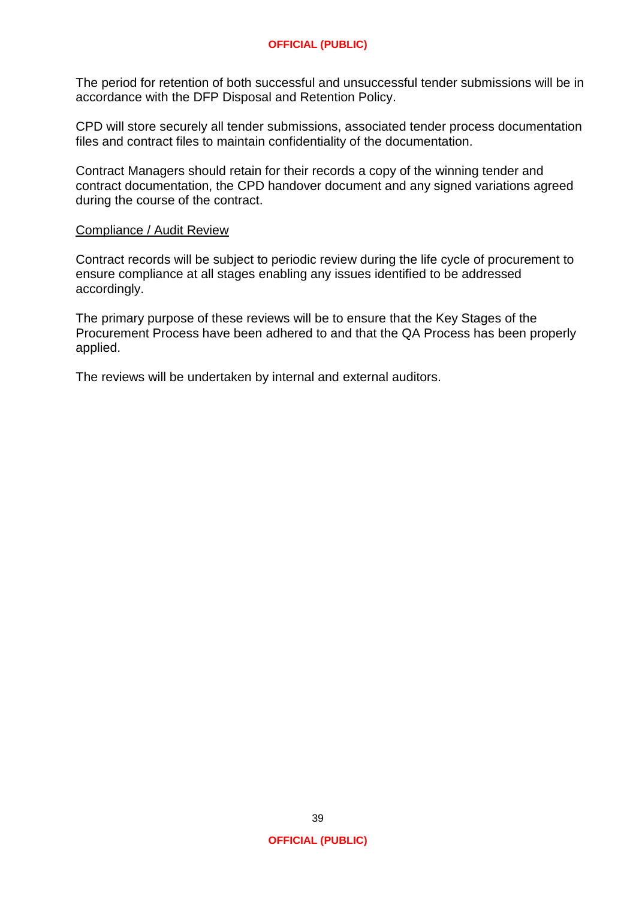The period for retention of both successful and unsuccessful tender submissions will be in accordance with the DFP Disposal and Retention Policy.

CPD will store securely all tender submissions, associated tender process documentation files and contract files to maintain confidentiality of the documentation.

Contract Managers should retain for their records a copy of the winning tender and contract documentation, the CPD handover document and any signed variations agreed during the course of the contract.

<u>Compliance / Audit Review</u>

Contract records will be subject to periodic review during the life cycle of procurement to ensure compliance at all stages enabling any issues identified to be addressed accordingly.

The primary purpose of these reviews will be to ensure that the Key Stages of the Procurement Process have been adhered to and that the QA Process has been properly applied.

The reviews will be undertaken by internal and external auditors.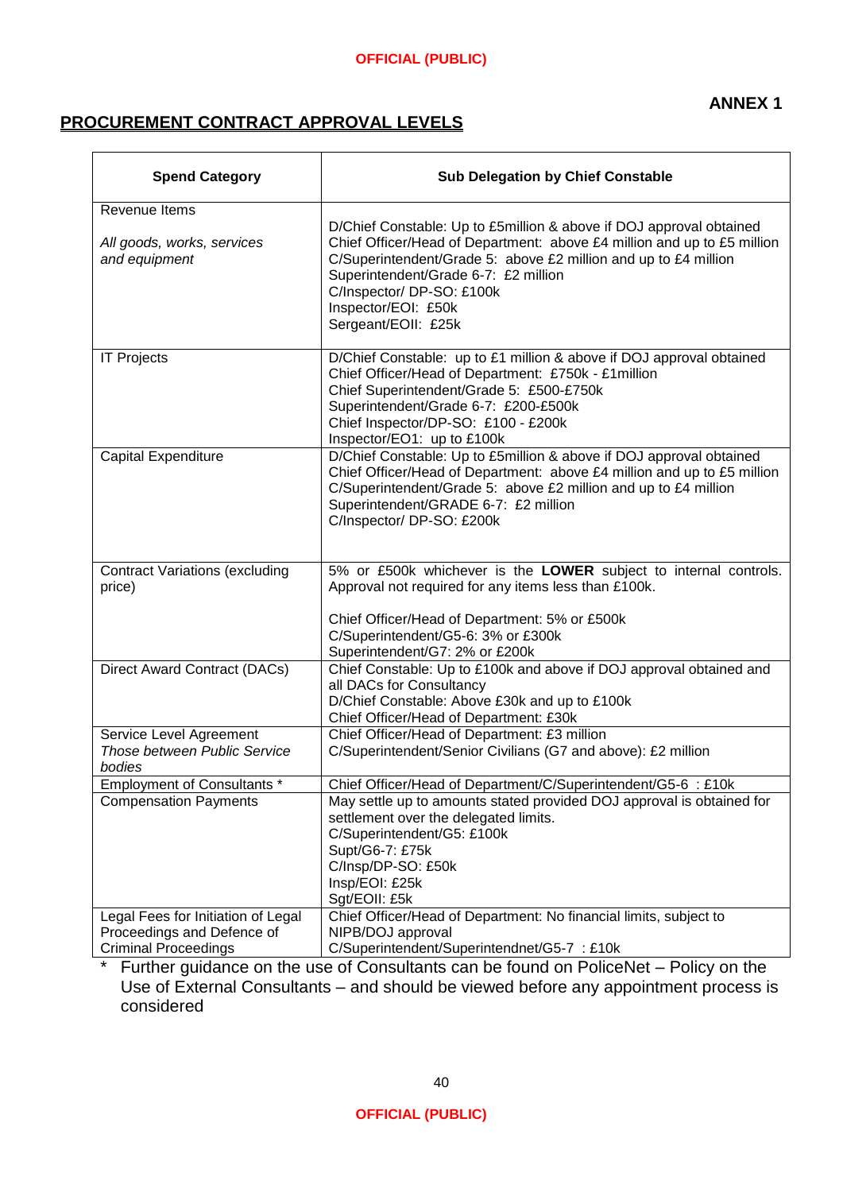**ANNEX 1**

## PROCUREMENT CONTRACT APPROVAL LEVELS

| Spend Category | Sub Delegation by Chief Constable |
|---|---|
| Revenue Items<br><br>*All goods, works, services and equipment* | D/Chief Constable: Up to £5million & above if DOJ approval obtained<br>Chief Officer/Head of Department: above £4 million and up to £5 million<br>C/Superintendent/Grade 5: above £2 million and up to £4 million<br>Superintendent/Grade 6-7: £2 million<br>C/Inspector/ DP-SO: £100k<br>Inspector/EOI: £50k<br>Sergeant/EOII: £25k |
| IT Projects | D/Chief Constable: up to £1 million & above if DOJ approval obtained<br>Chief Officer/Head of Department: £750k - £1million<br>Chief Superintendent/Grade 5: £500-£750k<br>Superintendent/Grade 6-7: £200-£500k<br>Chief Inspector/DP-SO: £100 - £200k<br>Inspector/EO1: up to £100k |
| Capital Expenditure | D/Chief Constable: Up to £5million & above if DOJ approval obtained<br>Chief Officer/Head of Department: above £4 million and up to £5 million<br>C/Superintendent/Grade 5: above £2 million and up to £4 million<br>Superintendent/GRADE 6-7: £2 million<br>C/Inspector/ DP-SO: £200k |
| Contract Variations (excluding price) | 5% or £500k whichever is the **LOWER** subject to internal controls. Approval not required for any items less than £100k.<br><br>Chief Officer/Head of Department: 5% or £500k<br>C/Superintendent/G5-6: 3% or £300k<br>Superintendent/G7: 2% or £200k |
| Direct Award Contract (DACs) | Chief Constable: Up to £100k and above if DOJ approval obtained and all DACs for Consultancy<br>D/Chief Constable: Above £30k and up to £100k<br>Chief Officer/Head of Department: £30k |
| Service Level Agreement<br>*Those between Public Service bodies* | Chief Officer/Head of Department: £3 million<br>C/Superintendent/Senior Civilians (G7 and above): £2 million |
| Employment of Consultants * | Chief Officer/Head of Department/C/Superintendent/G5-6 : £10k |
| Compensation Payments | May settle up to amounts stated provided DOJ approval is obtained for settlement over the delegated limits.<br>C/Superintendent/G5: £100k<br>Supt/G6-7: £75k<br>C/Insp/DP-SO: £50k<br>Insp/EOI: £25k<br>Sgt/EOII: £5k |
| Legal Fees for Initiation of Legal Proceedings and Defence of Criminal Proceedings | Chief Officer/Head of Department: No financial limits, subject to NIPB/DOJ approval<br>C/Superintendent/Superintendnet/G5-7 : £10k |

\* Further guidance on the use of Consultants can be found on PoliceNet – Policy on the Use of External Consultants – and should be viewed before any appointment process is considered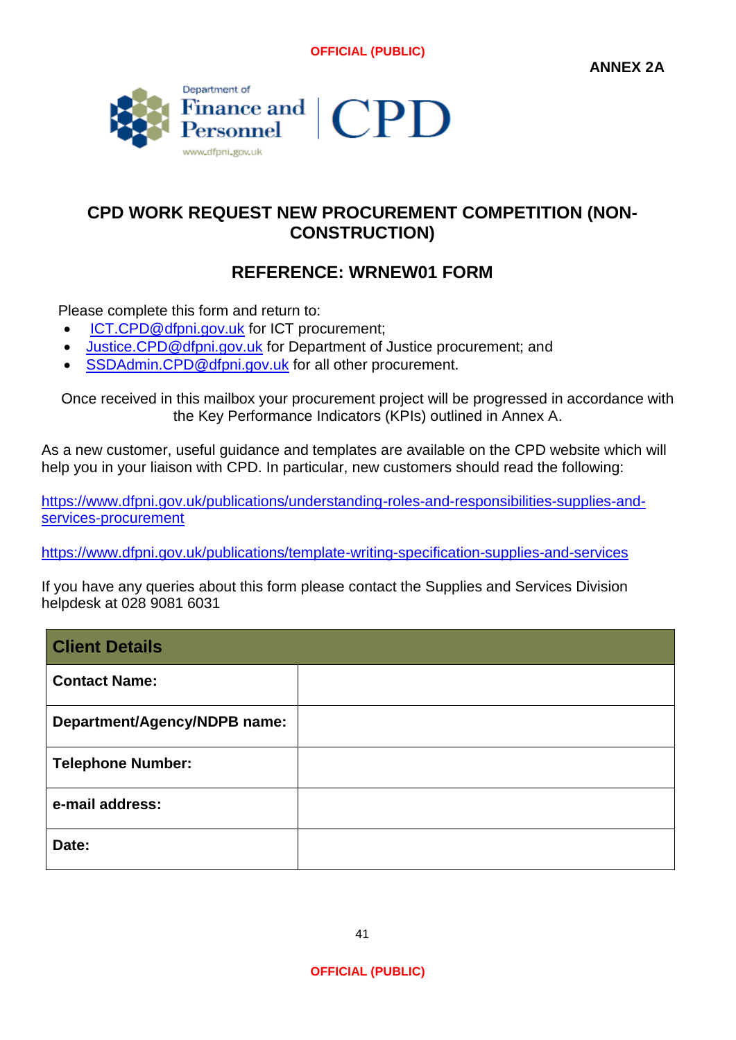ANNEX 2A

# CPD WORK REQUEST NEW PROCUREMENT COMPETITION (NON-CONSTRUCTION)

## REFERENCE: WRNEW01 FORM

Please complete this form and return to:

- ICT.CPD@dfpni.gov.uk for ICT procurement;
- Justice.CPD@dfpni.gov.uk for Department of Justice procurement; and
- SSDAdmin.CPD@dfpni.gov.uk for all other procurement.

Once received in this mailbox your procurement project will be progressed in accordance with the Key Performance Indicators (KPIs) outlined in Annex A.

As a new customer, useful guidance and templates are available on the CPD website which will help you in your liaison with CPD. In particular, new customers should read the following:

https://www.dfpni.gov.uk/publications/understanding-roles-and-responsibilities-supplies-and-services-procurement

https://www.dfpni.gov.uk/publications/template-writing-specification-supplies-and-services

If you have any queries about this form please contact the Supplies and Services Division helpdesk at 028 9081 6031

| **Client Details** | |
|---|---|
| **Contact Name:** | |
| **Department/Agency/NDPB name:** | |
| **Telephone Number:** | |
| **e-mail address:** | |
| **Date:** | |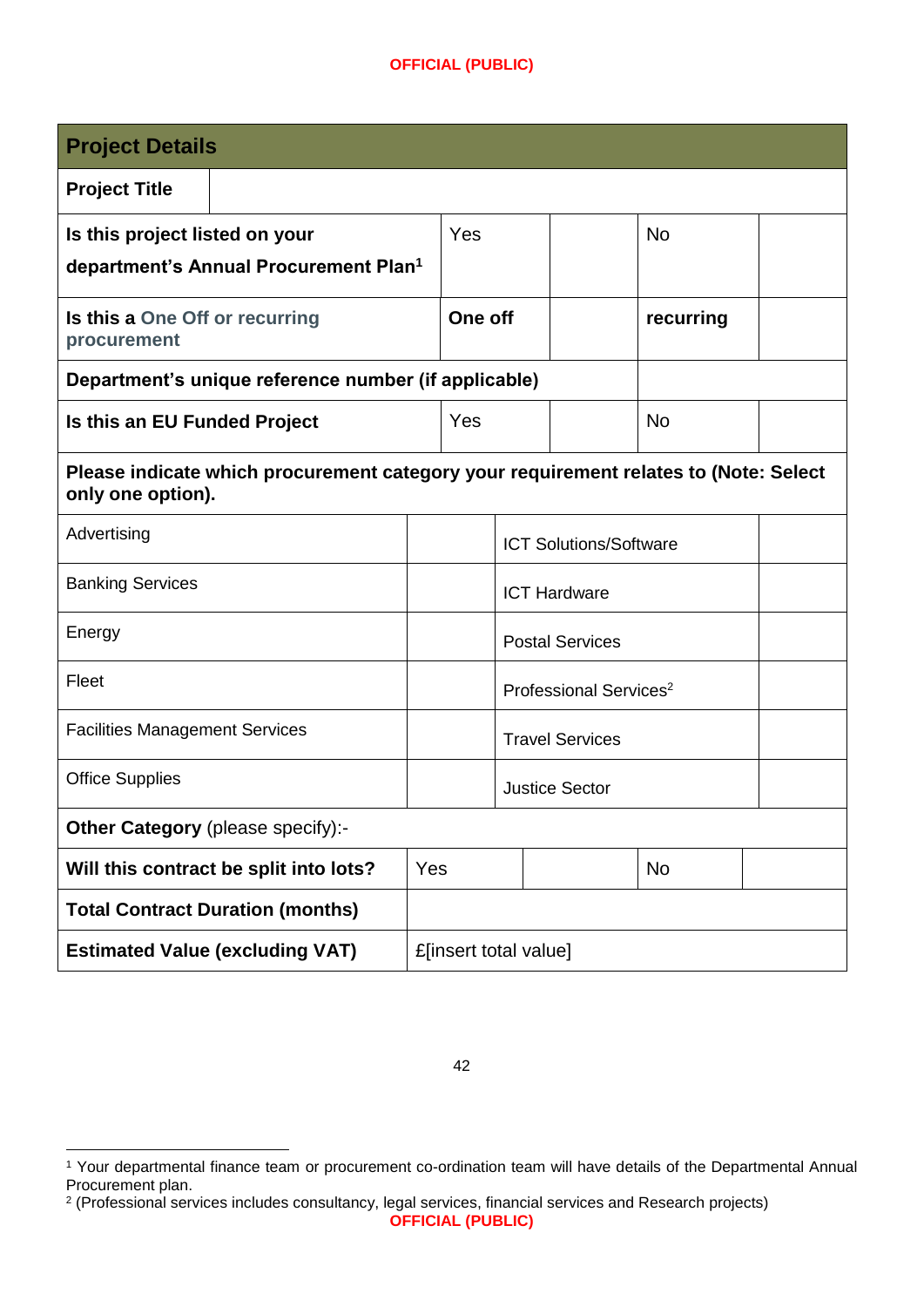| Project Details | | | | |
|---|---|---|---|---|
| **Project Title** | | | | |
| **Is this project listed on your department's Annual Procurement Plan**[1] | Yes | | No | |
| **Is this a One Off or recurring procurement** | **One off** | | **recurring** | |
| **Department's unique reference number (if applicable)** | | | | |
| **Is this an EU Funded Project** | Yes | | No | |
| **Please indicate which procurement category your requirement relates to (Note: Select only one option).** | | | | |
| Advertising | | ICT Solutions/Software | | |
| Banking Services | | ICT Hardware | | |
| Energy | | Postal Services | | |
| Fleet | | Professional Services[2] | | |
| Facilities Management Services | | Travel Services | | |
| Office Supplies | | Justice Sector | | |
| **Other Category** (please specify):- | | | | |
| **Will this contract be split into lots?** | Yes | | No | |
| **Total Contract Duration (months)** | | | | |
| **Estimated Value (excluding VAT)** | £[insert total value] | | | |

[1] Your departmental finance team or procurement co-ordination team will have details of the Departmental Annual Procurement plan.

[2] (Professional services includes consultancy, legal services, financial services and Research projects)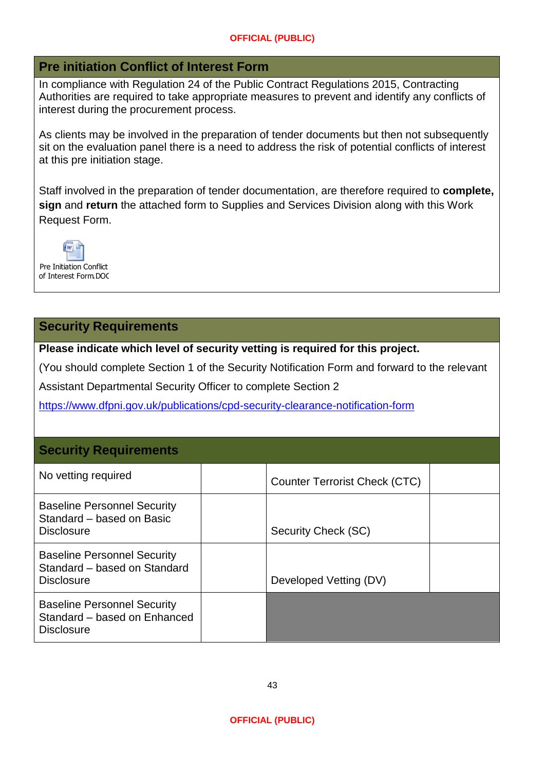## Pre initiation Conflict of Interest Form

In compliance with Regulation 24 of the Public Contract Regulations 2015, Contracting Authorities are required to take appropriate measures to prevent and identify any conflicts of interest during the procurement process.

As clients may be involved in the preparation of tender documents but then not subsequently sit on the evaluation panel there is a need to address the risk of potential conflicts of interest at this pre initiation stage.

Staff involved in the preparation of tender documentation, are therefore required to **complete, sign** and **return** the attached form to Supplies and Services Division along with this Work Request Form.

Pre Initiation Conflict of Interest Form.DOC

## Security Requirements

**Please indicate which level of security vetting is required for this project.**

(You should complete Section 1 of the Security Notification Form and forward to the relevant Assistant Departmental Security Officer to complete Section 2

https://www.dfpni.gov.uk/publications/cpd-security-clearance-notification-form

## Security Requirements

| | | | |
|---|---|---|---|
| No vetting required | | Counter Terrorist Check (CTC) | |
| Baseline Personnel Security Standard – based on Basic Disclosure | | Security Check (SC) | |
| Baseline Personnel Security Standard – based on Standard Disclosure | | Developed Vetting (DV) | |
| Baseline Personnel Security Standard – based on Enhanced Disclosure | | | |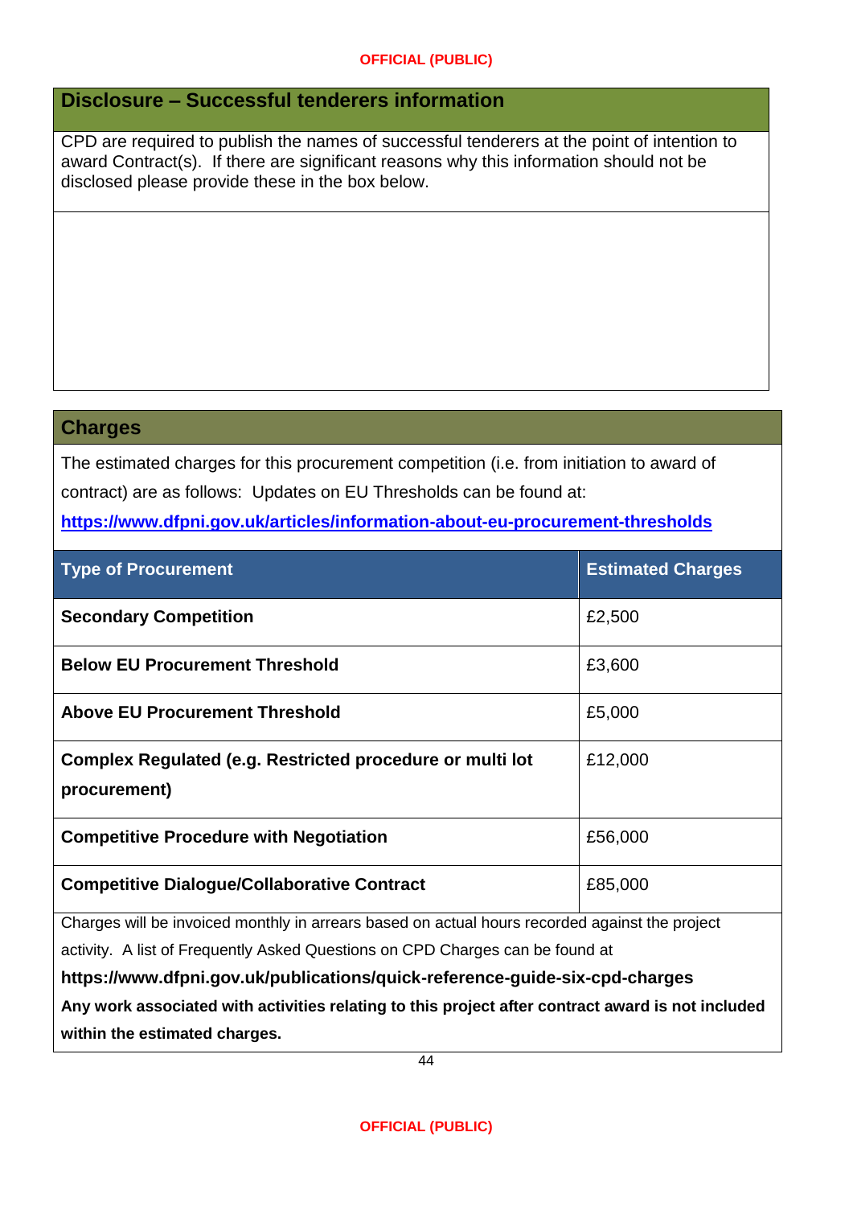## Disclosure – Successful tenderers information

CPD are required to publish the names of successful tenderers at the point of intention to award Contract(s). If there are significant reasons why this information should not be disclosed please provide these in the box below.

## Charges

The estimated charges for this procurement competition (i.e. from initiation to award of contract) are as follows: Updates on EU Thresholds can be found at:

**https://www.dfpni.gov.uk/articles/information-about-eu-procurement-thresholds**

| Type of Procurement | Estimated Charges |
|---|---|
| **Secondary Competition** | £2,500 |
| **Below EU Procurement Threshold** | £3,600 |
| **Above EU Procurement Threshold** | £5,000 |
| **Complex Regulated (e.g. Restricted procedure or multi lot procurement)** | £12,000 |
| **Competitive Procedure with Negotiation** | £56,000 |
| **Competitive Dialogue/Collaborative Contract** | £85,000 |

Charges will be invoiced monthly in arrears based on actual hours recorded against the project activity. A list of Frequently Asked Questions on CPD Charges can be found at

**https://www.dfpni.gov.uk/publications/quick-reference-guide-six-cpd-charges**

**Any work associated with activities relating to this project after contract award is not included within the estimated charges.**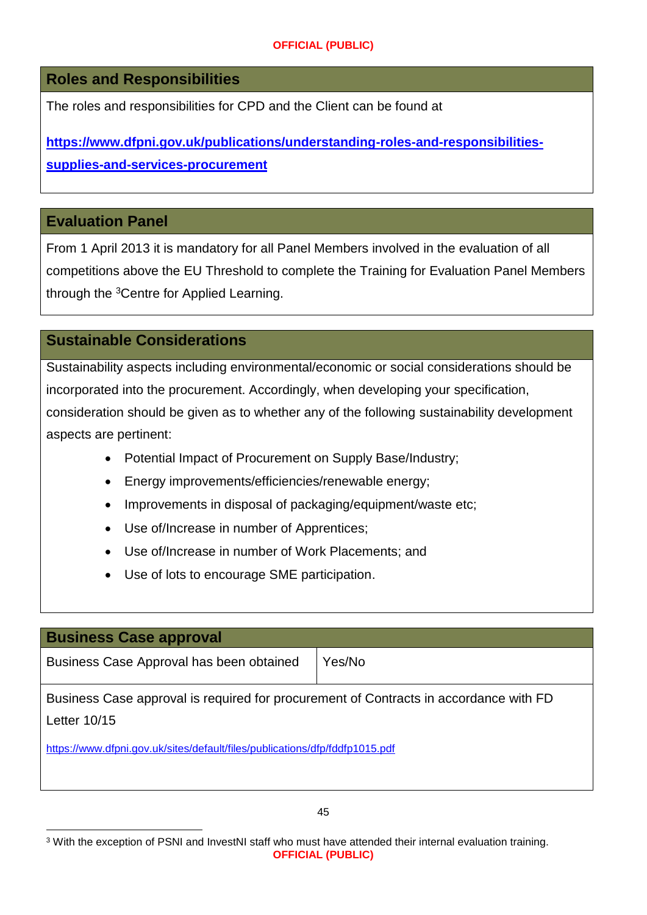## Roles and Responsibilities

The roles and responsibilities for CPD and the Client can be found at

**https://www.dfpni.gov.uk/publications/understanding-roles-and-responsibilities-supplies-and-services-procurement**

## Evaluation Panel

From 1 April 2013 it is mandatory for all Panel Members involved in the evaluation of all competitions above the EU Threshold to complete the Training for Evaluation Panel Members through the [3]Centre for Applied Learning.

## Sustainable Considerations

Sustainability aspects including environmental/economic or social considerations should be incorporated into the procurement. Accordingly, when developing your specification, consideration should be given as to whether any of the following sustainability development aspects are pertinent:

- Potential Impact of Procurement on Supply Base/Industry;
- Energy improvements/efficiencies/renewable energy;
- Improvements in disposal of packaging/equipment/waste etc;
- Use of/Increase in number of Apprentices;
- Use of/Increase in number of Work Placements; and
- Use of lots to encourage SME participation.

## Business Case approval

| Business Case Approval has been obtained | Yes/No |
|---|---|

Business Case approval is required for procurement of Contracts in accordance with FD Letter 10/15

https://www.dfpni.gov.uk/sites/default/files/publications/dfp/fddfp1015.pdf

[3] With the exception of PSNI and InvestNI staff who must have attended their internal evaluation training.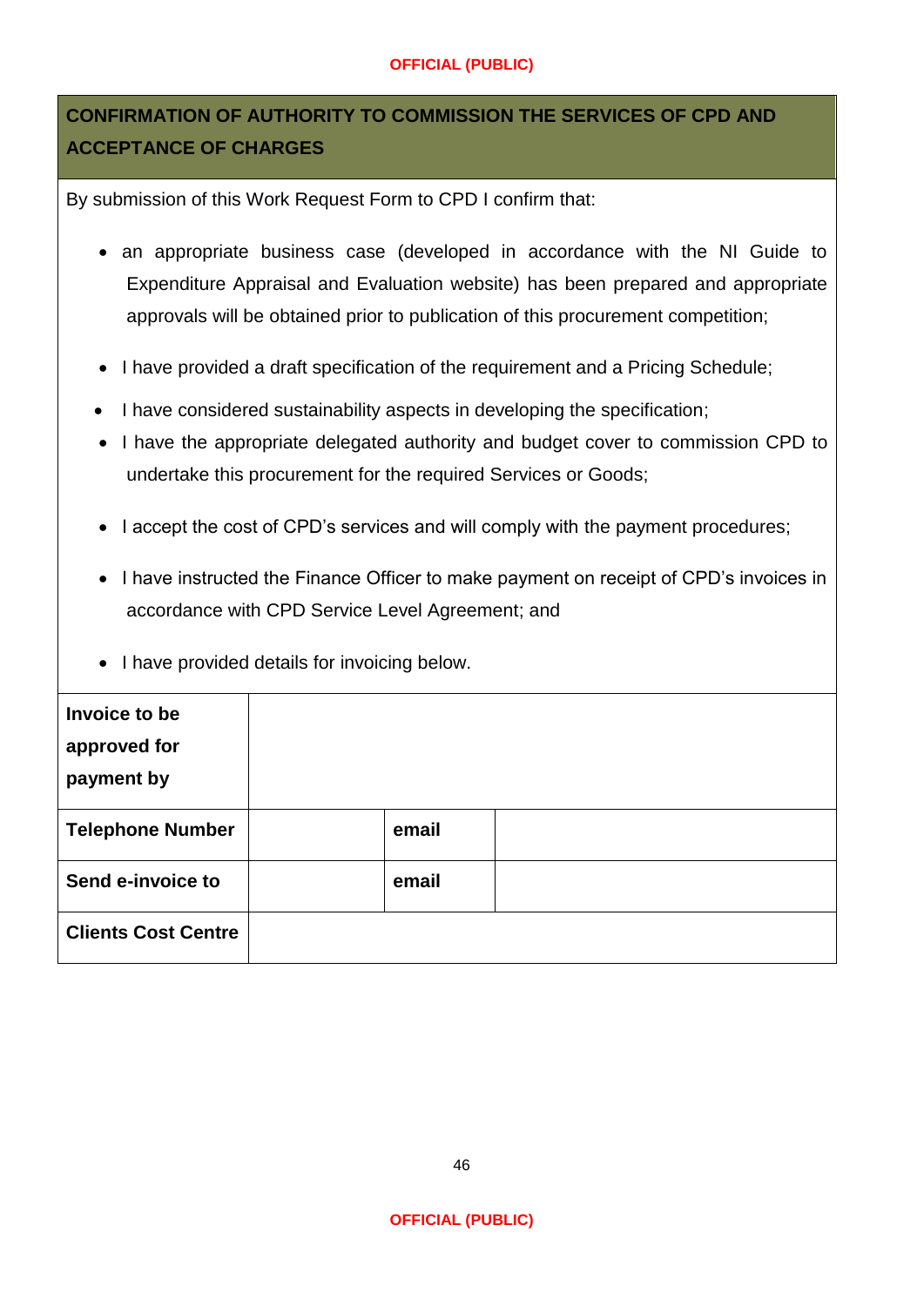## CONFIRMATION OF AUTHORITY TO COMMISSION THE SERVICES OF CPD AND ACCEPTANCE OF CHARGES

By submission of this Work Request Form to CPD I confirm that:

- an appropriate business case (developed in accordance with the NI Guide to Expenditure Appraisal and Evaluation website) has been prepared and appropriate approvals will be obtained prior to publication of this procurement competition;
- I have provided a draft specification of the requirement and a Pricing Schedule;
- I have considered sustainability aspects in developing the specification;
- I have the appropriate delegated authority and budget cover to commission CPD to undertake this procurement for the required Services or Goods;
- I accept the cost of CPD's services and will comply with the payment procedures;
- I have instructed the Finance Officer to make payment on receipt of CPD's invoices in accordance with CPD Service Level Agreement; and
- I have provided details for invoicing below.

| **Invoice to be approved for payment by** | | | |
|---|---|---|---|
| **Telephone Number** | | **email** | |
| **Send e-invoice to** | | **email** | |
| **Clients Cost Centre** | | | |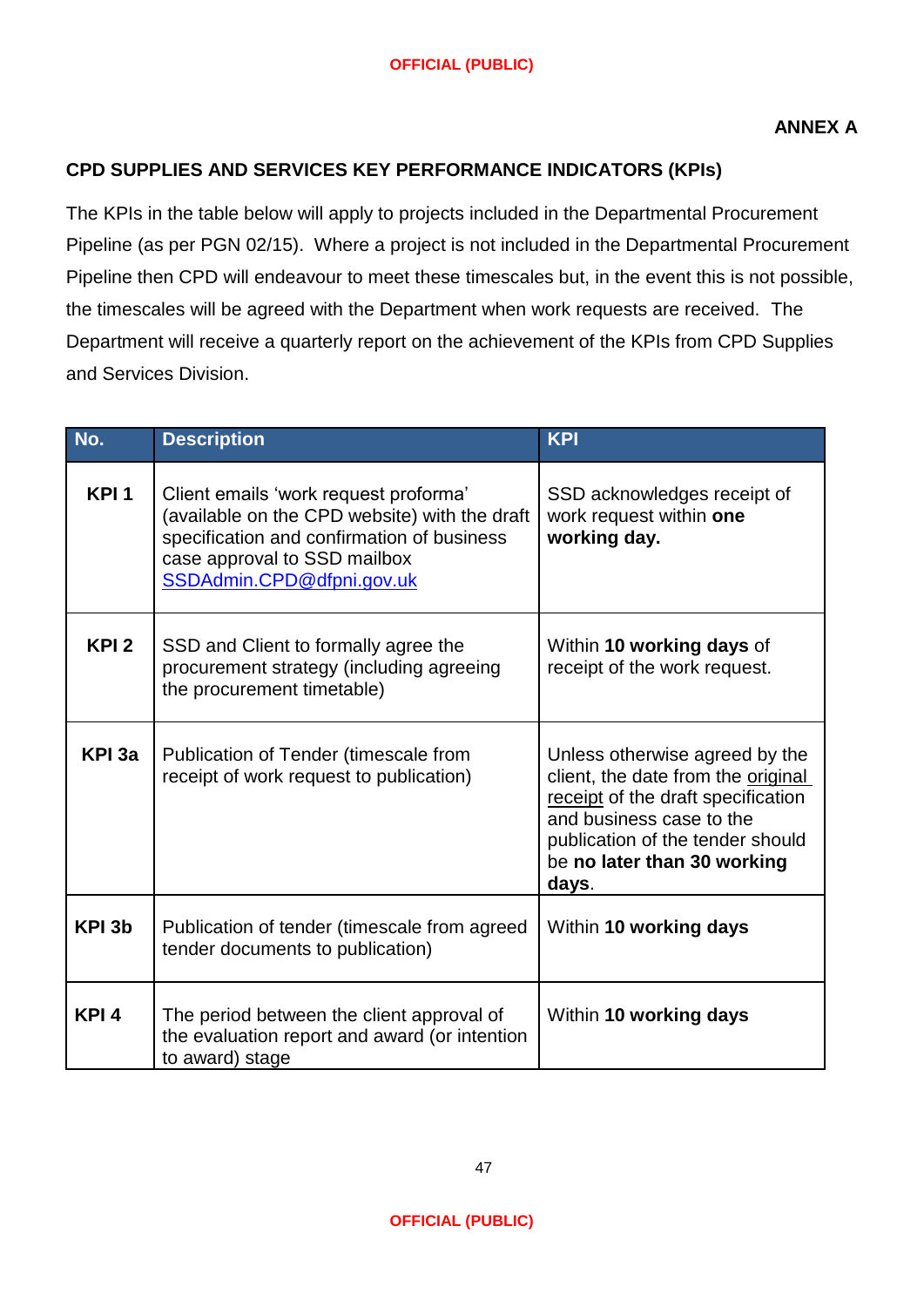**ANNEX A**

## CPD SUPPLIES AND SERVICES KEY PERFORMANCE INDICATORS (KPIs)

The KPIs in the table below will apply to projects included in the Departmental Procurement Pipeline (as per PGN 02/15). Where a project is not included in the Departmental Procurement Pipeline then CPD will endeavour to meet these timescales but, in the event this is not possible, the timescales will be agreed with the Department when work requests are received. The Department will receive a quarterly report on the achievement of the KPIs from CPD Supplies and Services Division.

| No. | Description | KPI |
| --- | --- | --- |
| **KPI 1** | Client emails 'work request proforma' (available on the CPD website) with the draft specification and confirmation of business case approval to SSD mailbox SSDAdmin.CPD@dfpni.gov.uk | SSD acknowledges receipt of work request within **one working day.** |
| **KPI 2** | SSD and Client to formally agree the procurement strategy (including agreeing the procurement timetable) | Within **10 working days** of receipt of the work request. |
| **KPI 3a** | Publication of Tender (timescale from receipt of work request to publication) | Unless otherwise agreed by the client, the date from the original receipt of the draft specification and business case to the publication of the tender should be **no later than 30 working days**. |
| **KPI 3b** | Publication of tender (timescale from agreed tender documents to publication) | Within **10 working days** |
| **KPI 4** | The period between the client approval of the evaluation report and award (or intention to award) stage | Within **10 working days** |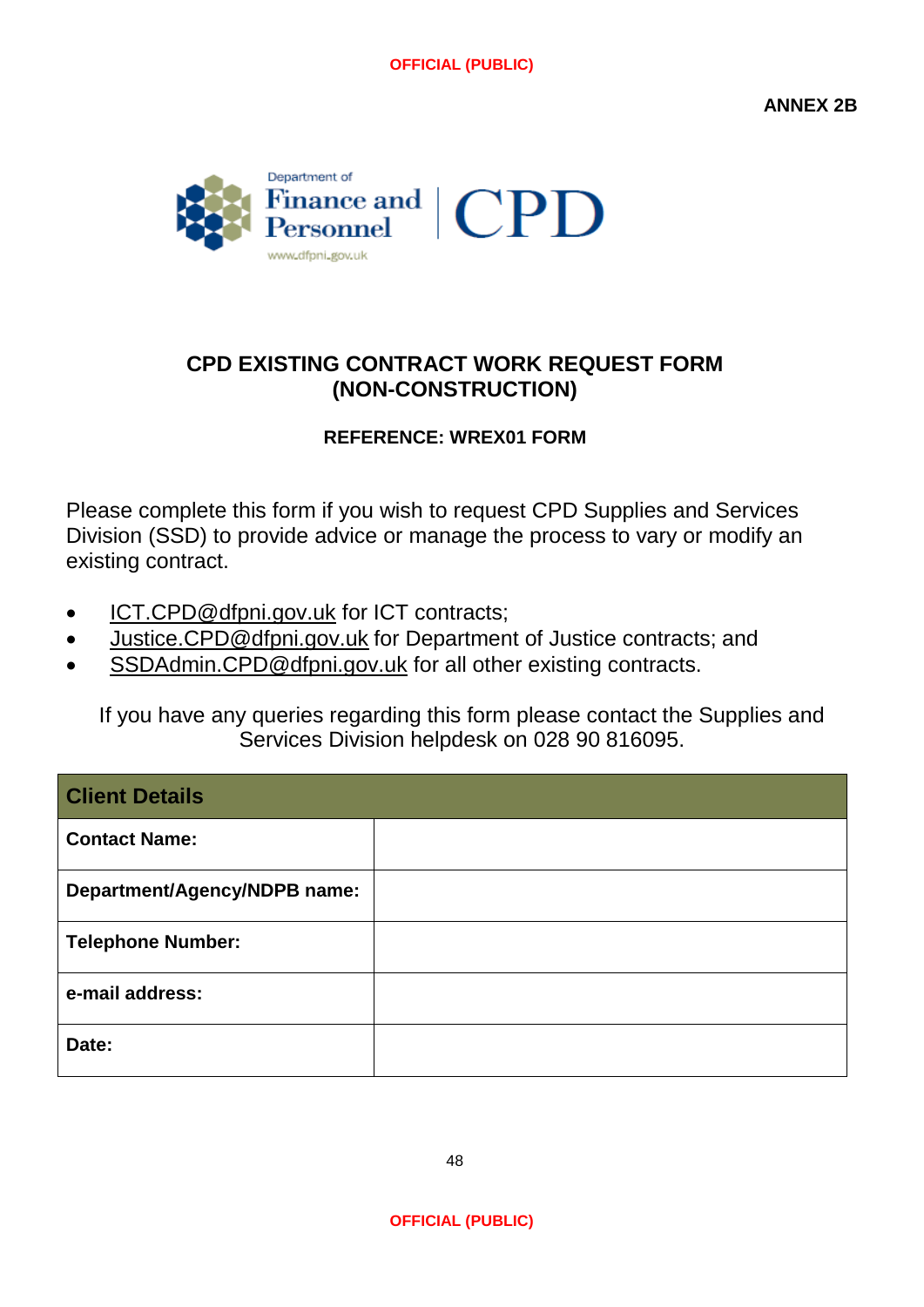ANNEX 2B

# CPD EXISTING CONTRACT WORK REQUEST FORM (NON-CONSTRUCTION)

### REFERENCE: WREX01 FORM

Please complete this form if you wish to request CPD Supplies and Services Division (SSD) to provide advice or manage the process to vary or modify an existing contract.

- ICT.CPD@dfpni.gov.uk for ICT contracts;
- Justice.CPD@dfpni.gov.uk for Department of Justice contracts; and
- SSDAdmin.CPD@dfpni.gov.uk for all other existing contracts.

If you have any queries regarding this form please contact the Supplies and Services Division helpdesk on 028 90 816095.

| **Client Details** | |
|---|---|
| **Contact Name:** | |
| **Department/Agency/NDPB name:** | |
| **Telephone Number:** | |
| **e-mail address:** | |
| **Date:** | |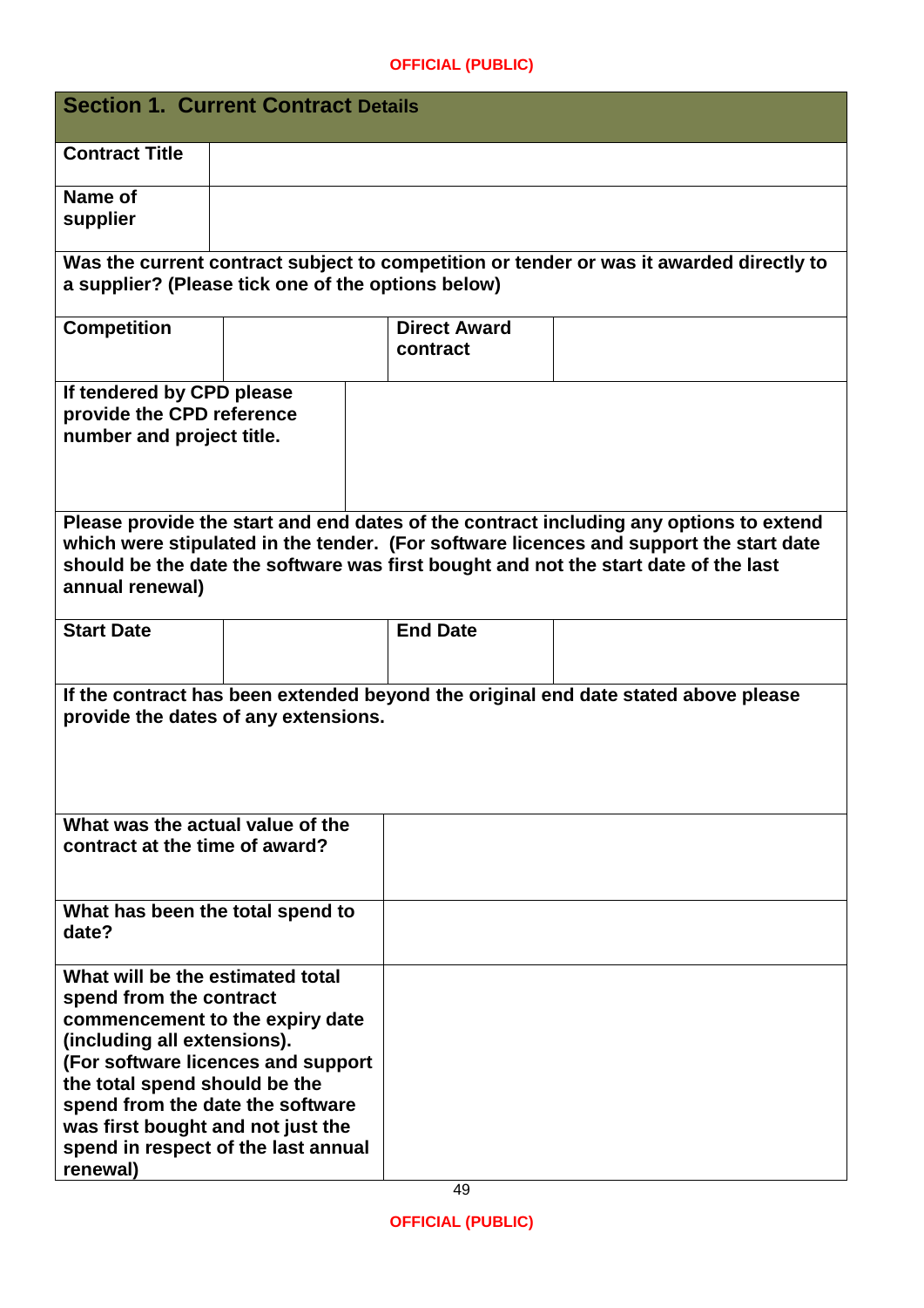| **Section 1. Current Contract Details** | | | |
|---|---|---|---|
| **Contract Title** | | | |
| **Name of supplier** | | | |
| **Was the current contract subject to competition or tender or was it awarded directly to a supplier? (Please tick one of the options below)** | | | |
| **Competition** | | **Direct Award contract** | |
| **If tendered by CPD please provide the CPD reference number and project title.** | | | |
| **Please provide the start and end dates of the contract including any options to extend which were stipulated in the tender. (For software licences and support the start date should be the date the software was first bought and not the start date of the last annual renewal)** | | | |
| **Start Date** | | **End Date** | |
| **If the contract has been extended beyond the original end date stated above please provide the dates of any extensions.** | | | |
| **What was the actual value of the contract at the time of award?** | | | |
| **What has been the total spend to date?** | | | |
| **What will be the estimated total spend from the contract commencement to the expiry date (including all extensions). (For software licences and support the total spend should be the spend from the date the software was first bought and not just the spend in respect of the last annual renewal)** | | | |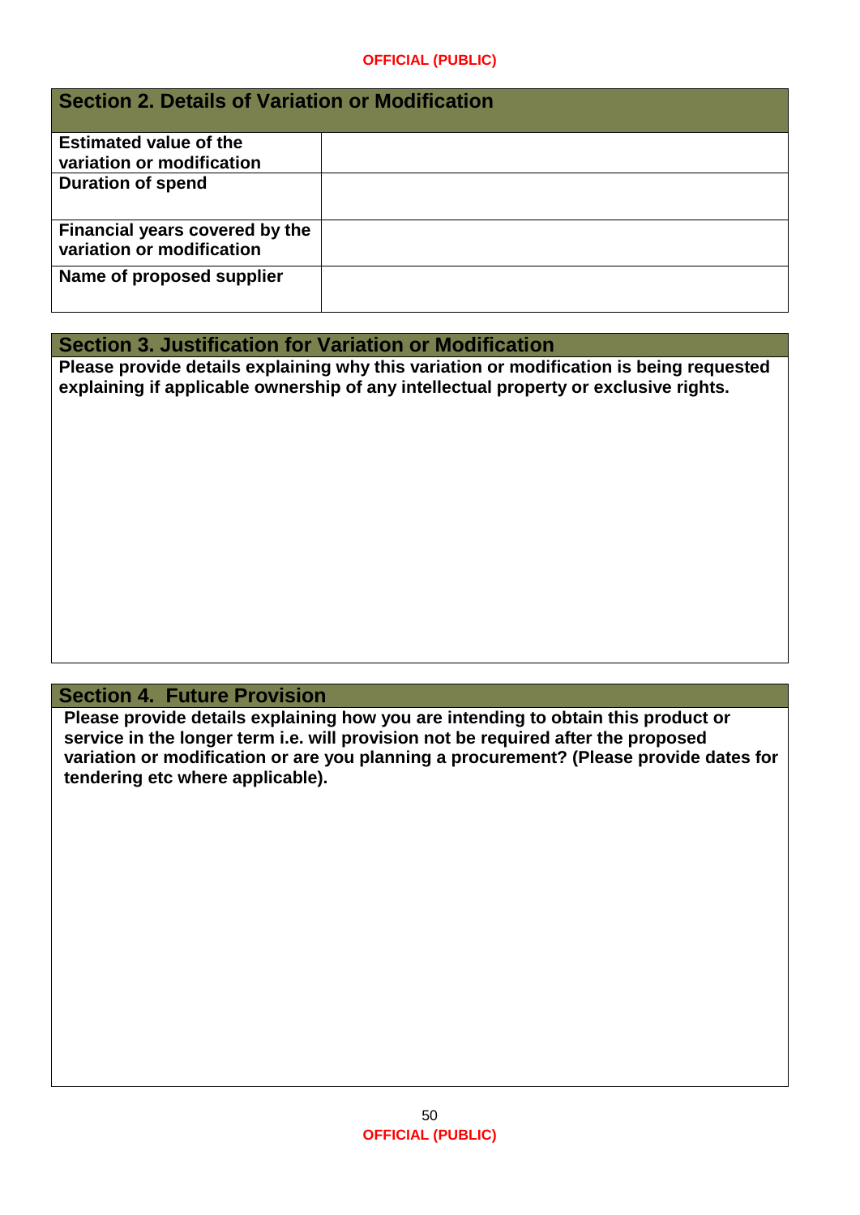## Section 2. Details of Variation or Modification

| | |
|---|---|
| **Estimated value of the variation or modification** | |
| **Duration of spend** | |
| **Financial years covered by the variation or modification** | |
| **Name of proposed supplier** | |

## Section 3. Justification for Variation or Modification

**Please provide details explaining why this variation or modification is being requested explaining if applicable ownership of any intellectual property or exclusive rights.**

## Section 4. Future Provision

**Please provide details explaining how you are intending to obtain this product or service in the longer term i.e. will provision not be required after the proposed variation or modification or are you planning a procurement? (Please provide dates for tendering etc where applicable).**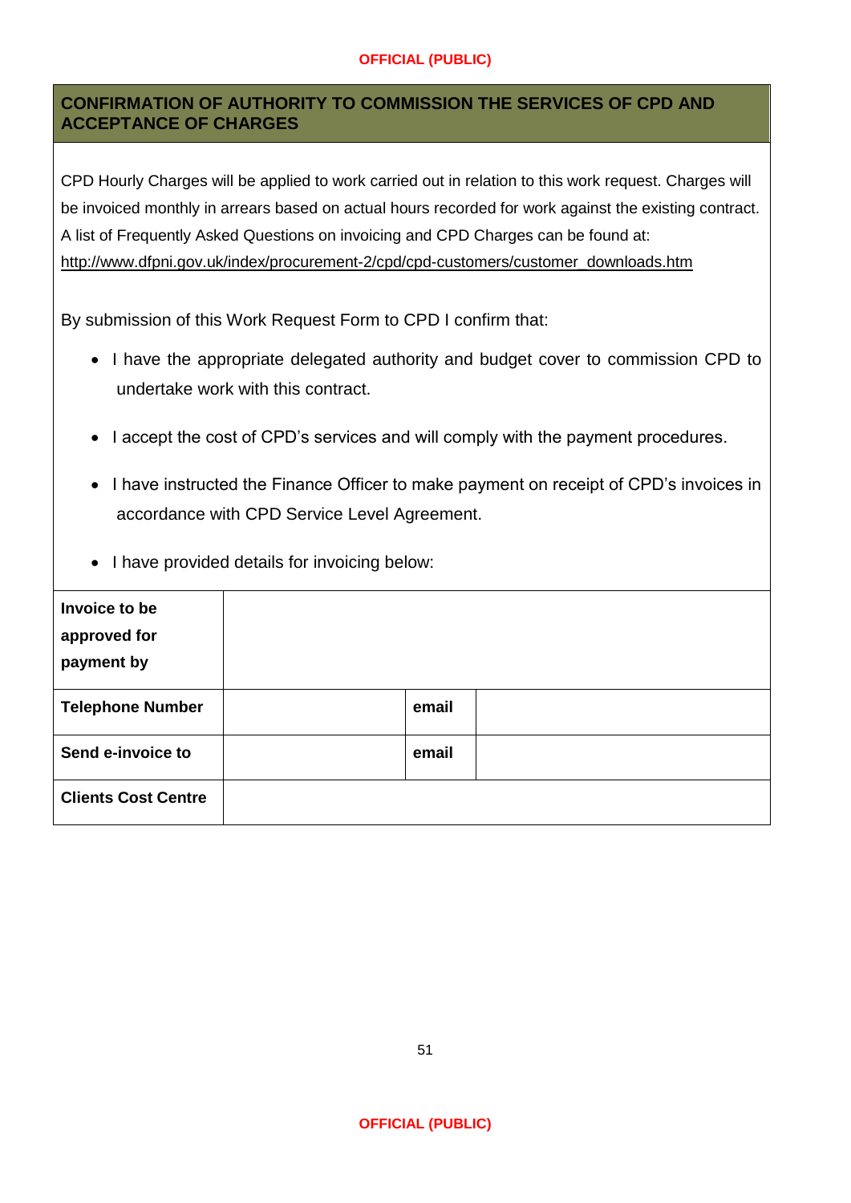## CONFIRMATION OF AUTHORITY TO COMMISSION THE SERVICES OF CPD AND ACCEPTANCE OF CHARGES

CPD Hourly Charges will be applied to work carried out in relation to this work request. Charges will be invoiced monthly in arrears based on actual hours recorded for work against the existing contract. A list of Frequently Asked Questions on invoicing and CPD Charges can be found at: http://www.dfpni.gov.uk/index/procurement-2/cpd/cpd-customers/customer_downloads.htm

By submission of this Work Request Form to CPD I confirm that:

- I have the appropriate delegated authority and budget cover to commission CPD to undertake work with this contract.
- I accept the cost of CPD's services and will comply with the payment procedures.
- I have instructed the Finance Officer to make payment on receipt of CPD's invoices in accordance with CPD Service Level Agreement.
- I have provided details for invoicing below:

| **Invoice to be approved for payment by** | | | |
|---|---|---|---|
| **Telephone Number** | | **email** | |
| **Send e-invoice to** | | **email** | |
| **Clients Cost Centre** | | | |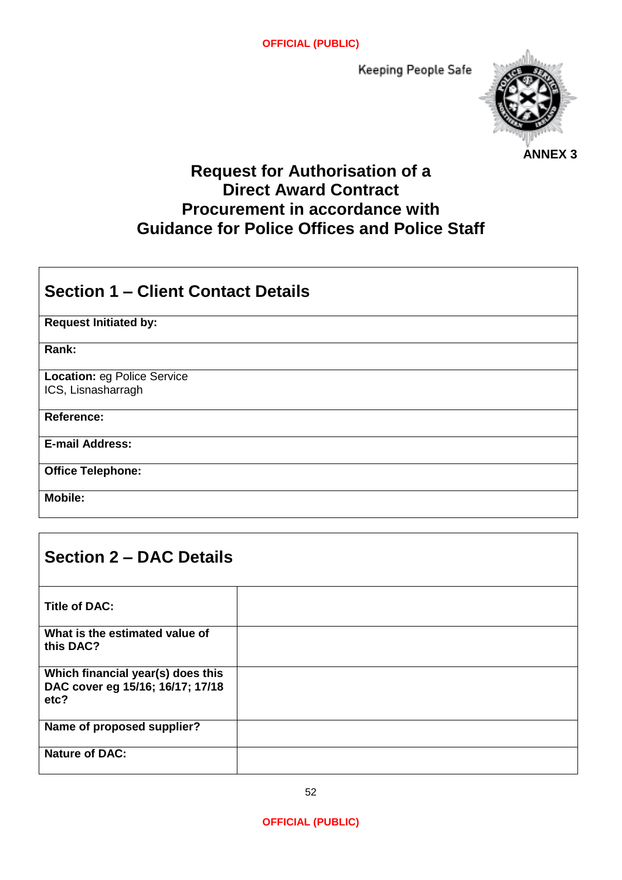Keeping People Safe

**ANNEX 3**

# Request for Authorisation of a Direct Award Contract Procurement in accordance with Guidance for Police Offices and Police Staff

| Section 1 – Client Contact Details |
|---|
| **Request Initiated by:** |
| **Rank:** |
| **Location:** eg Police Service ICS, Lisnasharragh |
| **Reference:** |
| **E-mail Address:** |
| **Office Telephone:** |
| **Mobile:** |

| Section 2 – DAC Details | |
|---|---|
| **Title of DAC:** | |
| **What is the estimated value of this DAC?** | |
| **Which financial year(s) does this DAC cover eg 15/16; 16/17; 17/18 etc?** | |
| **Name of proposed supplier?** | |
| **Nature of DAC:** | |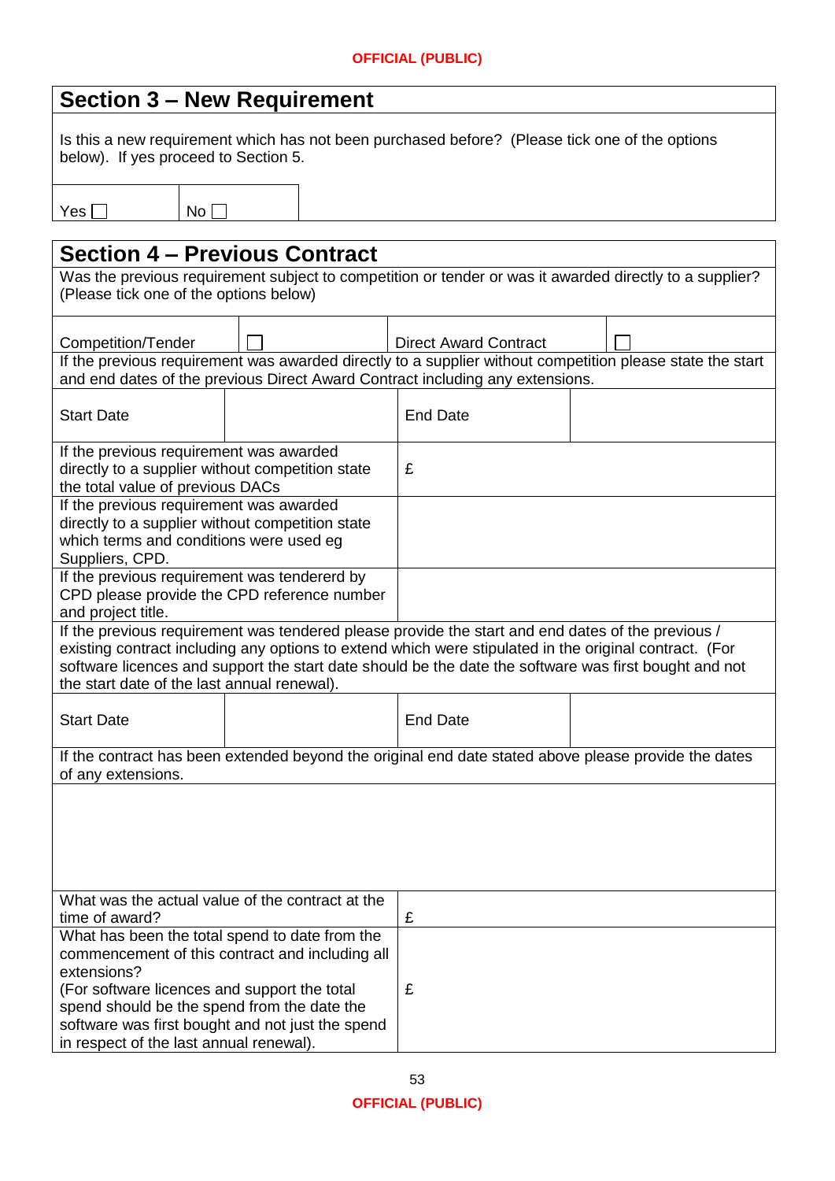## Section 3 – New Requirement

Is this a new requirement which has not been purchased before? (Please tick one of the options below). If yes proceed to Section 5.

| Yes ☐ | No ☐ |
|---|---|

## Section 4 – Previous Contract

Was the previous requirement subject to competition or tender or was it awarded directly to a supplier? (Please tick one of the options below)

| Competition/Tender | ☐ | Direct Award Contract | ☐ |
|---|---|---|---|

If the previous requirement was awarded directly to a supplier without competition please state the start and end dates of the previous Direct Award Contract including any extensions.

| Start Date | | End Date | |
|---|---|---|---|

| | |
|---|---|
| If the previous requirement was awarded directly to a supplier without competition state the total value of previous DACs | £ |
| If the previous requirement was awarded directly to a supplier without competition state which terms and conditions were used eg Suppliers, CPD. | |
| If the previous requirement was tendererd by CPD please provide the CPD reference number and project title. | |

If the previous requirement was tendered please provide the start and end dates of the previous / existing contract including any options to extend which were stipulated in the original contract. (For software licences and support the start date should be the date the software was first bought and not the start date of the last annual renewal).

| Start Date | | End Date | |
|---|---|---|---|

If the contract has been extended beyond the original end date stated above please provide the dates of any extensions.

| | |
|---|---|
| What was the actual value of the contract at the time of award? | £ |
| What has been the total spend to date from the commencement of this contract and including all extensions?<br>(For software licences and support the total spend should be the spend from the date the software was first bought and not just the spend in respect of the last annual renewal). | £ |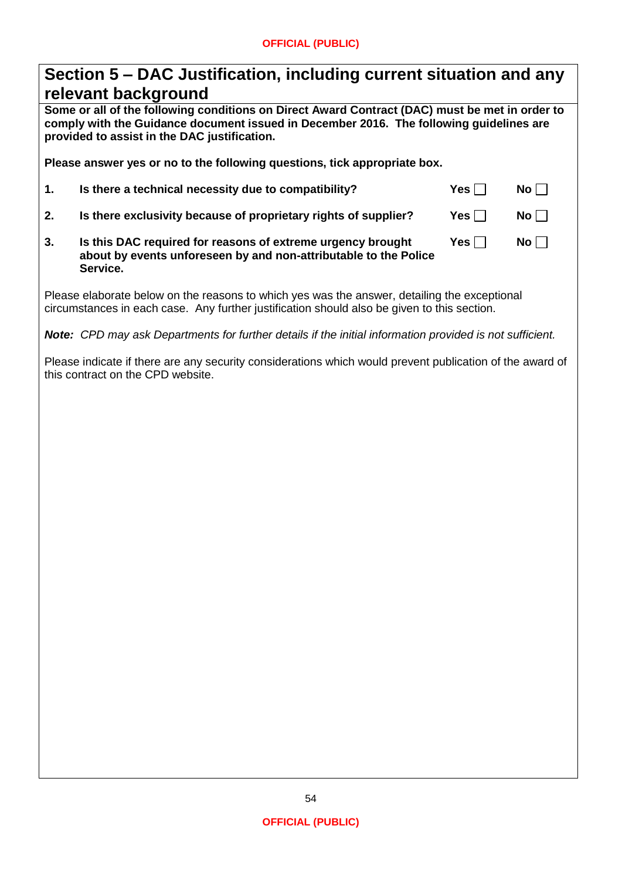## Section 5 – DAC Justification, including current situation and any relevant background

**Some or all of the following conditions on Direct Award Contract (DAC) must be met in order to comply with the Guidance document issued in December 2016. The following guidelines are provided to assist in the DAC justification.**

**Please answer yes or no to the following questions, tick appropriate box.**

| | | | |
|---|---|---|---|
| **1.** | **Is there a technical necessity due to compatibility?** | **Yes** ☐ | **No** ☐ |
| **2.** | **Is there exclusivity because of proprietary rights of supplier?** | **Yes** ☐ | **No** ☐ |
| **3.** | **Is this DAC required for reasons of extreme urgency brought about by events unforeseen by and non-attributable to the Police Service.** | **Yes** ☐ | **No** ☐ |

Please elaborate below on the reasons to which yes was the answer, detailing the exceptional circumstances in each case. Any further justification should also be given to this section.

***Note:*** *CPD may ask Departments for further details if the initial information provided is not sufficient.*

Please indicate if there are any security considerations which would prevent publication of the award of this contract on the CPD website.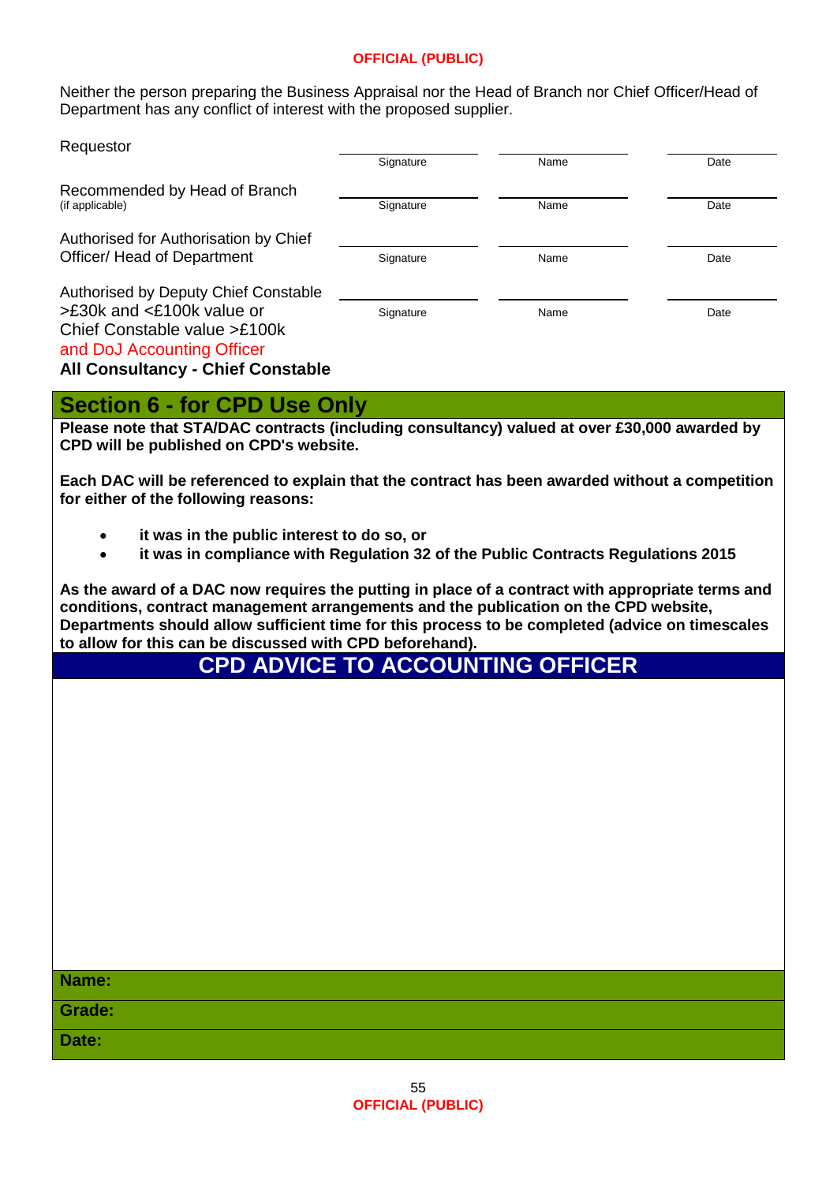Neither the person preparing the Business Appraisal nor the Head of Branch nor Chief Officer/Head of Department has any conflict of interest with the proposed supplier.

| | | | |
|---|---|---|---|
| Requestor | Signature | Name | Date |
| Recommended by Head of Branch (if applicable) | Signature | Name | Date |
| Authorised for Authorisation by Chief Officer/ Head of Department | Signature | Name | Date |
| Authorised by Deputy Chief Constable >£30k and <£100k value or Chief Constable value >£100k and DoJ Accounting Officer **All Consultancy - Chief Constable** | Signature | Name | Date |

## Section 6 - for CPD Use Only

**Please note that STA/DAC contracts (including consultancy) valued at over £30,000 awarded by CPD will be published on CPD's website.**

**Each DAC will be referenced to explain that the contract has been awarded without a competition for either of the following reasons:**

- **it was in the public interest to do so, or**
- **it was in compliance with Regulation 32 of the Public Contracts Regulations 2015**

**As the award of a DAC now requires the putting in place of a contract with appropriate terms and conditions, contract management arrangements and the publication on the CPD website, Departments should allow sufficient time for this process to be completed (advice on timescales to allow for this can be discussed with CPD beforehand).**

## CPD ADVICE TO ACCOUNTING OFFICER

**Name:**

**Grade:**

**Date:**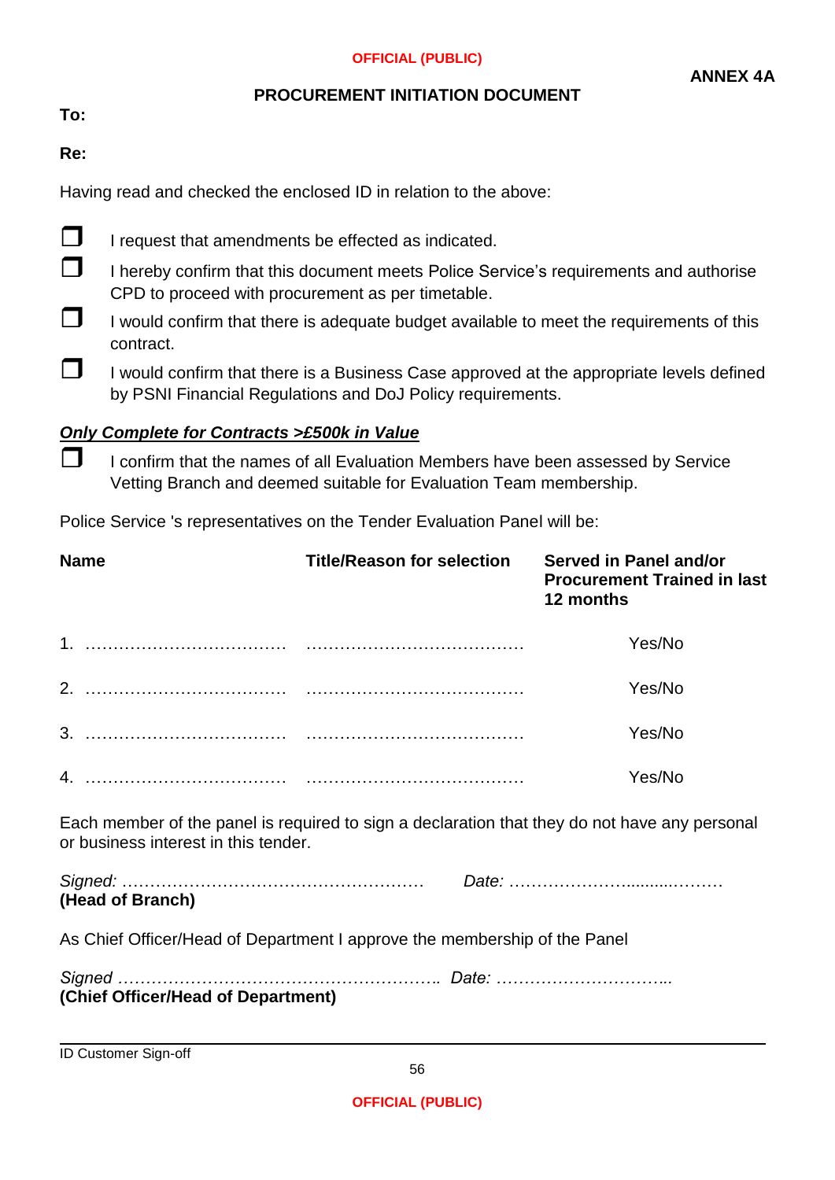**ANNEX 4A**

## PROCUREMENT INITIATION DOCUMENT

**To:**

**Re:**

Having read and checked the enclosed ID in relation to the above:

- ☐ I request that amendments be effected as indicated.
- ☐ I hereby confirm that this document meets Police Service's requirements and authorise CPD to proceed with procurement as per timetable.
- ☐ I would confirm that there is adequate budget available to meet the requirements of this contract.
- ☐ I would confirm that there is a Business Case approved at the appropriate levels defined by PSNI Financial Regulations and DoJ Policy requirements.

***Only Complete for Contracts >£500k in Value***

- ☐ I confirm that the names of all Evaluation Members have been assessed by Service Vetting Branch and deemed suitable for Evaluation Team membership.

Police Service 's representatives on the Tender Evaluation Panel will be:

| Name | Title/Reason for selection | Served in Panel and/or Procurement Trained in last 12 months |
|---|---|---|
| 1. ……………………………… | ………………………………… | Yes/No |
| 2. ……………………………… | ………………………………… | Yes/No |
| 3. ……………………………… | ………………………………… | Yes/No |
| 4. ……………………………… | ………………………………… | Yes/No |

Each member of the panel is required to sign a declaration that they do not have any personal or business interest in this tender.

*Signed:* ……………………………………………… *Date:* ……………………..........………
**(Head of Branch)**

As Chief Officer/Head of Department I approve the membership of the Panel

*Signed* ………………………………………………….. *Date:* …………………………..
**(Chief Officer/Head of Department)**

ID Customer Sign-off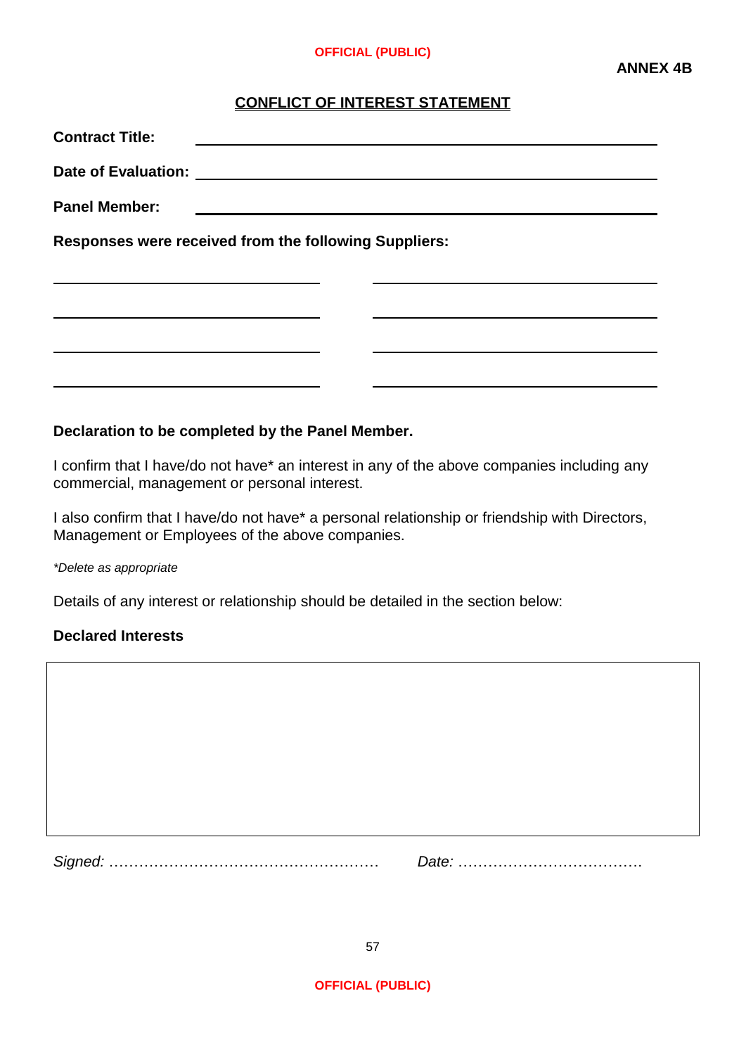**ANNEX 4B**

## CONFLICT OF INTEREST STATEMENT

**Contract Title:** ______________________________________________

**Date of Evaluation:** ______________________________________________

**Panel Member:** ______________________________________________

**Responses were received from the following Suppliers:**

______________________________ ______________________________

______________________________ ______________________________

______________________________ ______________________________

______________________________ ______________________________

**Declaration to be completed by the Panel Member.**

I confirm that I have/do not have* an interest in any of the above companies including any commercial, management or personal interest.

I also confirm that I have/do not have* a personal relationship or friendship with Directors, Management or Employees of the above companies.

*\*Delete as appropriate*

Details of any interest or relationship should be detailed in the section below:

**Declared Interests**

| |
|---|
| |

*Signed:* ……………………………………………… *Date:* ………………………………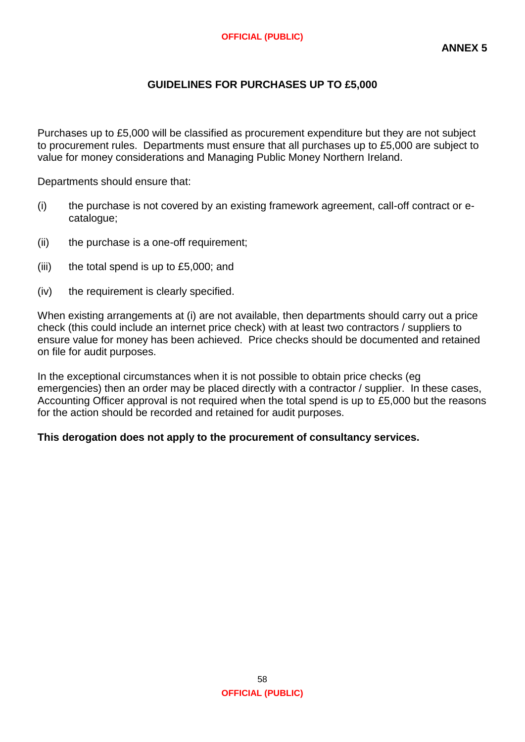**ANNEX 5**

## GUIDELINES FOR PURCHASES UP TO £5,000

Purchases up to £5,000 will be classified as procurement expenditure but they are not subject to procurement rules. Departments must ensure that all purchases up to £5,000 are subject to value for money considerations and Managing Public Money Northern Ireland.

Departments should ensure that:

(i) the purchase is not covered by an existing framework agreement, call-off contract or e-catalogue;

(ii) the purchase is a one-off requirement;

(iii) the total spend is up to £5,000; and

(iv) the requirement is clearly specified.

When existing arrangements at (i) are not available, then departments should carry out a price check (this could include an internet price check) with at least two contractors / suppliers to ensure value for money has been achieved. Price checks should be documented and retained on file for audit purposes.

In the exceptional circumstances when it is not possible to obtain price checks (eg emergencies) then an order may be placed directly with a contractor / supplier. In these cases, Accounting Officer approval is not required when the total spend is up to £5,000 but the reasons for the action should be recorded and retained for audit purposes.

**This derogation does not apply to the procurement of consultancy services.**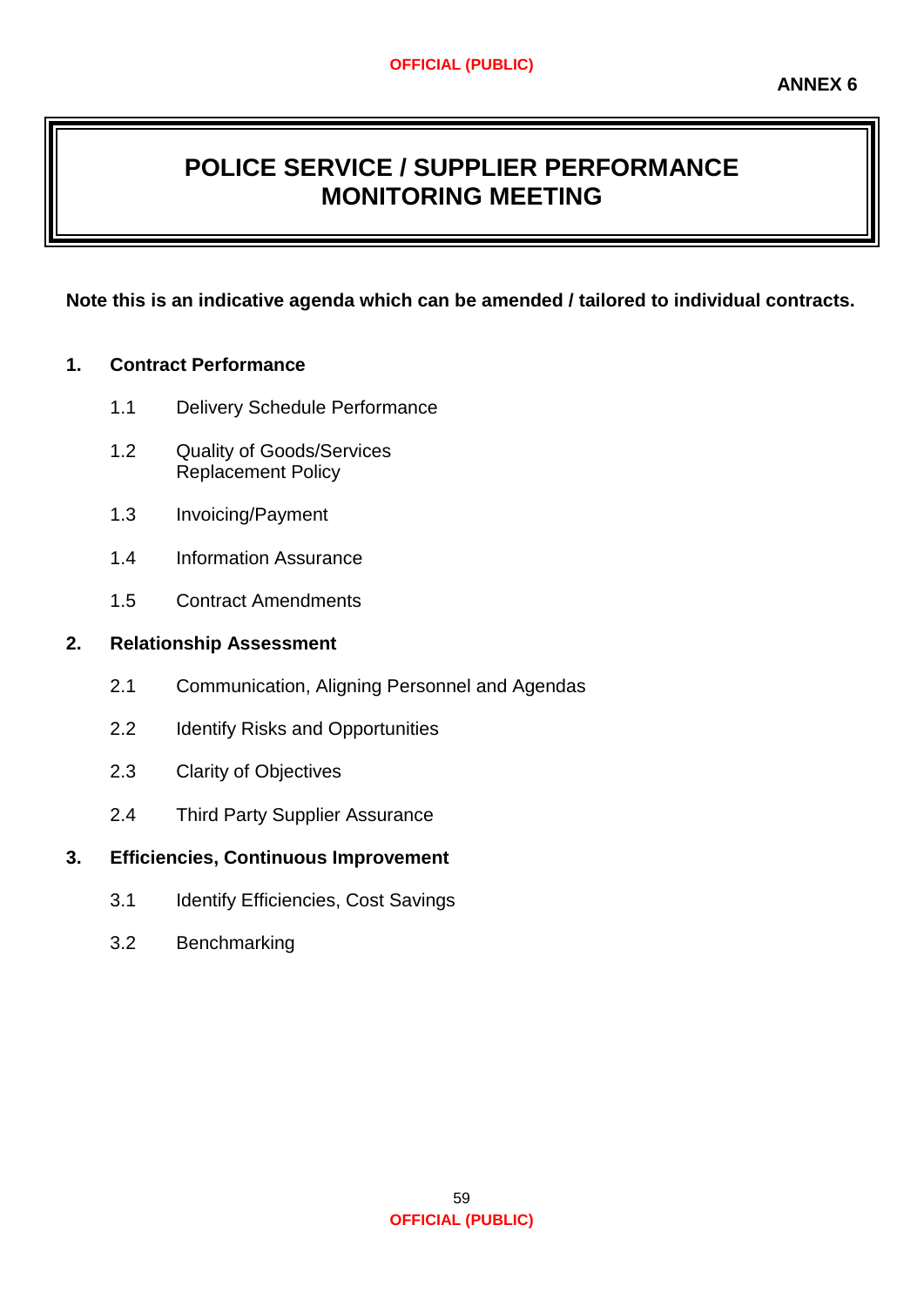**ANNEX 6**

# POLICE SERVICE / SUPPLIER PERFORMANCE MONITORING MEETING

**Note this is an indicative agenda which can be amended / tailored to individual contracts.**

**1. Contract Performance**

- 1.1 Delivery Schedule Performance
- 1.2 Quality of Goods/Services
  Replacement Policy
- 1.3 Invoicing/Payment
- 1.4 Information Assurance
- 1.5 Contract Amendments

**2. Relationship Assessment**

- 2.1 Communication, Aligning Personnel and Agendas
- 2.2 Identify Risks and Opportunities
- 2.3 Clarity of Objectives
- 2.4 Third Party Supplier Assurance

**3. Efficiencies, Continuous Improvement**

- 3.1 Identify Efficiencies, Cost Savings
- 3.2 Benchmarking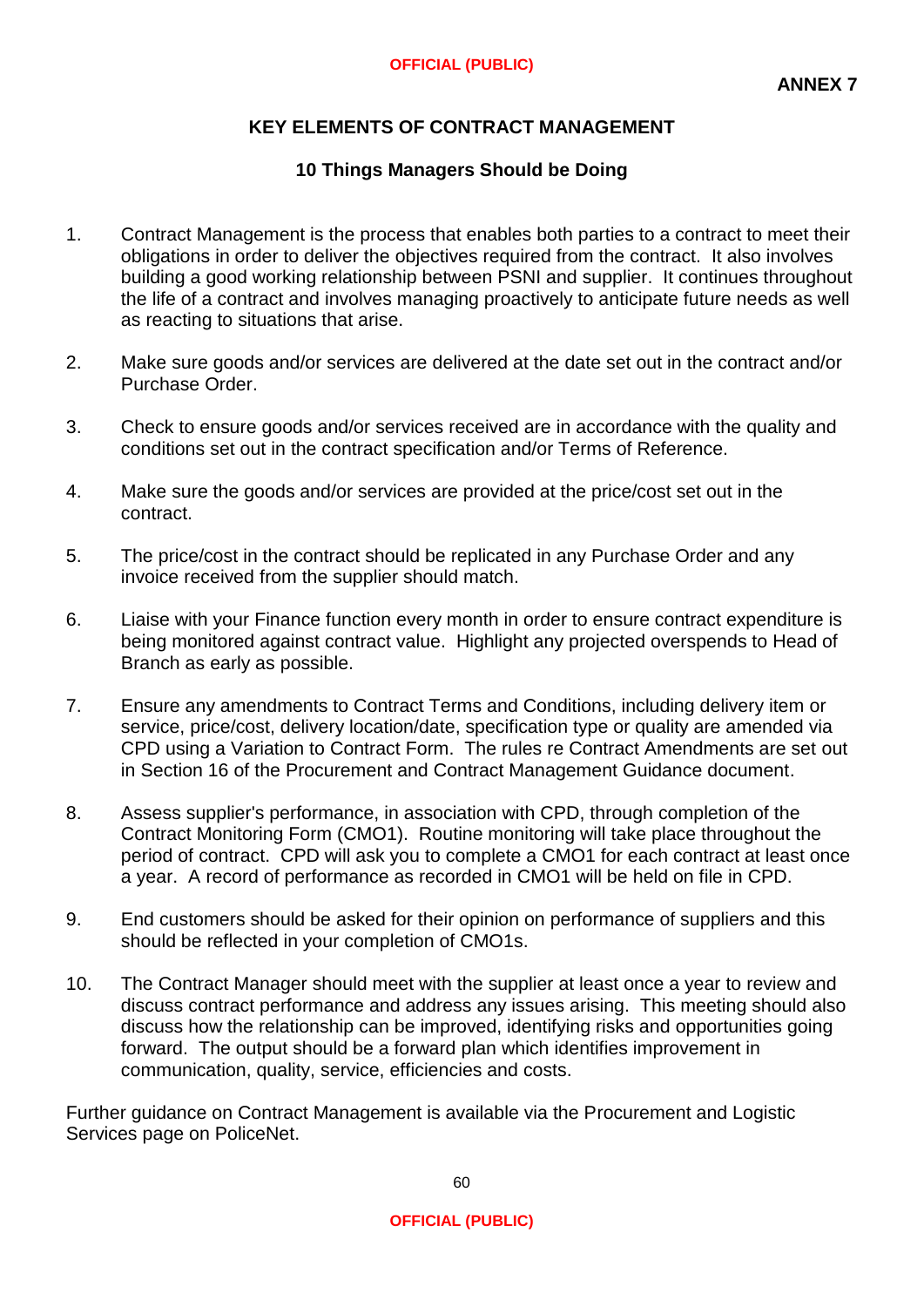ANNEX 7

## KEY ELEMENTS OF CONTRACT MANAGEMENT

### 10 Things Managers Should be Doing

1. Contract Management is the process that enables both parties to a contract to meet their obligations in order to deliver the objectives required from the contract. It also involves building a good working relationship between PSNI and supplier. It continues throughout the life of a contract and involves managing proactively to anticipate future needs as well as reacting to situations that arise.

2. Make sure goods and/or services are delivered at the date set out in the contract and/or Purchase Order.

3. Check to ensure goods and/or services received are in accordance with the quality and conditions set out in the contract specification and/or Terms of Reference.

4. Make sure the goods and/or services are provided at the price/cost set out in the contract.

5. The price/cost in the contract should be replicated in any Purchase Order and any invoice received from the supplier should match.

6. Liaise with your Finance function every month in order to ensure contract expenditure is being monitored against contract value. Highlight any projected overspends to Head of Branch as early as possible.

7. Ensure any amendments to Contract Terms and Conditions, including delivery item or service, price/cost, delivery location/date, specification type or quality are amended via CPD using a Variation to Contract Form. The rules re Contract Amendments are set out in Section 16 of the Procurement and Contract Management Guidance document.

8. Assess supplier's performance, in association with CPD, through completion of the Contract Monitoring Form (CMO1). Routine monitoring will take place throughout the period of contract. CPD will ask you to complete a CMO1 for each contract at least once a year. A record of performance as recorded in CMO1 will be held on file in CPD.

9. End customers should be asked for their opinion on performance of suppliers and this should be reflected in your completion of CMO1s.

10. The Contract Manager should meet with the supplier at least once a year to review and discuss contract performance and address any issues arising. This meeting should also discuss how the relationship can be improved, identifying risks and opportunities going forward. The output should be a forward plan which identifies improvement in communication, quality, service, efficiencies and costs.

Further guidance on Contract Management is available via the Procurement and Logistic Services page on PoliceNet.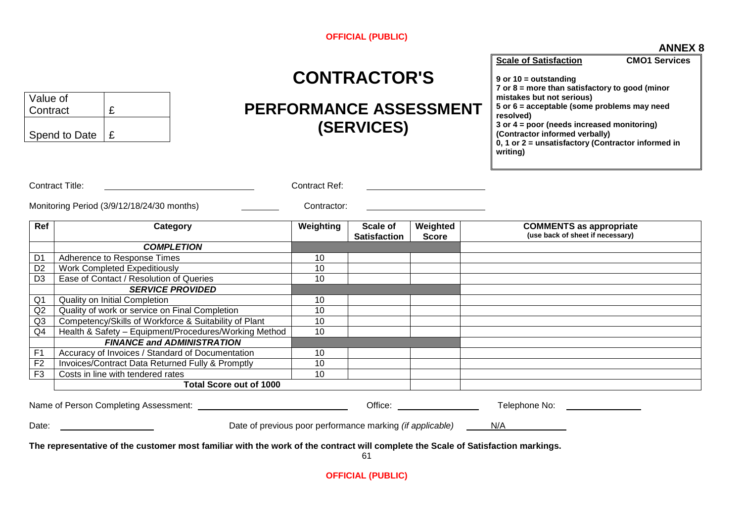**ANNEX 8**

# CONTRACTOR'S

# PERFORMANCE ASSESSMENT (SERVICES)

| Value of Contract | £ |
|---|---|
| Spend to Date | £ |

**Scale of Satisfaction** — **CMO1 Services**

**9 or 10 = outstanding**
**7 or 8 = more than satisfactory to good (minor mistakes but not serious)**
**5 or 6 = acceptable (some problems may need resolved)**
**3 or 4 = poor (needs increased monitoring) (Contractor informed verbally)**
**0, 1 or 2 = unsatisfactory (Contractor informed in writing)**

Contract Title: ______________________ Contract Ref: ______________________

Monitoring Period (3/9/12/18/24/30 months) ________ Contractor: ______________________

| Ref | Category | Weighting | Scale of Satisfaction | Weighted Score | COMMENTS as appropriate (use back of sheet if necessary) |
|---|---|---|---|---|---|
| | ***COMPLETION*** | | | | |
| D1 | Adherence to Response Times | 10 | | | |
| D2 | Work Completed Expeditiously | 10 | | | |
| D3 | Ease of Contact / Resolution of Queries | 10 | | | |
| | ***SERVICE PROVIDED*** | | | | |
| Q1 | Quality on Initial Completion | 10 | | | |
| Q2 | Quality of work or service on Final Completion | 10 | | | |
| Q3 | Competency/Skills of Workforce & Suitability of Plant | 10 | | | |
| Q4 | Health & Safety – Equipment/Procedures/Working Method | 10 | | | |
| | ***FINANCE and ADMINISTRATION*** | | | | |
| F1 | Accuracy of Invoices / Standard of Documentation | 10 | | | |
| F2 | Invoices/Contract Data Returned Fully & Promptly | 10 | | | |
| F3 | Costs in line with tendered rates | 10 | | | |
| | **Total Score out of 1000** | | | | |

Name of Person Completing Assessment: ______________________ Office: ______________ Telephone No: ______________

Date: ______________ Date of previous poor performance marking *(if applicable)* N/A

**The representative of the customer most familiar with the work of the contract will complete the Scale of Satisfaction markings.**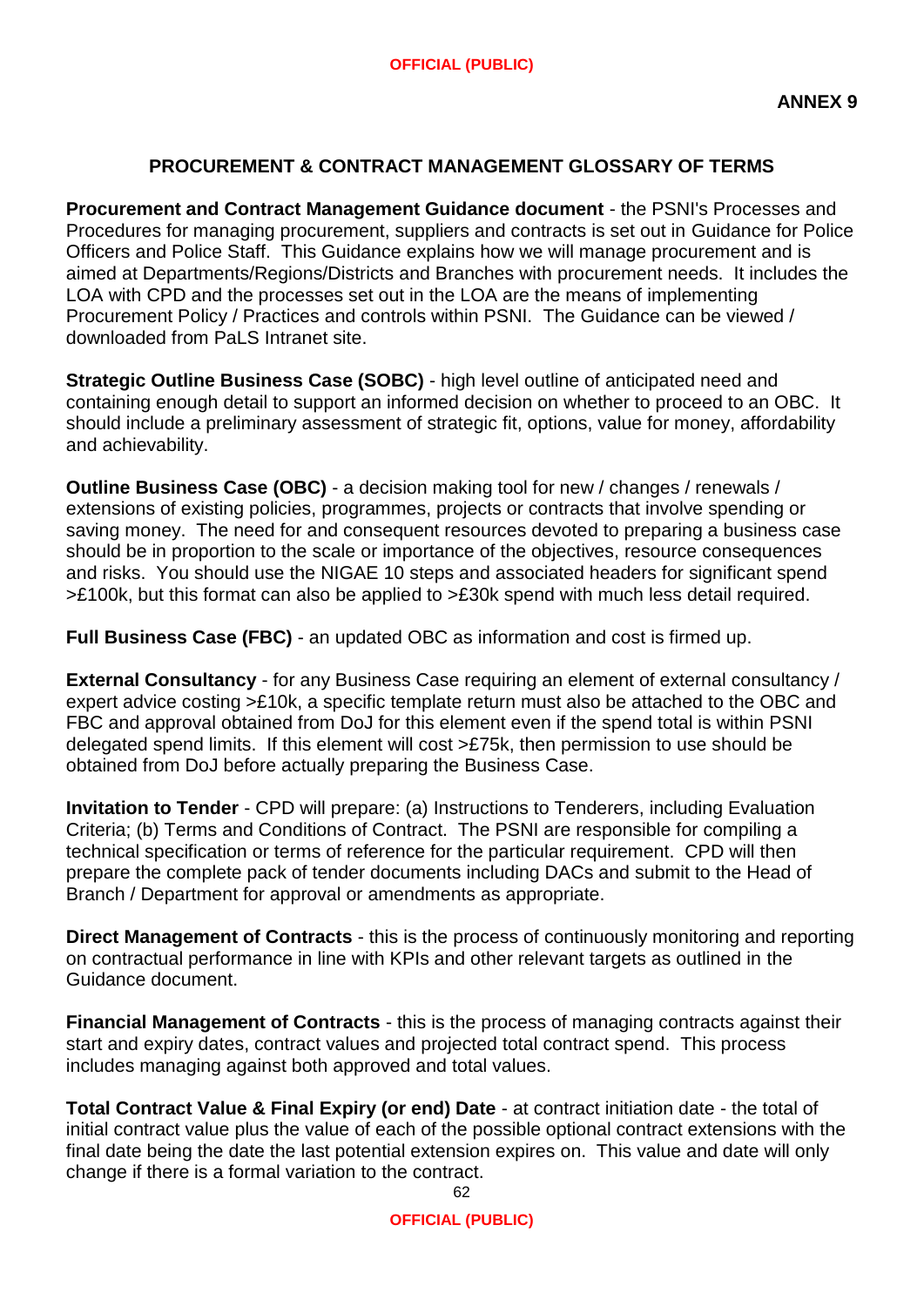**ANNEX 9**

## PROCUREMENT & CONTRACT MANAGEMENT GLOSSARY OF TERMS

**Procurement and Contract Management Guidance document** - the PSNI's Processes and Procedures for managing procurement, suppliers and contracts is set out in Guidance for Police Officers and Police Staff. This Guidance explains how we will manage procurement and is aimed at Departments/Regions/Districts and Branches with procurement needs. It includes the LOA with CPD and the processes set out in the LOA are the means of implementing Procurement Policy / Practices and controls within PSNI. The Guidance can be viewed / downloaded from PaLS Intranet site.

**Strategic Outline Business Case (SOBC)** - high level outline of anticipated need and containing enough detail to support an informed decision on whether to proceed to an OBC. It should include a preliminary assessment of strategic fit, options, value for money, affordability and achievability.

**Outline Business Case (OBC)** - a decision making tool for new / changes / renewals / extensions of existing policies, programmes, projects or contracts that involve spending or saving money. The need for and consequent resources devoted to preparing a business case should be in proportion to the scale or importance of the objectives, resource consequences and risks. You should use the NIGAE 10 steps and associated headers for significant spend >£100k, but this format can also be applied to >£30k spend with much less detail required.

**Full Business Case (FBC)** - an updated OBC as information and cost is firmed up.

**External Consultancy** - for any Business Case requiring an element of external consultancy / expert advice costing >£10k, a specific template return must also be attached to the OBC and FBC and approval obtained from DoJ for this element even if the spend total is within PSNI delegated spend limits. If this element will cost >£75k, then permission to use should be obtained from DoJ before actually preparing the Business Case.

**Invitation to Tender** - CPD will prepare: (a) Instructions to Tenderers, including Evaluation Criteria; (b) Terms and Conditions of Contract. The PSNI are responsible for compiling a technical specification or terms of reference for the particular requirement. CPD will then prepare the complete pack of tender documents including DACs and submit to the Head of Branch / Department for approval or amendments as appropriate.

**Direct Management of Contracts** - this is the process of continuously monitoring and reporting on contractual performance in line with KPIs and other relevant targets as outlined in the Guidance document.

**Financial Management of Contracts** - this is the process of managing contracts against their start and expiry dates, contract values and projected total contract spend. This process includes managing against both approved and total values.

**Total Contract Value & Final Expiry (or end) Date** - at contract initiation date - the total of initial contract value plus the value of each of the possible optional contract extensions with the final date being the date the last potential extension expires on. This value and date will only change if there is a formal variation to the contract.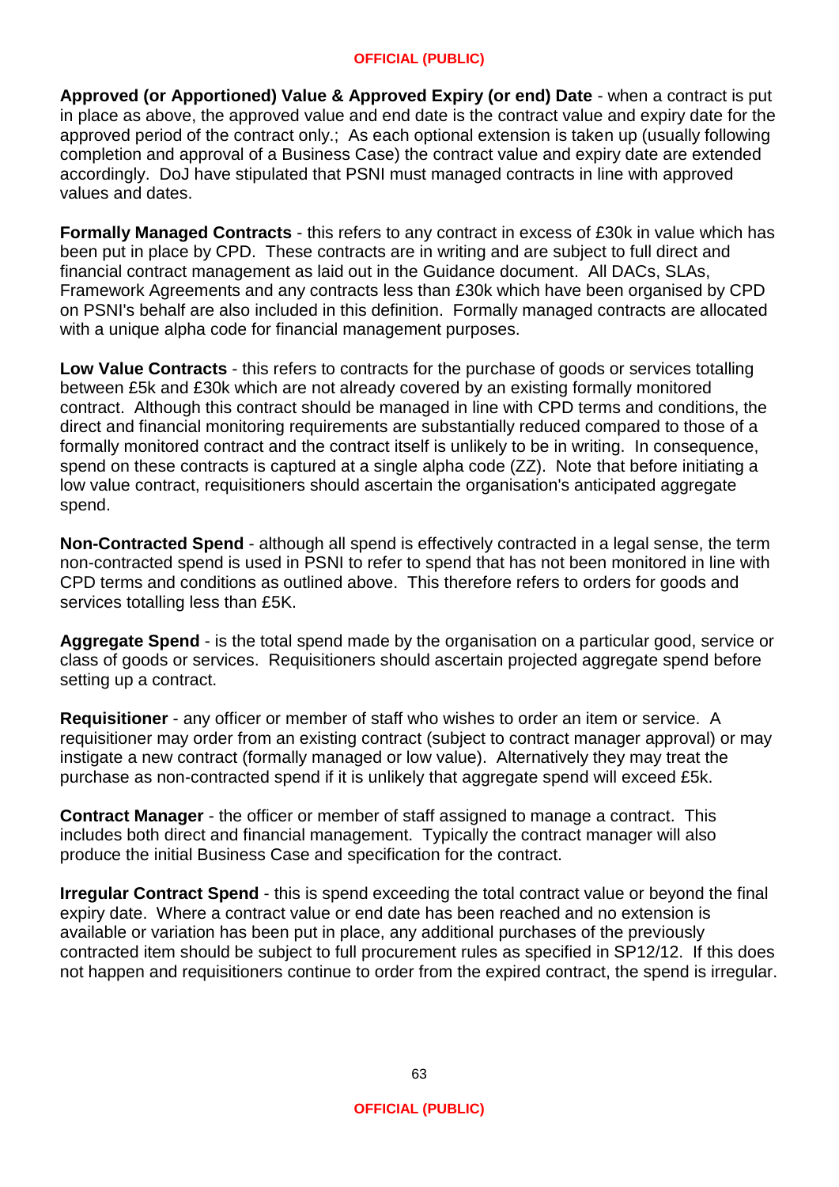**Approved (or Apportioned) Value & Approved Expiry (or end) Date** - when a contract is put in place as above, the approved value and end date is the contract value and expiry date for the approved period of the contract only.; As each optional extension is taken up (usually following completion and approval of a Business Case) the contract value and expiry date are extended accordingly. DoJ have stipulated that PSNI must managed contracts in line with approved values and dates.

**Formally Managed Contracts** - this refers to any contract in excess of £30k in value which has been put in place by CPD. These contracts are in writing and are subject to full direct and financial contract management as laid out in the Guidance document. All DACs, SLAs, Framework Agreements and any contracts less than £30k which have been organised by CPD on PSNI's behalf are also included in this definition. Formally managed contracts are allocated with a unique alpha code for financial management purposes.

**Low Value Contracts** - this refers to contracts for the purchase of goods or services totalling between £5k and £30k which are not already covered by an existing formally monitored contract. Although this contract should be managed in line with CPD terms and conditions, the direct and financial monitoring requirements are substantially reduced compared to those of a formally monitored contract and the contract itself is unlikely to be in writing. In consequence, spend on these contracts is captured at a single alpha code (ZZ). Note that before initiating a low value contract, requisitioners should ascertain the organisation's anticipated aggregate spend.

**Non-Contracted Spend** - although all spend is effectively contracted in a legal sense, the term non-contracted spend is used in PSNI to refer to spend that has not been monitored in line with CPD terms and conditions as outlined above. This therefore refers to orders for goods and services totalling less than £5K.

**Aggregate Spend** - is the total spend made by the organisation on a particular good, service or class of goods or services. Requisitioners should ascertain projected aggregate spend before setting up a contract.

**Requisitioner** - any officer or member of staff who wishes to order an item or service. A requisitioner may order from an existing contract (subject to contract manager approval) or may instigate a new contract (formally managed or low value). Alternatively they may treat the purchase as non-contracted spend if it is unlikely that aggregate spend will exceed £5k.

**Contract Manager** - the officer or member of staff assigned to manage a contract. This includes both direct and financial management. Typically the contract manager will also produce the initial Business Case and specification for the contract.

**Irregular Contract Spend** - this is spend exceeding the total contract value or beyond the final expiry date. Where a contract value or end date has been reached and no extension is available or variation has been put in place, any additional purchases of the previously contracted item should be subject to full procurement rules as specified in SP12/12. If this does not happen and requisitioners continue to order from the expired contract, the spend is irregular.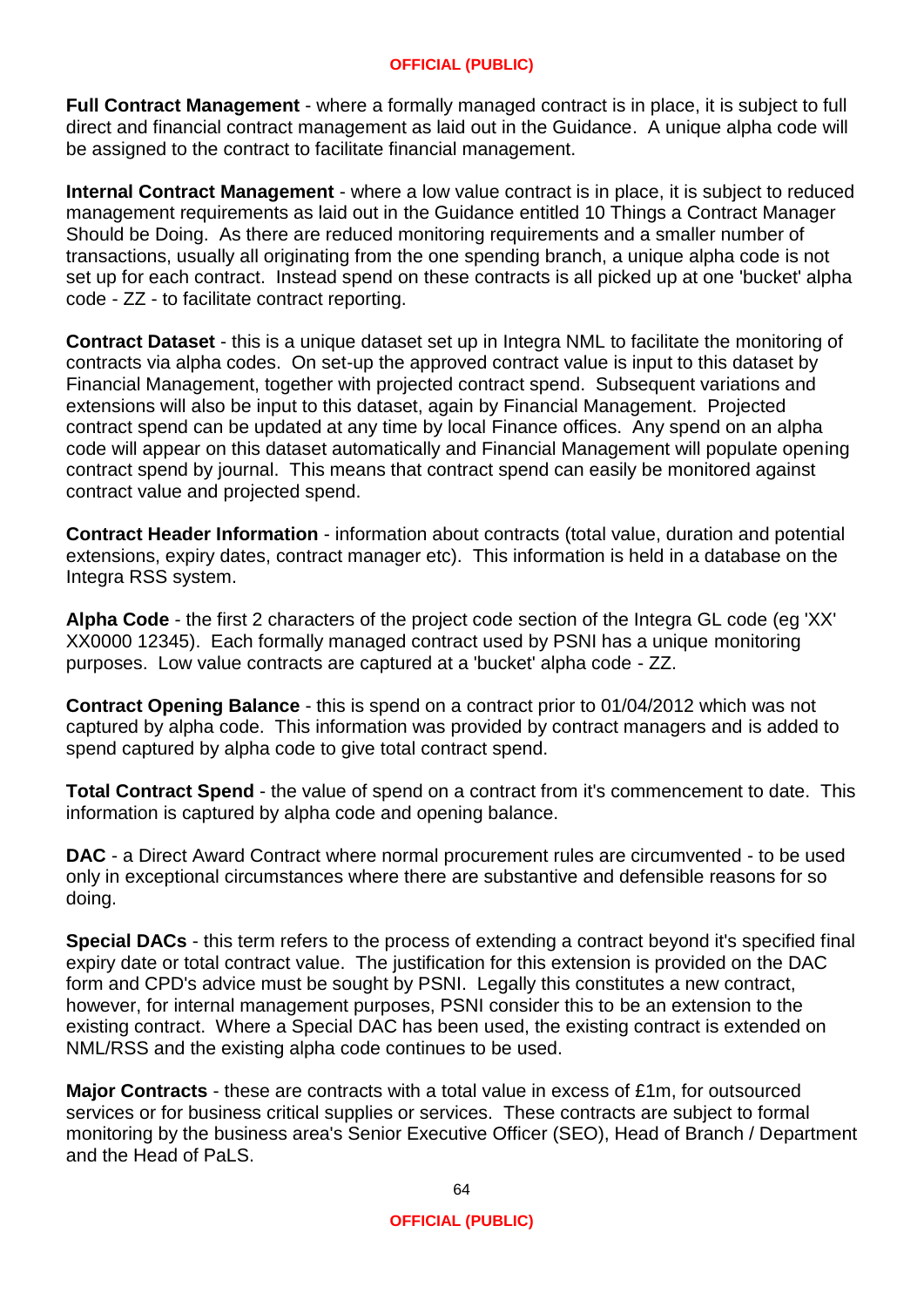**Full Contract Management** - where a formally managed contract is in place, it is subject to full direct and financial contract management as laid out in the Guidance. A unique alpha code will be assigned to the contract to facilitate financial management.

**Internal Contract Management** - where a low value contract is in place, it is subject to reduced management requirements as laid out in the Guidance entitled 10 Things a Contract Manager Should be Doing. As there are reduced monitoring requirements and a smaller number of transactions, usually all originating from the one spending branch, a unique alpha code is not set up for each contract. Instead spend on these contracts is all picked up at one 'bucket' alpha code - ZZ - to facilitate contract reporting.

**Contract Dataset** - this is a unique dataset set up in Integra NML to facilitate the monitoring of contracts via alpha codes. On set-up the approved contract value is input to this dataset by Financial Management, together with projected contract spend. Subsequent variations and extensions will also be input to this dataset, again by Financial Management. Projected contract spend can be updated at any time by local Finance offices. Any spend on an alpha code will appear on this dataset automatically and Financial Management will populate opening contract spend by journal. This means that contract spend can easily be monitored against contract value and projected spend.

**Contract Header Information** - information about contracts (total value, duration and potential extensions, expiry dates, contract manager etc). This information is held in a database on the Integra RSS system.

**Alpha Code** - the first 2 characters of the project code section of the Integra GL code (eg 'XX' XX0000 12345). Each formally managed contract used by PSNI has a unique monitoring purposes. Low value contracts are captured at a 'bucket' alpha code - ZZ.

**Contract Opening Balance** - this is spend on a contract prior to 01/04/2012 which was not captured by alpha code. This information was provided by contract managers and is added to spend captured by alpha code to give total contract spend.

**Total Contract Spend** - the value of spend on a contract from it's commencement to date. This information is captured by alpha code and opening balance.

**DAC** - a Direct Award Contract where normal procurement rules are circumvented - to be used only in exceptional circumstances where there are substantive and defensible reasons for so doing.

**Special DACs** - this term refers to the process of extending a contract beyond it's specified final expiry date or total contract value. The justification for this extension is provided on the DAC form and CPD's advice must be sought by PSNI. Legally this constitutes a new contract, however, for internal management purposes, PSNI consider this to be an extension to the existing contract. Where a Special DAC has been used, the existing contract is extended on NML/RSS and the existing alpha code continues to be used.

**Major Contracts** - these are contracts with a total value in excess of £1m, for outsourced services or for business critical supplies or services. These contracts are subject to formal monitoring by the business area's Senior Executive Officer (SEO), Head of Branch / Department and the Head of PaLS.